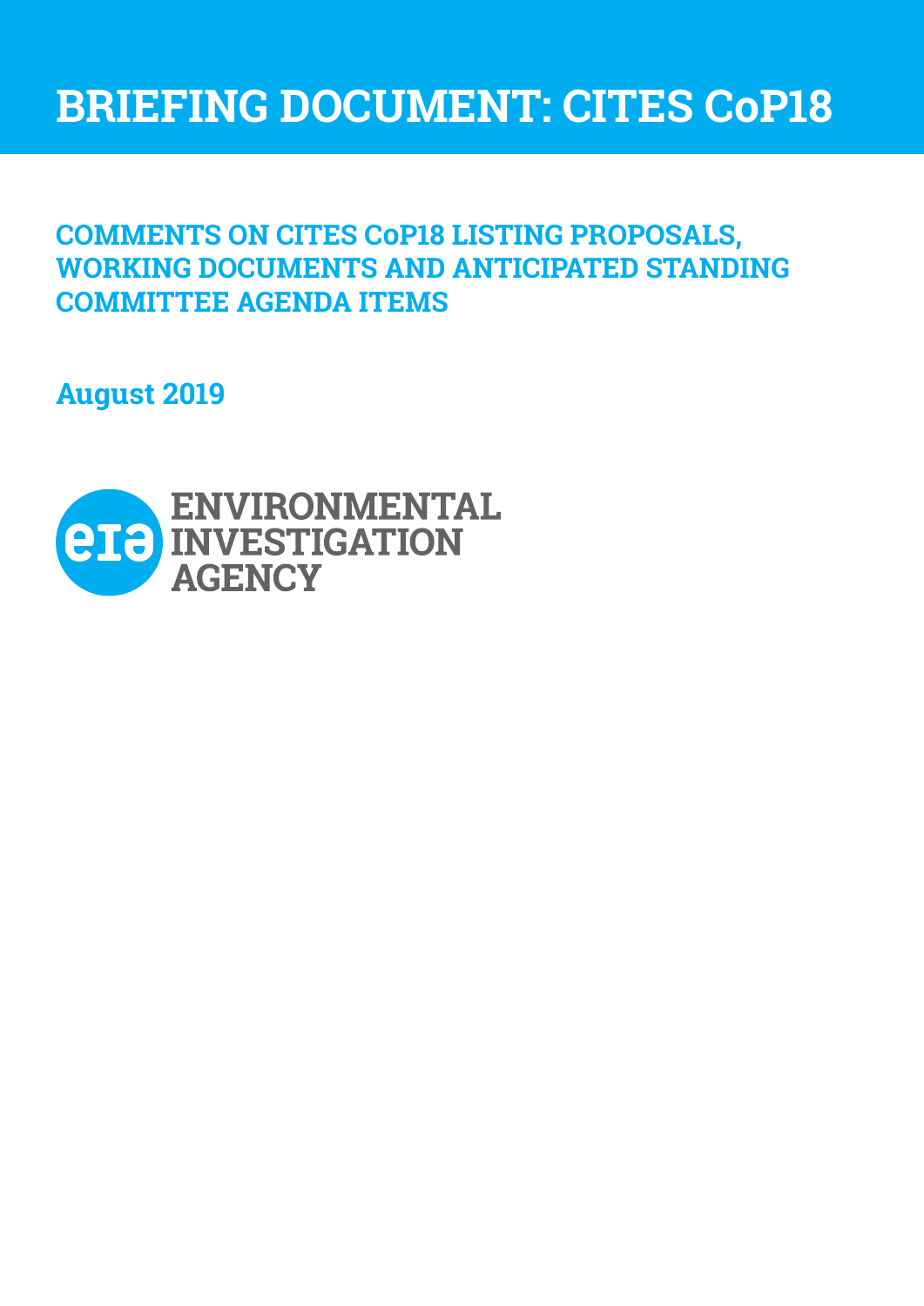# BRIEFING DOCUMENT: CITES CoP18

## COMMENTS ON CITES CoP18 LISTING PROPOSALS, WORKING DOCUMENTS AND ANTICIPATED STANDING COMMITTEE AGENDA ITEMS

### August 2019

ENVIRONMENTAL INVESTIGATION AGENCY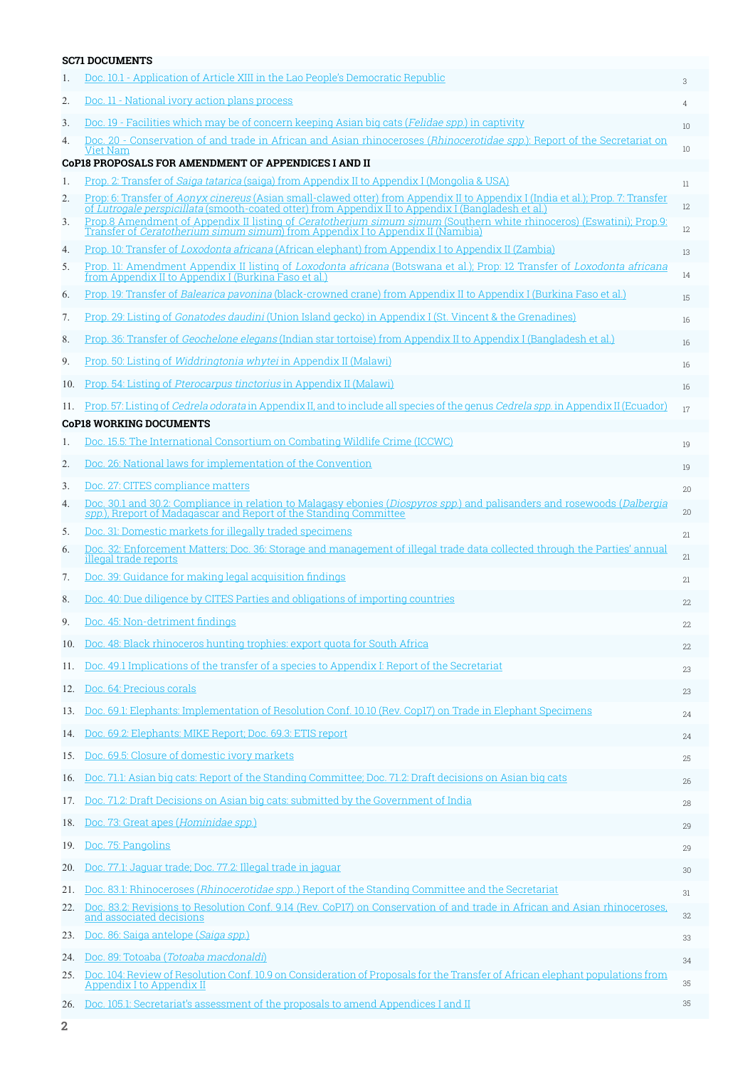**SC71 DOCUMENTS**

1. Doc. 10.1 - Application of Article XIII in the Lao People's Democratic Republic — 3
2. Doc. 11 - National ivory action plans process — 4
3. Doc. 19 - Facilities which may be of concern keeping Asian big cats (*Felidae spp.*) in captivity — 10
4. Doc. 20 - Conservation of and trade in African and Asian rhinoceroses (*Rhinocerotidae spp.*): Report of the Secretariat on Viet Nam — 10

**CoP18 PROPOSALS FOR AMENDMENT OF APPENDICES I AND II**

1. Prop. 2: Transfer of *Saiga tatarica* (saiga) from Appendix II to Appendix I (Mongolia & USA) — 11
2. Prop. 6: Transfer of *Aonyx cinereus* (Asian small-clawed otter) from Appendix II to Appendix I (India et al.); Prop. 7: Transfer of *Lutrogale perspicillata* (smooth-coated otter) from Appendix II to Appendix I (Bangladesh et al.) — 12
3. Prop.8 Amendment of Appendix II listing of *Ceratotherium simum simum* (Southern white rhinoceros) (Eswatini); Prop.9: Transfer of *Ceratotherium simum simum*) from Appendix I to Appendix II (Namibia) — 12
4. Prop. 10: Transfer of *Loxodonta africana* (African elephant) from Appendix I to Appendix II (Zambia) — 13
5. Prop. 11: Amendment Appendix II listing of *Loxodonta africana* (Botswana et al.); Prop: 12 Transfer of *Loxodonta africana* from Appendix II to Appendix I (Burkina Faso et al.) — 14
6. Prop. 19: Transfer of *Balearica pavonina* (black-crowned crane) from Appendix II to Appendix I (Burkina Faso et al.) — 15
7. Prop. 29: Listing of *Gonatodes daudini* (Union Island gecko) in Appendix I (St. Vincent & the Grenadines) — 16
8. Prop. 36: Transfer of *Geochelone elegans* (Indian star tortoise) from Appendix II to Appendix I (Bangladesh et al.) — 16
9. Prop. 50: Listing of *Widdringtonia whytei* in Appendix II (Malawi) — 16
10. Prop. 54: Listing of *Pterocarpus tinctorius* in Appendix II (Malawi) — 16
11. Prop. 57: Listing of *Cedrela odorata* in Appendix II, and to include all species of the genus *Cedrela spp.* in Appendix II (Ecuador) — 17

**CoP18 WORKING DOCUMENTS**

1. Doc. 15.5: The International Consortium on Combating Wildlife Crime (ICCWC) — 19
2. Doc. 26: National laws for implementation of the Convention — 19
3. Doc. 27: CITES compliance matters — 20
4. Doc. 30.1 and 30.2: Compliance in relation to Malagasy ebonies (*Diospyros spp.*) and palisanders and rosewoods (*Dalbergia spp.*), Rreport of Madagascar and Report of the Standing Committee — 20
5. Doc. 31: Domestic markets for illegally traded specimens — 21
6. Doc. 32: Enforcement Matters; Doc. 36: Storage and management of illegal trade data collected through the Parties' annual illegal trade reports — 21
7. Doc. 39: Guidance for making legal acquisition findings — 21
8. Doc. 40: Due diligence by CITES Parties and obligations of importing countries — 22
9. Doc. 45: Non-detriment findings — 22
10. Doc. 48: Black rhinoceros hunting trophies: export quota for South Africa — 22
11. Doc. 49.1 Implications of the transfer of a species to Appendix I: Report of the Secretariat — 23
12. Doc. 64: Precious corals — 23
13. Doc. 69.1: Elephants: Implementation of Resolution Conf. 10.10 (Rev. Cop17) on Trade in Elephant Specimens — 24
14. Doc. 69.2: Elephants: MIKE Report; Doc. 69.3: ETIS report — 24
15. Doc. 69.5: Closure of domestic ivory markets — 25
16. Doc. 71.1: Asian big cats: Report of the Standing Committee; Doc. 71.2: Draft decisions on Asian big cats — 26
17. Doc. 71.2: Draft Decisions on Asian big cats: submitted by the Government of India — 28
18. Doc. 73: Great apes (*Hominidae spp.*) — 29
19. Doc. 75: Pangolins — 29
20. Doc. 77.1: Jaguar trade; Doc. 77.2: Illegal trade in jaguar — 30
21. Doc. 83.1: Rhinoceroses (*Rhinocerotidae spp.*) Report of the Standing Committee and the Secretariat — 31
22. Doc. 83.2: Revisions to Resolution Conf. 9.14 (Rev. CoP17) on Conservation of and trade in African and Asian rhinoceroses, and associated decisions — 32
23. Doc. 86: Saiga antelope (*Saiga spp.*) — 33
24. Doc. 89: Totoaba (*Totoaba macdonaldi*) — 34
25. Doc. 104: Review of Resolution Conf. 10.9 on Consideration of Proposals for the Transfer of African elephant populations from Appendix I to Appendix II — 35
26. Doc. 105.1: Secretariat's assessment of the proposals to amend Appendices I and II — 35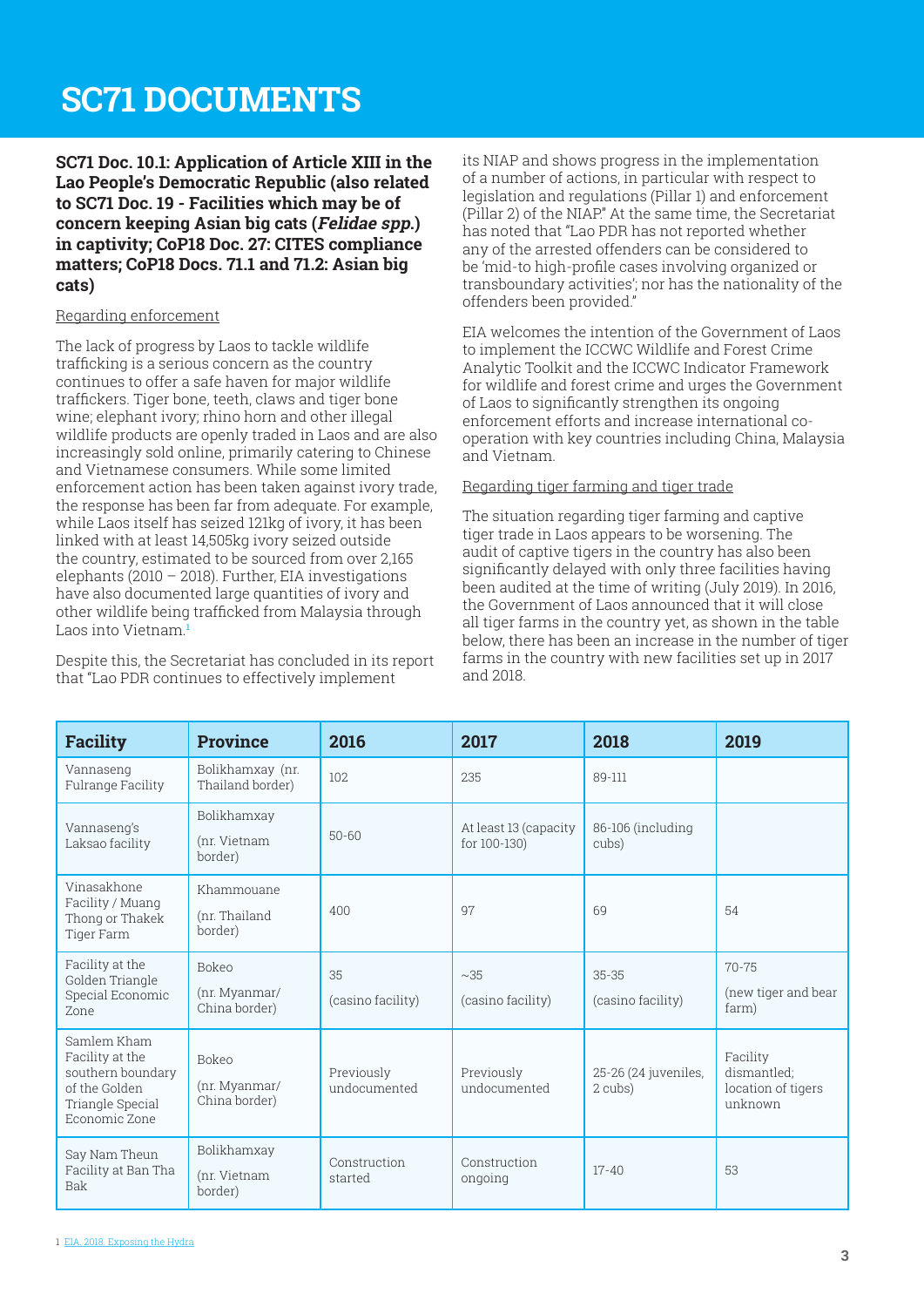# SC71 DOCUMENTS

**SC71 Doc. 10.1: Application of Article XIII in the Lao People's Democratic Republic (also related to SC71 Doc. 19 - Facilities which may be of concern keeping Asian big cats (*Felidae spp.*) in captivity; CoP18 Doc. 27: CITES compliance matters; CoP18 Docs. 71.1 and 71.2: Asian big cats)**

Regarding enforcement

The lack of progress by Laos to tackle wildlife trafficking is a serious concern as the country continues to offer a safe haven for major wildlife traffickers. Tiger bone, teeth, claws and tiger bone wine; elephant ivory; rhino horn and other illegal wildlife products are openly traded in Laos and are also increasingly sold online, primarily catering to Chinese and Vietnamese consumers. While some limited enforcement action has been taken against ivory trade, the response has been far from adequate. For example, while Laos itself has seized 121kg of ivory, it has been linked with at least 14,505kg ivory seized outside the country, estimated to be sourced from over 2,165 elephants (2010 – 2018). Further, EIA investigations have also documented large quantities of ivory and other wildlife being trafficked from Malaysia through Laos into Vietnam.[1]

Despite this, the Secretariat has concluded in its report that "Lao PDR continues to effectively implement its NIAP and shows progress in the implementation of a number of actions, in particular with respect to legislation and regulations (Pillar 1) and enforcement (Pillar 2) of the NIAP." At the same time, the Secretariat has noted that "Lao PDR has not reported whether any of the arrested offenders can be considered to be 'mid-to high-profile cases involving organized or transboundary activities'; nor has the nationality of the offenders been provided."

EIA welcomes the intention of the Government of Laos to implement the ICCWC Wildlife and Forest Crime Analytic Toolkit and the ICCWC Indicator Framework for wildlife and forest crime and urges the Government of Laos to significantly strengthen its ongoing enforcement efforts and increase international co-operation with key countries including China, Malaysia and Vietnam.

Regarding tiger farming and tiger trade

The situation regarding tiger farming and captive tiger trade in Laos appears to be worsening. The audit of captive tigers in the country has also been significantly delayed with only three facilities having been audited at the time of writing (July 2019). In 2016, the Government of Laos announced that it will close all tiger farms in the country yet, as shown in the table below, there has been an increase in the number of tiger farms in the country with new facilities set up in 2017 and 2018.

| Facility | Province | 2016 | 2017 | 2018 | 2019 |
|---|---|---|---|---|---|
| Vannaseng Fulrange Facility | Bolikhamxay (nr. Thailand border) | 102 | 235 | 89-111 | |
| Vannaseng's Laksao facility | Bolikhamxay (nr. Vietnam border) | 50-60 | At least 13 (capacity for 100-130) | 86-106 (including cubs) | |
| Vinasakhone Facility / Muang Thong or Thakek Tiger Farm | Khammouane (nr. Thailand border) | 400 | 97 | 69 | 54 |
| Facility at the Golden Triangle Special Economic Zone | Bokeo (nr. Myanmar/ China border) | 35 (casino facility) | ~35 (casino facility) | 35-35 (casino facility) | 70-75 (new tiger and bear farm) |
| Samlem Kham Facility at the southern boundary of the Golden Triangle Special Economic Zone | Bokeo (nr. Myanmar/ China border) | Previously undocumented | Previously undocumented | 25-26 (24 juveniles, 2 cubs) | Facility dismantled; location of tigers unknown |
| Say Nam Theun Facility at Ban Tha Bak | Bolikhamxay (nr. Vietnam border) | Construction started | Construction ongoing | 17-40 | 53 |

1 EIA, 2018. Exposing the Hydra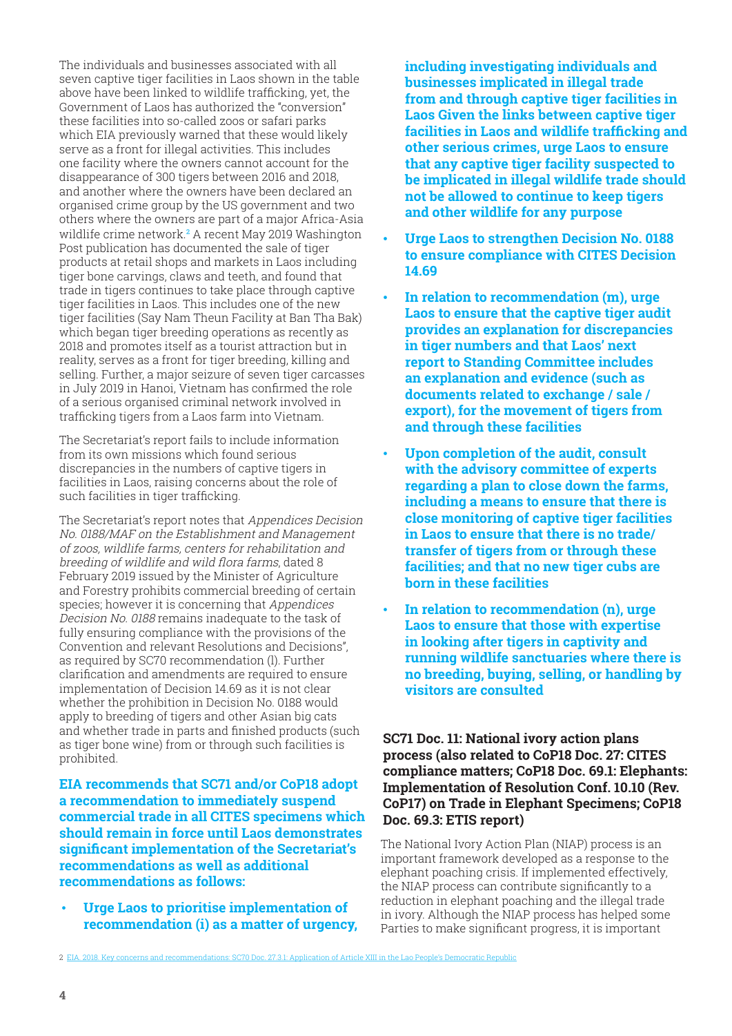The individuals and businesses associated with all seven captive tiger facilities in Laos shown in the table above have been linked to wildlife trafficking, yet, the Government of Laos has authorized the "conversion" these facilities into so-called zoos or safari parks which EIA previously warned that these would likely serve as a front for illegal activities. This includes one facility where the owners cannot account for the disappearance of 300 tigers between 2016 and 2018, and another where the owners have been declared an organised crime group by the US government and two others where the owners are part of a major Africa-Asia wildlife crime network.[2] A recent May 2019 Washington Post publication has documented the sale of tiger products at retail shops and markets in Laos including tiger bone carvings, claws and teeth, and found that trade in tigers continues to take place through captive tiger facilities in Laos. This includes one of the new tiger facilities (Say Nam Theun Facility at Ban Tha Bak) which began tiger breeding operations as recently as 2018 and promotes itself as a tourist attraction but in reality, serves as a front for tiger breeding, killing and selling. Further, a major seizure of seven tiger carcasses in July 2019 in Hanoi, Vietnam has confirmed the role of a serious organised criminal network involved in trafficking tigers from a Laos farm into Vietnam.

The Secretariat's report fails to include information from its own missions which found serious discrepancies in the numbers of captive tigers in facilities in Laos, raising concerns about the role of such facilities in tiger trafficking.

The Secretariat's report notes that *Appendices Decision No. 0188/MAF on the Establishment and Management of zoos, wildlife farms, centers for rehabilitation and breeding of wildlife and wild flora farms*, dated 8 February 2019 issued by the Minister of Agriculture and Forestry prohibits commercial breeding of certain species; however it is concerning that *Appendices Decision No. 0188* remains inadequate to the task of fully ensuring compliance with the provisions of the Convention and relevant Resolutions and Decisions", as required by SC70 recommendation (l). Further clarification and amendments are required to ensure implementation of Decision 14.69 as it is not clear whether the prohibition in Decision No. 0188 would apply to breeding of tigers and other Asian big cats and whether trade in parts and finished products (such as tiger bone wine) from or through such facilities is prohibited.

**EIA recommends that SC71 and/or CoP18 adopt a recommendation to immediately suspend commercial trade in all CITES specimens which should remain in force until Laos demonstrates significant implementation of the Secretariat's recommendations as well as additional recommendations as follows:**

- **Urge Laos to prioritise implementation of recommendation (i) as a matter of urgency, including investigating individuals and businesses implicated in illegal trade from and through captive tiger facilities in Laos Given the links between captive tiger facilities in Laos and wildlife trafficking and other serious crimes, urge Laos to ensure that any captive tiger facility suspected to be implicated in illegal wildlife trade should not be allowed to continue to keep tigers and other wildlife for any purpose**
- **Urge Laos to strengthen Decision No. 0188 to ensure compliance with CITES Decision 14.69**
- **In relation to recommendation (m), urge Laos to ensure that the captive tiger audit provides an explanation for discrepancies in tiger numbers and that Laos' next report to Standing Committee includes an explanation and evidence (such as documents related to exchange / sale / export), for the movement of tigers from and through these facilities**
- **Upon completion of the audit, consult with the advisory committee of experts regarding a plan to close down the farms, including a means to ensure that there is close monitoring of captive tiger facilities in Laos to ensure that there is no trade/ transfer of tigers from or through these facilities; and that no new tiger cubs are born in these facilities**
- **In relation to recommendation (n), urge Laos to ensure that those with expertise in looking after tigers in captivity and running wildlife sanctuaries where there is no breeding, buying, selling, or handling by visitors are consulted**

## SC71 Doc. 11: National ivory action plans process (also related to CoP18 Doc. 27: CITES compliance matters; CoP18 Doc. 69.1: Elephants: Implementation of Resolution Conf. 10.10 (Rev. CoP17) on Trade in Elephant Specimens; CoP18 Doc. 69.3: ETIS report)

The National Ivory Action Plan (NIAP) process is an important framework developed as a response to the elephant poaching crisis. If implemented effectively, the NIAP process can contribute significantly to a reduction in elephant poaching and the illegal trade in ivory. Although the NIAP process has helped some Parties to make significant progress, it is important

[2] EIA. 2018. Key concerns and recommendations: SC70 Doc. 27.3.1: Application of Article XIII in the Lao People's Democratic Republic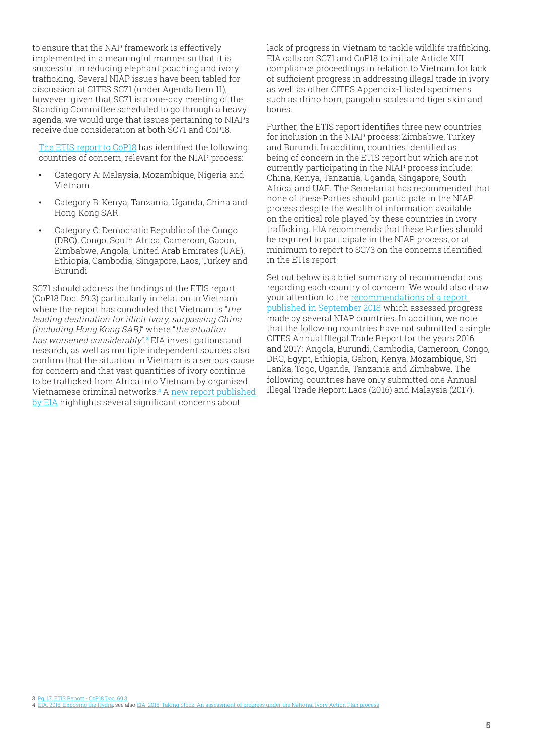to ensure that the NAP framework is effectively implemented in a meaningful manner so that it is successful in reducing elephant poaching and ivory trafficking. Several NIAP issues have been tabled for discussion at CITES SC71 (under Agenda Item 11), however given that SC71 is a one-day meeting of the Standing Committee scheduled to go through a heavy agenda, we would urge that issues pertaining to NIAPs receive due consideration at both SC71 and CoP18.

The ETIS report to CoP18 has identified the following countries of concern, relevant for the NIAP process:

- Category A: Malaysia, Mozambique, Nigeria and Vietnam
- Category B: Kenya, Tanzania, Uganda, China and Hong Kong SAR
- Category C: Democratic Republic of the Congo (DRC), Congo, South Africa, Cameroon, Gabon, Zimbabwe, Angola, United Arab Emirates (UAE), Ethiopia, Cambodia, Singapore, Laos, Turkey and Burundi

SC71 should address the findings of the ETIS report (CoP18 Doc. 69.3) particularly in relation to Vietnam where the report has concluded that Vietnam is "*the leading destination for illicit ivory, surpassing China (including Hong Kong SAR)*" where "*the situation has worsened considerably*".[3] EIA investigations and research, as well as multiple independent sources also confirm that the situation in Vietnam is a serious cause for concern and that vast quantities of ivory continue to be trafficked from Africa into Vietnam by organised Vietnamese criminal networks.[4] A new report published by EIA highlights several significant concerns about lack of progress in Vietnam to tackle wildlife trafficking. EIA calls on SC71 and CoP18 to initiate Article XIII compliance proceedings in relation to Vietnam for lack of sufficient progress in addressing illegal trade in ivory as well as other CITES Appendix-I listed specimens such as rhino horn, pangolin scales and tiger skin and bones.

Further, the ETIS report identifies three new countries for inclusion in the NIAP process: Zimbabwe, Turkey and Burundi. In addition, countries identified as being of concern in the ETIS report but which are not currently participating in the NIAP process include: China, Kenya, Tanzania, Uganda, Singapore, South Africa, and UAE. The Secretariat has recommended that none of these Parties should participate in the NIAP process despite the wealth of information available on the critical role played by these countries in ivory trafficking. EIA recommends that these Parties should be required to participate in the NIAP process, or at minimum to report to SC73 on the concerns identified in the ETIs report

Set out below is a brief summary of recommendations regarding each country of concern. We would also draw your attention to the recommendations of a report published in September 2018 which assessed progress made by several NIAP countries. In addition, we note that the following countries have not submitted a single CITES Annual Illegal Trade Report for the years 2016 and 2017: Angola, Burundi, Cambodia, Cameroon, Congo, DRC, Egypt, Ethiopia, Gabon, Kenya, Mozambique, Sri Lanka, Togo, Uganda, Tanzania and Zimbabwe. The following countries have only submitted one Annual Illegal Trade Report: Laos (2016) and Malaysia (2017).

3 Pg. 17, ETIS Report - CoP18 Doc. 69.3
4 EIA. 2018. Exposing the Hydra; see also EIA. 2018. Taking Stock: An assessment of progress under the National Ivory Action Plan process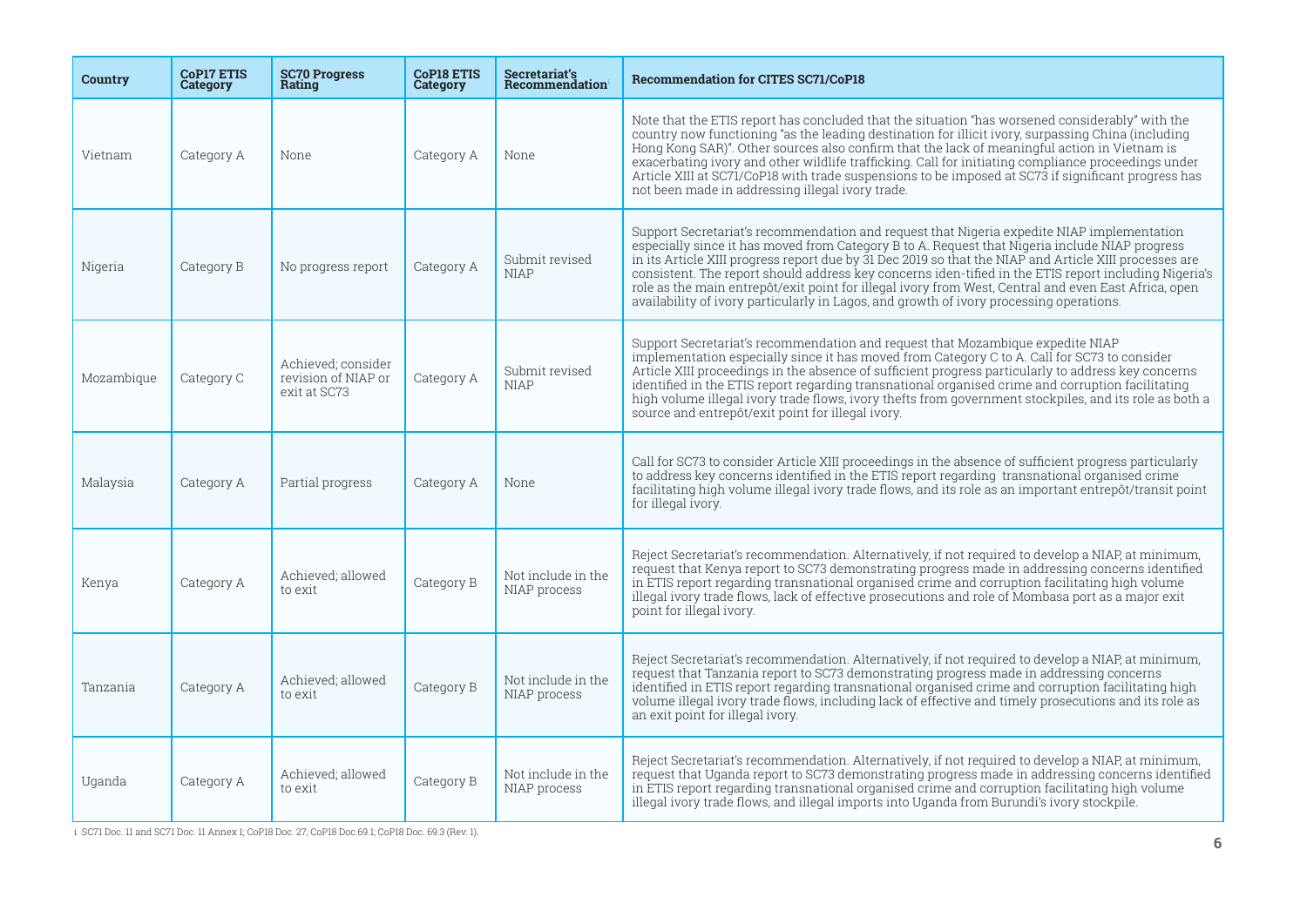| Country | CoP17 ETIS Category | SC70 Progress Rating | CoP18 ETIS Category | Secretariat's Recommendation[i] | Recommendation for CITES SC71/CoP18 |
|---|---|---|---|---|---|
| Vietnam | Category A | None | Category A | None | Note that the ETIS report has concluded that the situation "has worsened considerably" with the country now functioning "as the leading destination for illicit ivory, surpassing China (including Hong Kong SAR)". Other sources also confirm that the lack of meaningful action in Vietnam is exacerbating ivory and other wildlife trafficking. Call for initiating compliance proceedings under Article XIII at SC71/CoP18 with trade suspensions to be imposed at SC73 if significant progress has not been made in addressing illegal ivory trade. |
| Nigeria | Category B | No progress report | Category A | Submit revised NIAP | Support Secretariat's recommendation and request that Nigeria expedite NIAP implementation especially since it has moved from Category B to A. Request that Nigeria include NIAP progress in its Article XIII progress report due by 31 Dec 2019 so that the NIAP and Article XIII processes are consistent. The report should address key concerns iden-tified in the ETIS report including Nigeria's role as the main entrepôt/exit point for illegal ivory from West, Central and even East Africa, open availability of ivory particularly in Lagos, and growth of ivory processing operations. |
| Mozambique | Category C | Achieved; consider revision of NIAP or exit at SC73 | Category A | Submit revised NIAP | Support Secretariat's recommendation and request that Mozambique expedite NIAP implementation especially since it has moved from Category C to A. Call for SC73 to consider Article XIII proceedings in the absence of sufficient progress particularly to address key concerns identified in the ETIS report regarding transnational organised crime and corruption facilitating high volume illegal ivory trade flows, ivory thefts from government stockpiles, and its role as both a source and entrepôt/exit point for illegal ivory. |
| Malaysia | Category A | Partial progress | Category A | None | Call for SC73 to consider Article XIII proceedings in the absence of sufficient progress particularly to address key concerns identified in the ETIS report regarding transnational organised crime facilitating high volume illegal ivory trade flows, and its role as an important entrepôt/transit point for illegal ivory. |
| Kenya | Category A | Achieved; allowed to exit | Category B | Not include in the NIAP process | Reject Secretariat's recommendation. Alternatively, if not required to develop a NIAP, at minimum, request that Kenya report to SC73 demonstrating progress made in addressing concerns identified in ETIS report regarding transnational organised crime and corruption facilitating high volume illegal ivory trade flows, lack of effective prosecutions and role of Mombasa port as a major exit point for illegal ivory. |
| Tanzania | Category A | Achieved; allowed to exit | Category B | Not include in the NIAP process | Reject Secretariat's recommendation. Alternatively, if not required to develop a NIAP, at minimum, request that Tanzania report to SC73 demonstrating progress made in addressing concerns identified in ETIS report regarding transnational organised crime and corruption facilitating high volume illegal ivory trade flows, including lack of effective and timely prosecutions and its role as an exit point for illegal ivory. |
| Uganda | Category A | Achieved; allowed to exit | Category B | Not include in the NIAP process | Reject Secretariat's recommendation. Alternatively, if not required to develop a NIAP, at minimum, request that Uganda report to SC73 demonstrating progress made in addressing concerns identified in ETIS report regarding transnational organised crime and corruption facilitating high volume illegal ivory trade flows, and illegal imports into Uganda from Burundi's ivory stockpile. |

i SC71 Doc. 11 and SC71 Doc. 11 Annex 1; CoP18 Doc. 27; CoP18 Doc.69.1; CoP18 Doc. 69.3 (Rev. 1).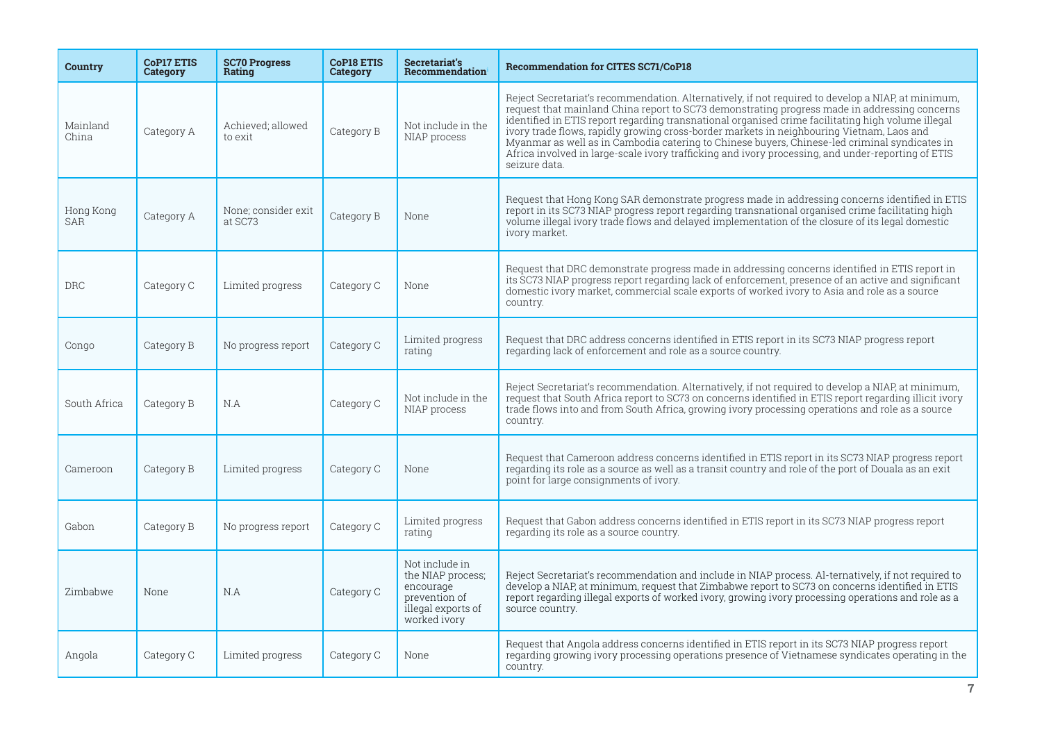| Country | CoP17 ETIS Category | SC70 Progress Rating | CoP18 ETIS Category | Secretariat's Recommendation | Recommendation for CITES SC71/CoP18 |
|---|---|---|---|---|---|
| Mainland China | Category A | Achieved; allowed to exit | Category B | Not include in the NIAP process | Reject Secretariat's recommendation. Alternatively, if not required to develop a NIAP, at minimum, request that mainland China report to SC73 demonstrating progress made in addressing concerns identified in ETIS report regarding transnational organised crime facilitating high volume illegal ivory trade flows, rapidly growing cross-border markets in neighbouring Vietnam, Laos and Myanmar as well as in Cambodia catering to Chinese buyers, Chinese-led criminal syndicates in Africa involved in large-scale ivory trafficking and ivory processing, and under-reporting of ETIS seizure data. |
| Hong Kong SAR | Category A | None; consider exit at SC73 | Category B | None | Request that Hong Kong SAR demonstrate progress made in addressing concerns identified in ETIS report in its SC73 NIAP progress report regarding transnational organised crime facilitating high volume illegal ivory trade flows and delayed implementation of the closure of its legal domestic ivory market. |
| DRC | Category C | Limited progress | Category C | None | Request that DRC demonstrate progress made in addressing concerns identified in ETIS report in its SC73 NIAP progress report regarding lack of enforcement, presence of an active and significant domestic ivory market, commercial scale exports of worked ivory to Asia and role as a source country. |
| Congo | Category B | No progress report | Category C | Limited progress rating | Request that DRC address concerns identified in ETIS report in its SC73 NIAP progress report regarding lack of enforcement and role as a source country. |
| South Africa | Category B | N.A | Category C | Not include in the NIAP process | Reject Secretariat's recommendation. Alternatively, if not required to develop a NIAP, at minimum, request that South Africa report to SC73 on concerns identified in ETIS report regarding illicit ivory trade flows into and from South Africa, growing ivory processing operations and role as a source country. |
| Cameroon | Category B | Limited progress | Category C | None | Request that Cameroon address concerns identified in ETIS report in its SC73 NIAP progress report regarding its role as a source as well as a transit country and role of the port of Douala as an exit point for large consignments of ivory. |
| Gabon | Category B | No progress report | Category C | Limited progress rating | Request that Gabon address concerns identified in ETIS report in its SC73 NIAP progress report regarding its role as a source country. |
| Zimbabwe | None | N.A | Category C | Not include in the NIAP process; encourage prevention of illegal exports of worked ivory | Reject Secretariat's recommendation and include in NIAP process. Al-ternatively, if not required to develop a NIAP, at minimum, request that Zimbabwe report to SC73 on concerns identified in ETIS report regarding illegal exports of worked ivory, growing ivory processing operations and role as a source country. |
| Angola | Category C | Limited progress | Category C | None | Request that Angola address concerns identified in ETIS report in its SC73 NIAP progress report regarding growing ivory processing operations presence of Vietnamese syndicates operating in the country. |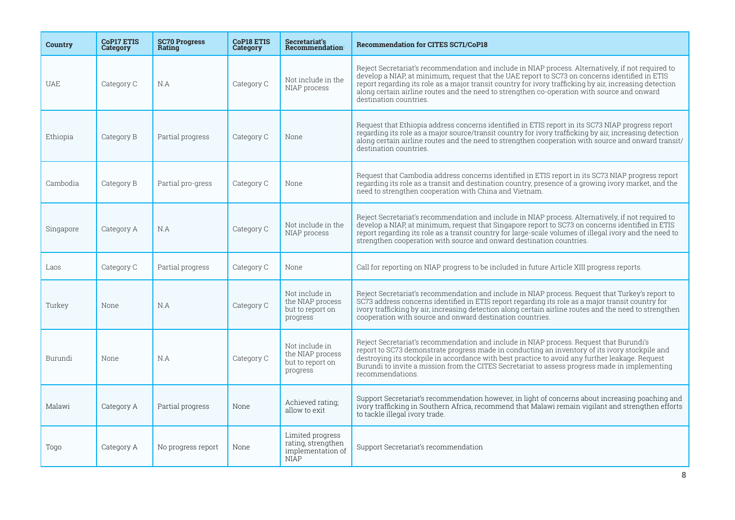| Country | CoP17 ETIS Category | SC70 Progress Rating | CoP18 ETIS Category | Secretariat's Recommendation[i] | Recommendation for CITES SC71/CoP18 |
|---|---|---|---|---|---|
| UAE | Category C | N.A | Category C | Not include in the NIAP process | Reject Secretariat's recommendation and include in NIAP process. Alternatively, if not required to develop a NIAP, at minimum, request that the UAE report to SC73 on concerns identified in ETIS report regarding its role as a major transit country for ivory trafficking by air, increasing detection along certain airline routes and the need to strengthen co-operation with source and onward destination countries. |
| Ethiopia | Category B | Partial progress | Category C | None | Request that Ethiopia address concerns identified in ETIS report in its SC73 NIAP progress report regarding its role as a major source/transit country for ivory trafficking by air, increasing detection along certain airline routes and the need to strengthen cooperation with source and onward transit/destination countries. |
| Cambodia | Category B | Partial pro-gress | Category C | None | Request that Cambodia address concerns identified in ETIS report in its SC73 NIAP progress report regarding its role as a transit and destination country, presence of a growing ivory market, and the need to strengthen cooperation with China and Vietnam. |
| Singapore | Category A | N.A | Category C | Not include in the NIAP process | Reject Secretariat's recommendation and include in NIAP process. Alternatively, if not required to develop a NIAP, at minimum, request that Singapore report to SC73 on concerns identified in ETIS report regarding its role as a transit country for large-scale volumes of illegal ivory and the need to strengthen cooperation with source and onward destination countries. |
| Laos | Category C | Partial progress | Category C | None | Call for reporting on NIAP progress to be included in future Article XIII progress reports. |
| Turkey | None | N.A | Category C | Not include in the NIAP process but to report on progress | Reject Secretariat's recommendation and include in NIAP process. Request that Turkey's report to SC73 address concerns identified in ETIS report regarding its role as a major transit country for ivory trafficking by air, increasing detection along certain airline routes and the need to strengthen cooperation with source and onward destination countries. |
| Burundi | None | N.A | Category C | Not include in the NIAP process but to report on progress | Reject Secretariat's recommendation and include in NIAP process. Request that Burundi's report to SC73 demonstrate progress made in conducting an inventory of its ivory stockpile and destroying its stockpile in accordance with best practice to avoid any further leakage. Request Burundi to invite a mission from the CITES Secretariat to assess progress made in implementing recommendations. |
| Malawi | Category A | Partial progress | None | Achieved rating; allow to exit | Support Secretariat's recommendation however, in light of concerns about increasing poaching and ivory trafficking in Southern Africa, recommend that Malawi remain vigilant and strengthen efforts to tackle illegal ivory trade. |
| Togo | Category A | No progress report | None | Limited progress rating, strengthen implementation of NIAP | Support Secretariat's recommendation |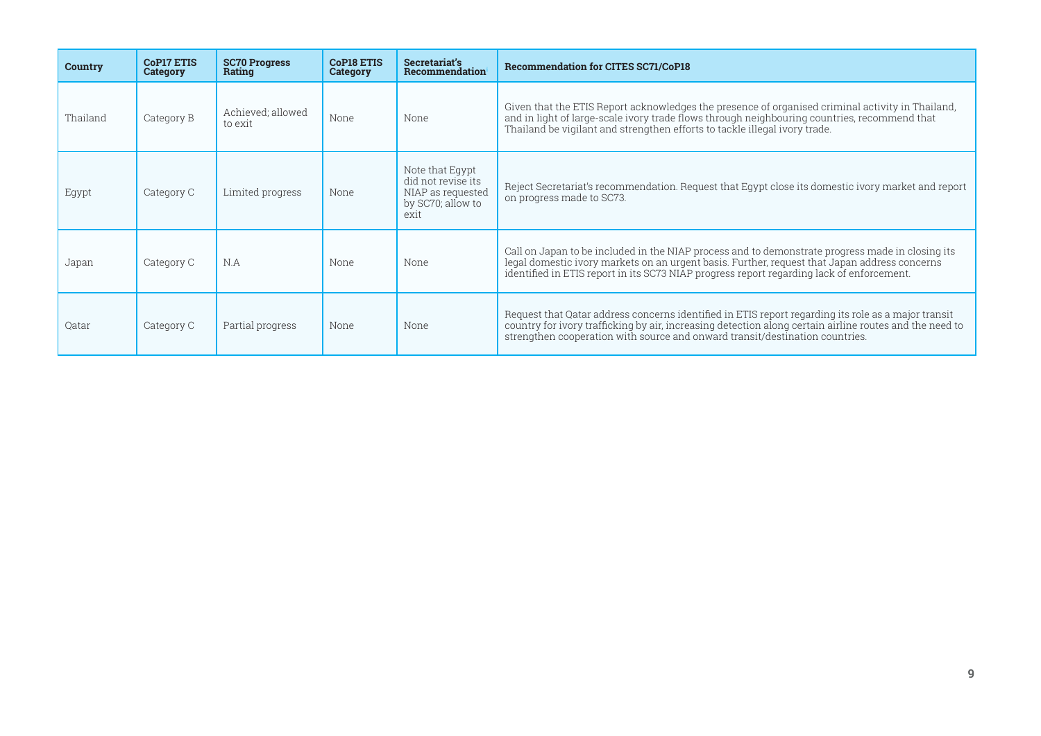| Country | CoP17 ETIS Category | SC70 Progress Rating | CoP18 ETIS Category | Secretariat's Recommendation | Recommendation for CITES SC71/CoP18 |
|---|---|---|---|---|---|
| Thailand | Category B | Achieved; allowed to exit | None | None | Given that the ETIS Report acknowledges the presence of organised criminal activity in Thailand, and in light of large-scale ivory trade flows through neighbouring countries, recommend that Thailand be vigilant and strengthen efforts to tackle illegal ivory trade. |
| Egypt | Category C | Limited progress | None | Note that Egypt did not revise its NIAP as requested by SC70; allow to exit | Reject Secretariat's recommendation. Request that Egypt close its domestic ivory market and report on progress made to SC73. |
| Japan | Category C | N.A | None | None | Call on Japan to be included in the NIAP process and to demonstrate progress made in closing its legal domestic ivory markets on an urgent basis. Further, request that Japan address concerns identified in ETIS report in its SC73 NIAP progress report regarding lack of enforcement. |
| Qatar | Category C | Partial progress | None | None | Request that Qatar address concerns identified in ETIS report regarding its role as a major transit country for ivory trafficking by air, increasing detection along certain airline routes and the need to strengthen cooperation with source and onward transit/destination countries. |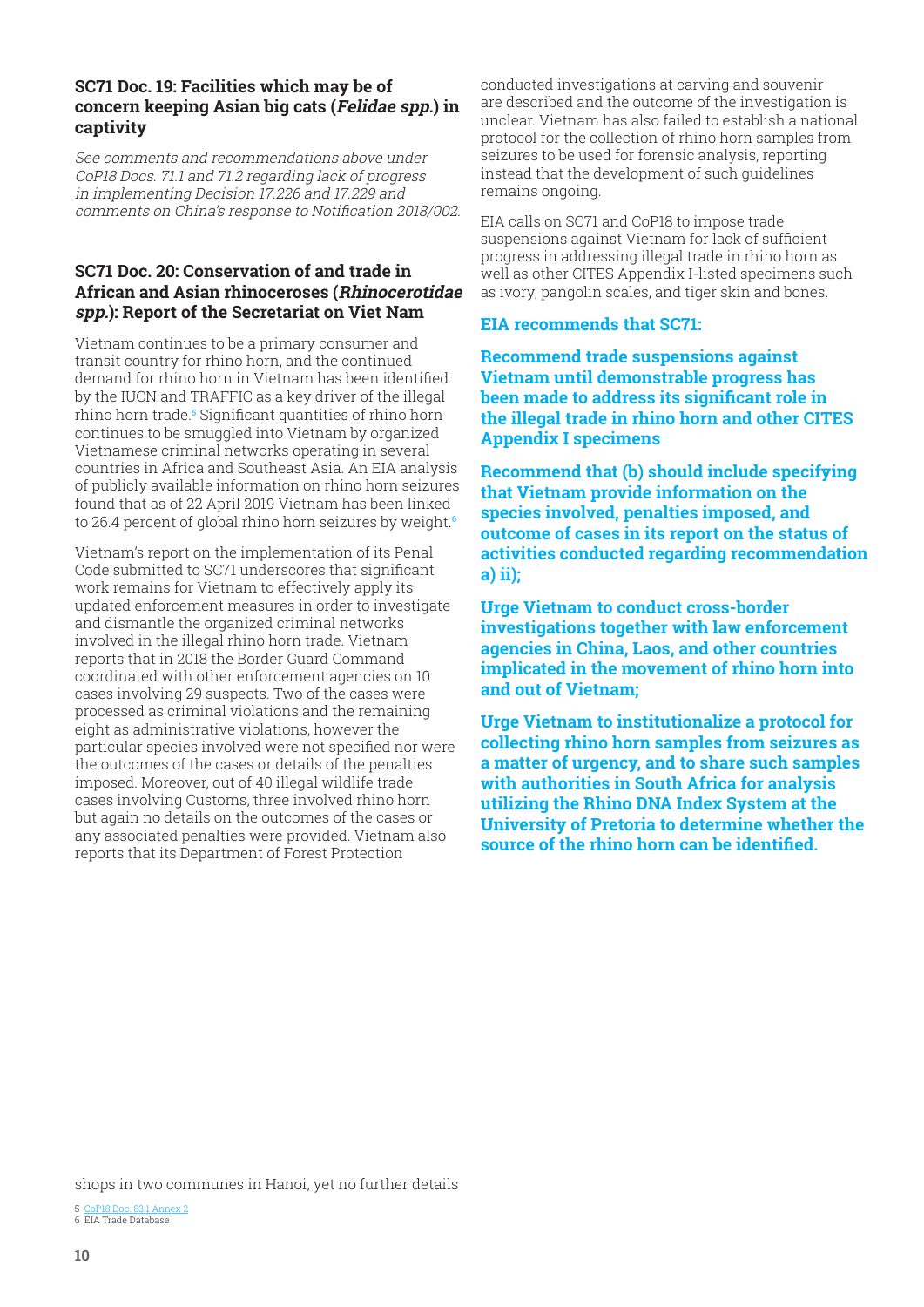### SC71 Doc. 19: Facilities which may be of concern keeping Asian big cats (*Felidae spp.*) in captivity

*See comments and recommendations above under CoP18 Docs. 71.1 and 71.2 regarding lack of progress in implementing Decision 17.226 and 17.229 and comments on China's response to Notification 2018/002.*

### SC71 Doc. 20: Conservation of and trade in African and Asian rhinoceroses (*Rhinocerotidae spp.*): Report of the Secretariat on Viet Nam

Vietnam continues to be a primary consumer and transit country for rhino horn, and the continued demand for rhino horn in Vietnam has been identified by the IUCN and TRAFFIC as a key driver of the illegal rhino horn trade.[5] Significant quantities of rhino horn continues to be smuggled into Vietnam by organized Vietnamese criminal networks operating in several countries in Africa and Southeast Asia. An EIA analysis of publicly available information on rhino horn seizures found that as of 22 April 2019 Vietnam has been linked to 26.4 percent of global rhino horn seizures by weight.[6]

Vietnam's report on the implementation of its Penal Code submitted to SC71 underscores that significant work remains for Vietnam to effectively apply its updated enforcement measures in order to investigate and dismantle the organized criminal networks involved in the illegal rhino horn trade. Vietnam reports that in 2018 the Border Guard Command coordinated with other enforcement agencies on 10 cases involving 29 suspects. Two of the cases were processed as criminal violations and the remaining eight as administrative violations, however the particular species involved were not specified nor were the outcomes of the cases or details of the penalties imposed. Moreover, out of 40 illegal wildlife trade cases involving Customs, three involved rhino horn but again no details on the outcomes of the cases or any associated penalties were provided. Vietnam also reports that its Department of Forest Protection conducted investigations at carving and souvenir shops in two communes in Hanoi, yet no further details are described and the outcome of the investigation is unclear. Vietnam has also failed to establish a national protocol for the collection of rhino horn samples from seizures to be used for forensic analysis, reporting instead that the development of such guidelines remains ongoing.

EIA calls on SC71 and CoP18 to impose trade suspensions against Vietnam for lack of sufficient progress in addressing illegal trade in rhino horn as well as other CITES Appendix I-listed specimens such as ivory, pangolin scales, and tiger skin and bones.

**EIA recommends that SC71:**

**Recommend trade suspensions against Vietnam until demonstrable progress has been made to address its significant role in the illegal trade in rhino horn and other CITES Appendix I specimens**

**Recommend that (b) should include specifying that Vietnam provide information on the species involved, penalties imposed, and outcome of cases in its report on the status of activities conducted regarding recommendation a) ii);**

**Urge Vietnam to conduct cross-border investigations together with law enforcement agencies in China, Laos, and other countries implicated in the movement of rhino horn into and out of Vietnam;**

**Urge Vietnam to institutionalize a protocol for collecting rhino horn samples from seizures as a matter of urgency, and to share such samples with authorities in South Africa for analysis utilizing the Rhino DNA Index System at the University of Pretoria to determine whether the source of the rhino horn can be identified.**

5 CoP18 Doc. 83.1 Annex 2
6 EIA Trade Database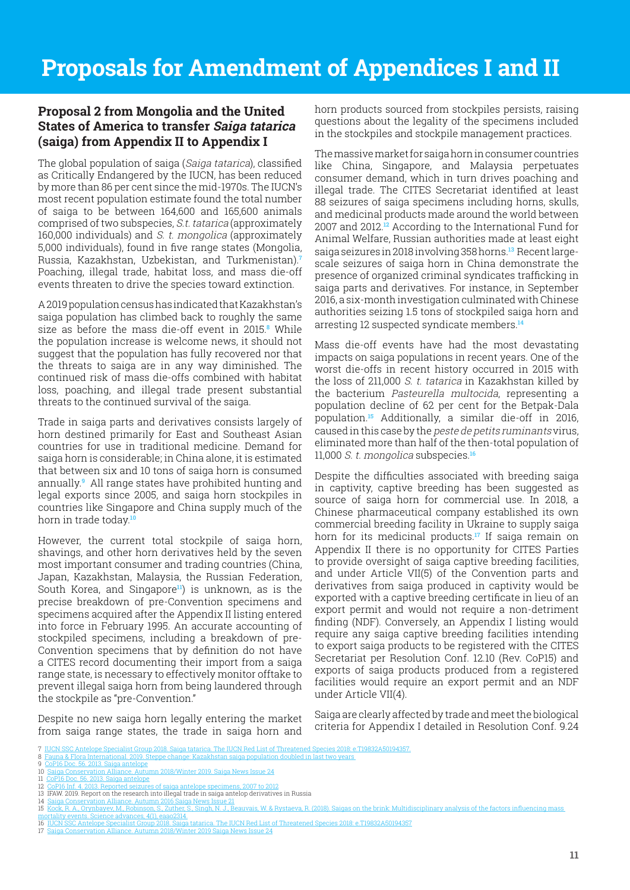# Proposals for Amendment of Appendices I and II

## Proposal 2 from Mongolia and the United States of America to transfer *Saiga tatarica* (saiga) from Appendix II to Appendix I

The global population of saiga (*Saiga tatarica*), classified as Critically Endangered by the IUCN, has been reduced by more than 86 per cent since the mid-1970s. The IUCN's most recent population estimate found the total number of saiga to be between 164,600 and 165,600 animals comprised of two subspecies, *S.t. tatarica* (approximately 160,000 individuals) and *S. t. mongolica* (approximately 5,000 individuals), found in five range states (Mongolia, Russia, Kazakhstan, Uzbekistan, and Turkmenistan).[7] Poaching, illegal trade, habitat loss, and mass die-off events threaten to drive the species toward extinction.

A 2019 population census has indicated that Kazakhstan's saiga population has climbed back to roughly the same size as before the mass die-off event in 2015.[8] While the population increase is welcome news, it should not suggest that the population has fully recovered nor that the threats to saiga are in any way diminished. The continued risk of mass die-offs combined with habitat loss, poaching, and illegal trade present substantial threats to the continued survival of the saiga.

Trade in saiga parts and derivatives consists largely of horn destined primarily for East and Southeast Asian countries for use in traditional medicine. Demand for saiga horn is considerable; in China alone, it is estimated that between six and 10 tons of saiga horn is consumed annually.[9] All range states have prohibited hunting and legal exports since 2005, and saiga horn stockpiles in countries like Singapore and China supply much of the horn in trade today.[10]

However, the current total stockpile of saiga horn, shavings, and other horn derivatives held by the seven most important consumer and trading countries (China, Japan, Kazakhstan, Malaysia, the Russian Federation, South Korea, and Singapore[11]) is unknown, as is the precise breakdown of pre-Convention specimens and specimens acquired after the Appendix II listing entered into force in February 1995. An accurate accounting of stockpiled specimens, including a breakdown of pre-Convention specimens that by definition do not have a CITES record documenting their import from a saiga range state, is necessary to effectively monitor offtake to prevent illegal saiga horn from being laundered through the stockpile as "pre-Convention."

Despite no new saiga horn legally entering the market from saiga range states, the trade in saiga horn and horn products sourced from stockpiles persists, raising questions about the legality of the specimens included in the stockpiles and stockpile management practices.

The massive market for saiga horn in consumer countries like China, Singapore, and Malaysia perpetuates consumer demand, which in turn drives poaching and illegal trade. The CITES Secretariat identified at least 88 seizures of saiga specimens including horns, skulls, and medicinal products made around the world between 2007 and 2012.[12] According to the International Fund for Animal Welfare, Russian authorities made at least eight saiga seizures in 2018 involving 358 horns.[13] Recent large-scale seizures of saiga horn in China demonstrate the presence of organized criminal syndicates trafficking in saiga parts and derivatives. For instance, in September 2016, a six-month investigation culminated with Chinese authorities seizing 1.5 tons of stockpiled saiga horn and arresting 12 suspected syndicate members.[14]

Mass die-off events have had the most devastating impacts on saiga populations in recent years. One of the worst die-offs in recent history occurred in 2015 with the loss of 211,000 *S. t. tatarica* in Kazakhstan killed by the bacterium *Pasteurella multocida*, representing a population decline of 62 per cent for the Betpak-Dala population.[15] Additionally, a similar die-off in 2016, caused in this case by the *peste de petits ruminants* virus, eliminated more than half of the then-total population of 11,000 *S. t. mongolica* subspecies.[16]

Despite the difficulties associated with breeding saiga in captivity, captive breeding has been suggested as source of saiga horn for commercial use. In 2018, a Chinese pharmaceutical company established its own commercial breeding facility in Ukraine to supply saiga horn for its medicinal products.[17] If saiga remain on Appendix II there is no opportunity for CITES Parties to provide oversight of saiga captive breeding facilities, and under Article VII(5) of the Convention parts and derivatives from saiga produced in captivity would be exported with a captive breeding certificate in lieu of an export permit and would not require a non-detriment finding (NDF). Conversely, an Appendix I listing would require any saiga captive breeding facilities intending to export saiga products to be registered with the CITES Secretariat per Resolution Conf. 12.10 (Rev. CoP15) and exports of saiga products produced from a registered facilities would require an export permit and an NDF under Article VII(4).

Saiga are clearly affected by trade and meet the biological criteria for Appendix I detailed in Resolution Conf. 9.24

---

7 IUCN SSC Antelope Specialist Group 2018. Saiga tatarica. The IUCN Red List of Threatened Species 2018: e.T19832A50194357.
8 Fauna & Flora International. 2019. Steppe change: Kazakhstan saiga population doubled in last two years
9 CoP16 Doc. 56. 2013. Saiga antelope
10 Saiga Conservation Alliance. Autumn 2018/Winter 2019. Saiga News Issue 24
11 CoP16 Doc. 56. 2013. Saiga antelope
12 CoP16 Inf. 4. 2013. Reported seizures of saiga antelope specimens, 2007 to 2012
13 IFAW. 2019. Report on the research into illegal trade in saiga antelop derivatives in Russia
14 Saiga Conservation Alliance. Autumn 2016 Saiga News Issue 21
15 Kock, R. A., Orynbayev, M., Robinson, S., Zuther, S., Singh, N. J., Beauvais, W. & Rystaeva, R. (2018). Saigas on the brink: Multidisciplinary analysis of the factors influencing mass mortality events. Science advances, 4(1), eaao2314.
16 IUCN SSC Antelope Specialist Group 2018. Saiga tatarica. The IUCN Red List of Threatened Species 2018: e.T19832A50194357
17 Saiga Conservation Alliance. Autumn 2018/Winter 2019 Saiga News Issue 24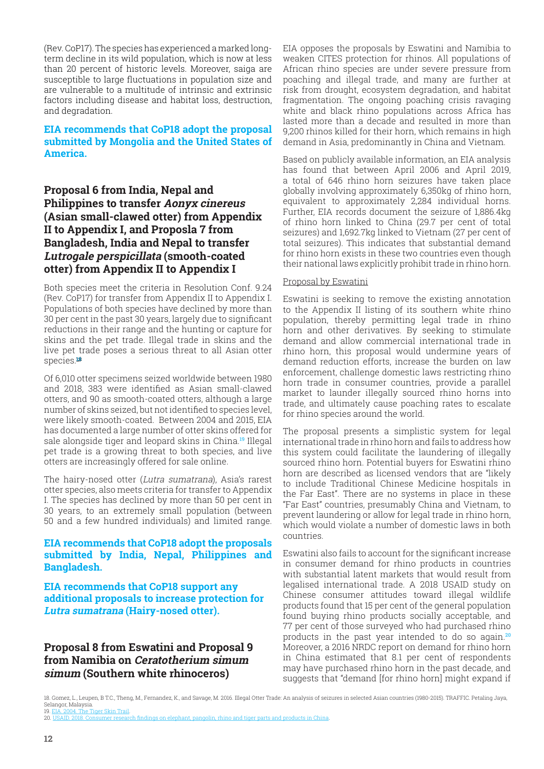(Rev. CoP17). The species has experienced a marked long-term decline in its wild population, which is now at less than 20 percent of historic levels. Moreover, saiga are susceptible to large fluctuations in population size and are vulnerable to a multitude of intrinsic and extrinsic factors including disease and habitat loss, destruction, and degradation.

**EIA recommends that CoP18 adopt the proposal submitted by Mongolia and the United States of America.**

## Proposal 6 from India, Nepal and Philippines to transfer *Aonyx cinereus* (Asian small-clawed otter) from Appendix II to Appendix I, and Proposla 7 from Bangladesh, India and Nepal to transfer *Lutrogale perspicillata* (smooth-coated otter) from Appendix II to Appendix I

Both species meet the criteria in Resolution Conf. 9.24 (Rev. CoP17) for transfer from Appendix II to Appendix I. Populations of both species have declined by more than 30 per cent in the past 30 years, largely due to significant reductions in their range and the hunting or capture for skins and the pet trade. Illegal trade in skins and the live pet trade poses a serious threat to all Asian otter species.[18]

Of 6,010 otter specimens seized worldwide between 1980 and 2018, 383 were identified as Asian small-clawed otters, and 90 as smooth-coated otters, although a large number of skins seized, but not identified to species level, were likely smooth-coated. Between 2004 and 2015, EIA has documented a large number of otter skins offered for sale alongside tiger and leopard skins in China.[19] Illegal pet trade is a growing threat to both species, and live otters are increasingly offered for sale online.

The hairy-nosed otter (*Lutra sumatrana*), Asia's rarest otter species, also meets criteria for transfer to Appendix I. The species has declined by more than 50 per cent in 30 years, to an extremely small population (between 50 and a few hundred individuals) and limited range.

**EIA recommends that CoP18 adopt the proposals submitted by India, Nepal, Philippines and Bangladesh.**

**EIA recommends that CoP18 support any additional proposals to increase protection for *Lutra sumatrana* (Hairy-nosed otter).**

## Proposal 8 from Eswatini and Proposal 9 from Namibia on *Ceratotherium simum simum* (Southern white rhinoceros)

EIA opposes the proposals by Eswatini and Namibia to weaken CITES protection for rhinos. All populations of African rhino species are under severe pressure from poaching and illegal trade, and many are further at risk from drought, ecosystem degradation, and habitat fragmentation. The ongoing poaching crisis ravaging white and black rhino populations across Africa has lasted more than a decade and resulted in more than 9,200 rhinos killed for their horn, which remains in high demand in Asia, predominantly in China and Vietnam.

Based on publicly available information, an EIA analysis has found that between April 2006 and April 2019, a total of 646 rhino horn seizures have taken place globally involving approximately 6,350kg of rhino horn, equivalent to approximately 2,284 individual horns. Further, EIA records document the seizure of 1,886.4kg of rhino horn linked to China (29.7 per cent of total seizures) and 1,692.7kg linked to Vietnam (27 per cent of total seizures). This indicates that substantial demand for rhino horn exists in these two countries even though their national laws explicitly prohibit trade in rhino horn.

Proposal by Eswatini

Eswatini is seeking to remove the existing annotation to the Appendix II listing of its southern white rhino population, thereby permitting legal trade in rhino horn and other derivatives. By seeking to stimulate demand and allow commercial international trade in rhino horn, this proposal would undermine years of demand reduction efforts, increase the burden on law enforcement, challenge domestic laws restricting rhino horn trade in consumer countries, provide a parallel market to launder illegally sourced rhino horns into trade, and ultimately cause poaching rates to escalate for rhino species around the world.

The proposal presents a simplistic system for legal international trade in rhino horn and fails to address how this system could facilitate the laundering of illegally sourced rhino horn. Potential buyers for Eswatini rhino horn are described as licensed vendors that are "likely to include Traditional Chinese Medicine hospitals in the Far East". There are no systems in place in these "Far East" countries, presumably China and Vietnam, to prevent laundering or allow for legal trade in rhino horn, which would violate a number of domestic laws in both countries.

Eswatini also fails to account for the significant increase in consumer demand for rhino products in countries with substantial latent markets that would result from legalised international trade. A 2018 USAID study on Chinese consumer attitudes toward illegal wildlife products found that 15 per cent of the general population found buying rhino products socially acceptable, and 77 per cent of those surveyed who had purchased rhino products in the past year intended to do so again.[20] Moreover, a 2016 NRDC report on demand for rhino horn in China estimated that 8.1 per cent of respondents may have purchased rhino horn in the past decade, and suggests that "demand [for rhino horn] might expand if

18. Gomez, L., Leupen, B T.C., Theng, M., Fernandez, K., and Savage, M. 2016. Illegal Otter Trade: An analysis of seizures in selected Asian countries (1980-2015). TRAFFIC. Petaling Jaya, Selangor, Malaysia.
19. EIA. 2004. The Tiger Skin Trail.
20. USAID. 2018. Consumer research findings on elephant, pangolin, rhino and tiger parts and products in China.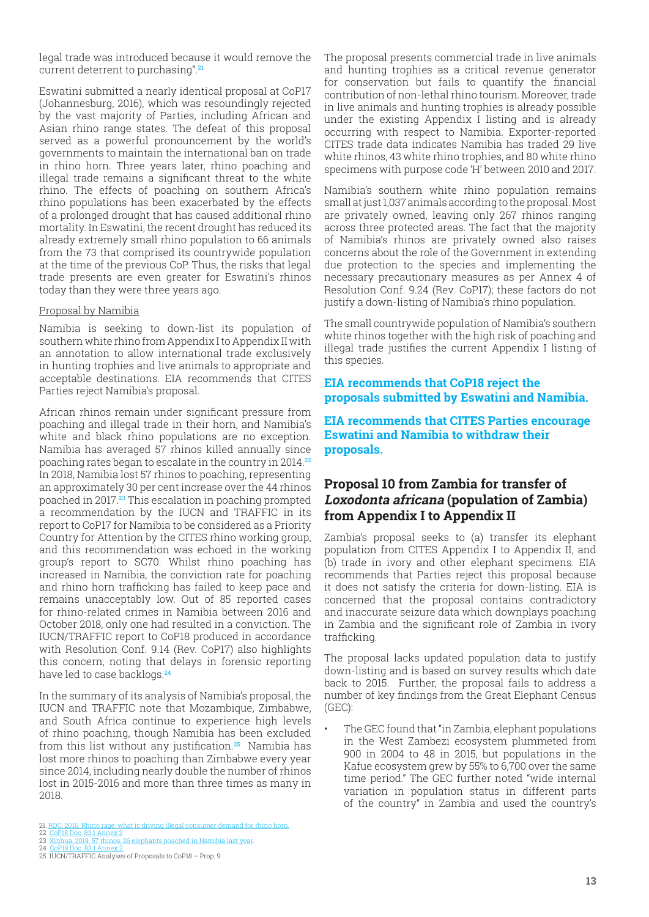legal trade was introduced because it would remove the current deterrent to purchasing".[21]

Eswatini submitted a nearly identical proposal at CoP17 (Johannesburg, 2016), which was resoundingly rejected by the vast majority of Parties, including African and Asian rhino range states. The defeat of this proposal served as a powerful pronouncement by the world's governments to maintain the international ban on trade in rhino horn. Three years later, rhino poaching and illegal trade remains a significant threat to the white rhino. The effects of poaching on southern Africa's rhino populations has been exacerbated by the effects of a prolonged drought that has caused additional rhino mortality. In Eswatini, the recent drought has reduced its already extremely small rhino population to 66 animals from the 73 that comprised its countrywide population at the time of the previous CoP. Thus, the risks that legal trade presents are even greater for Eswatini's rhinos today than they were three years ago.

Proposal by Namibia

Namibia is seeking to down-list its population of southern white rhino from Appendix I to Appendix II with an annotation to allow international trade exclusively in hunting trophies and live animals to appropriate and acceptable destinations. EIA recommends that CITES Parties reject Namibia's proposal.

African rhinos remain under significant pressure from poaching and illegal trade in their horn, and Namibia's white and black rhino populations are no exception. Namibia has averaged 57 rhinos killed annually since poaching rates began to escalate in the country in 2014.[22] In 2018, Namibia lost 57 rhinos to poaching, representing an approximately 30 per cent increase over the 44 rhinos poached in 2017.[23] This escalation in poaching prompted a recommendation by the IUCN and TRAFFIC in its report to CoP17 for Namibia to be considered as a Priority Country for Attention by the CITES rhino working group, and this recommendation was echoed in the working group's report to SC70. Whilst rhino poaching has increased in Namibia, the conviction rate for poaching and rhino horn trafficking has failed to keep pace and remains unacceptably low. Out of 85 reported cases for rhino-related crimes in Namibia between 2016 and October 2018, only one had resulted in a conviction. The IUCN/TRAFFIC report to CoP18 produced in accordance with Resolution Conf. 9.14 (Rev. CoP17) also highlights this concern, noting that delays in forensic reporting have led to case backlogs.[24]

In the summary of its analysis of Namibia's proposal, the IUCN and TRAFFIC note that Mozambique, Zimbabwe, and South Africa continue to experience high levels of rhino poaching, though Namibia has been excluded from this list without any justification.[25] Namibia has lost more rhinos to poaching than Zimbabwe every year since 2014, including nearly double the number of rhinos lost in 2015-2016 and more than three times as many in 2018.

The proposal presents commercial trade in live animals and hunting trophies as a critical revenue generator for conservation but fails to quantify the financial contribution of non-lethal rhino tourism. Moreover, trade in live animals and hunting trophies is already possible under the existing Appendix I listing and is already occurring with respect to Namibia. Exporter-reported CITES trade data indicates Namibia has traded 29 live white rhinos, 43 white rhino trophies, and 80 white rhino specimens with purpose code 'H' between 2010 and 2017.

Namibia's southern white rhino population remains small at just 1,037 animals according to the proposal. Most are privately owned, leaving only 267 rhinos ranging across three protected areas. The fact that the majority of Namibia's rhinos are privately owned also raises concerns about the role of the Government in extending due protection to the species and implementing the necessary precautionary measures as per Annex 4 of Resolution Conf. 9.24 (Rev. CoP17); these factors do not justify a down-listing of Namibia's rhino population.

The small countrywide population of Namibia's southern white rhinos together with the high risk of poaching and illegal trade justifies the current Appendix I listing of this species.

**EIA recommends that CoP18 reject the proposals submitted by Eswatini and Namibia.**

**EIA recommends that CITES Parties encourage Eswatini and Namibia to withdraw their proposals.**

## Proposal 10 from Zambia for transfer of *Loxodonta africana* (population of Zambia) from Appendix I to Appendix II

Zambia's proposal seeks to (a) transfer its elephant population from CITES Appendix I to Appendix II, and (b) trade in ivory and other elephant specimens. EIA recommends that Parties reject this proposal because it does not satisfy the criteria for down-listing. EIA is concerned that the proposal contains contradictory and inaccurate seizure data which downplays poaching in Zambia and the significant role of Zambia in ivory trafficking.

The proposal lacks updated population data to justify down-listing and is based on survey results which date back to 2015. Further, the proposal fails to address a number of key findings from the Great Elephant Census (GEC):

- The GEC found that "in Zambia, elephant populations in the West Zambezi ecosystem plummeted from 900 in 2004 to 48 in 2015, but populations in the Kafue ecosystem grew by 55% to 6,700 over the same time period." The GEC further noted "wide internal variation in population status in different parts of the country" in Zambia and used the country's

21. RDC. 2016. Rhino rage: what is driving illegal consumer demand for rhino horn.
22. CoP18 Doc. 83.1 Annex 2
23. Xinhua. 2019. 57 rhinos, 26 elephants poached in Namibia last year.
24. CoP18 Doc. 83.1 Annex 2
25. IUCN/TRAFFIC Analyses of Proposals to CoP18 – Prop. 9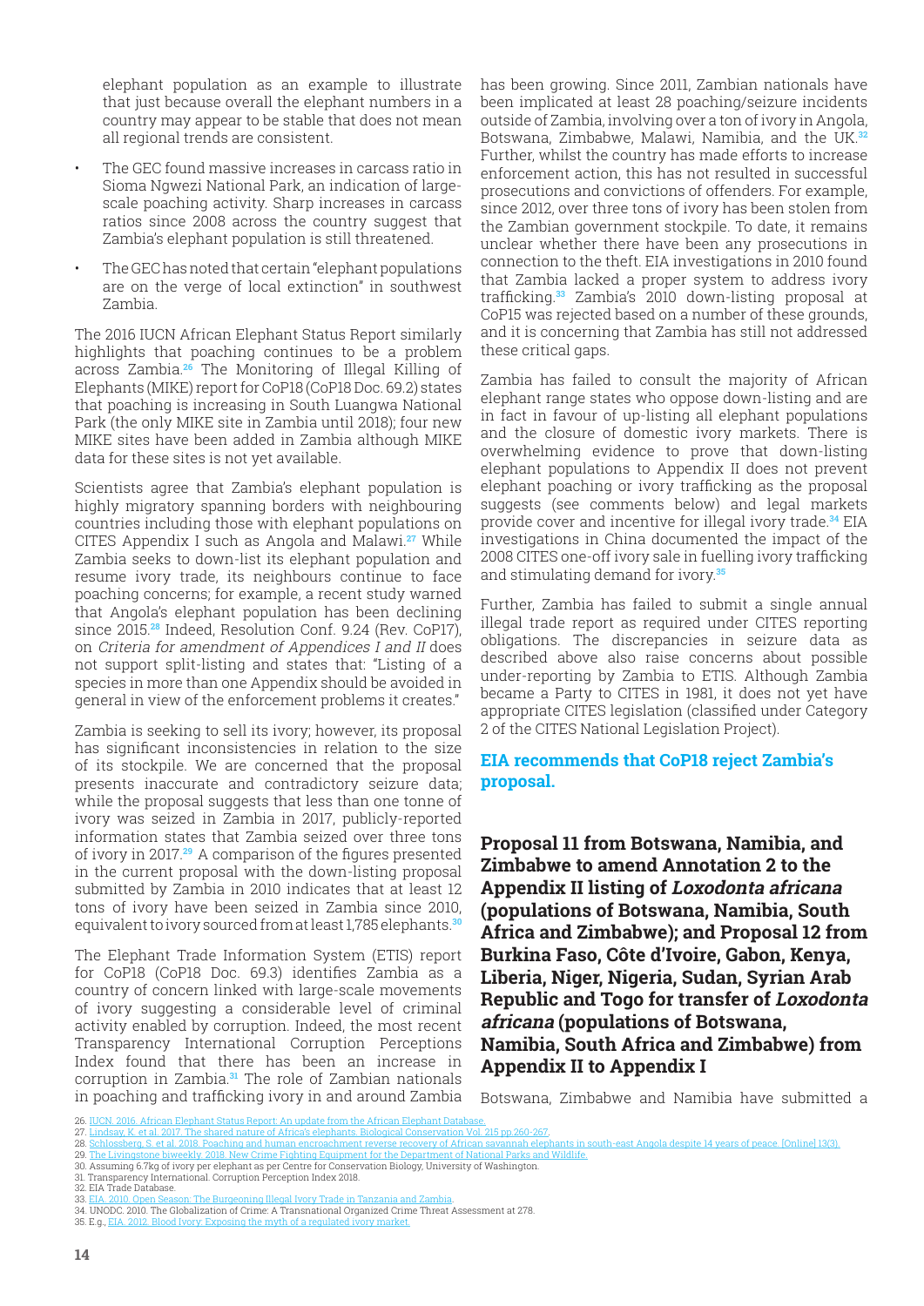elephant population as an example to illustrate that just because overall the elephant numbers in a country may appear to be stable that does not mean all regional trends are consistent.

- The GEC found massive increases in carcass ratio in Sioma Ngwezi National Park, an indication of large-scale poaching activity. Sharp increases in carcass ratios since 2008 across the country suggest that Zambia's elephant population is still threatened.
- The GEC has noted that certain "elephant populations are on the verge of local extinction" in southwest Zambia.

The 2016 IUCN African Elephant Status Report similarly highlights that poaching continues to be a problem across Zambia.[26] The Monitoring of Illegal Killing of Elephants (MIKE) report for CoP18 (CoP18 Doc. 69.2) states that poaching is increasing in South Luangwa National Park (the only MIKE site in Zambia until 2018); four new MIKE sites have been added in Zambia although MIKE data for these sites is not yet available.

Scientists agree that Zambia's elephant population is highly migratory spanning borders with neighbouring countries including those with elephant populations on CITES Appendix I such as Angola and Malawi.[27] While Zambia seeks to down-list its elephant population and resume ivory trade, its neighbours continue to face poaching concerns; for example, a recent study warned that Angola's elephant population has been declining since 2015.[28] Indeed, Resolution Conf. 9.24 (Rev. CoP17), on *Criteria for amendment of Appendices I and II* does not support split-listing and states that: "Listing of a species in more than one Appendix should be avoided in general in view of the enforcement problems it creates."

Zambia is seeking to sell its ivory; however, its proposal has significant inconsistencies in relation to the size of its stockpile. We are concerned that the proposal presents inaccurate and contradictory seizure data; while the proposal suggests that less than one tonne of ivory was seized in Zambia in 2017, publicly-reported information states that Zambia seized over three tons of ivory in 2017.[29] A comparison of the figures presented in the current proposal with the down-listing proposal submitted by Zambia in 2010 indicates that at least 12 tons of ivory have been seized in Zambia since 2010, equivalent to ivory sourced from at least 1,785 elephants.[30]

The Elephant Trade Information System (ETIS) report for CoP18 (CoP18 Doc. 69.3) identifies Zambia as a country of concern linked with large-scale movements of ivory suggesting a considerable level of criminal activity enabled by corruption. Indeed, the most recent Transparency International Corruption Perceptions Index found that there has been an increase in corruption in Zambia.[31] The role of Zambian nationals in poaching and trafficking ivory in and around Zambia has been growing. Since 2011, Zambian nationals have been implicated at least 28 poaching/seizure incidents outside of Zambia, involving over a ton of ivory in Angola, Botswana, Zimbabwe, Malawi, Namibia, and the UK.[32] Further, whilst the country has made efforts to increase enforcement action, this has not resulted in successful prosecutions and convictions of offenders. For example, since 2012, over three tons of ivory has been stolen from the Zambian government stockpile. To date, it remains unclear whether there have been any prosecutions in connection to the theft. EIA investigations in 2010 found that Zambia lacked a proper system to address ivory trafficking.[33] Zambia's 2010 down-listing proposal at CoP15 was rejected based on a number of these grounds, and it is concerning that Zambia has still not addressed these critical gaps.

Zambia has failed to consult the majority of African elephant range states who oppose down-listing and are in fact in favour of up-listing all elephant populations and the closure of domestic ivory markets. There is overwhelming evidence to prove that down-listing elephant populations to Appendix II does not prevent elephant poaching or ivory trafficking as the proposal suggests (see comments below) and legal markets provide cover and incentive for illegal ivory trade.[34] EIA investigations in China documented the impact of the 2008 CITES one-off ivory sale in fuelling ivory trafficking and stimulating demand for ivory.[35]

Further, Zambia has failed to submit a single annual illegal trade report as required under CITES reporting obligations. The discrepancies in seizure data as described above also raise concerns about possible under-reporting by Zambia to ETIS. Although Zambia became a Party to CITES in 1981, it does not yet have appropriate CITES legislation (classified under Category 2 of the CITES National Legislation Project).

**EIA recommends that CoP18 reject Zambia's proposal.**

## Proposal 11 from Botswana, Namibia, and Zimbabwe to amend Annotation 2 to the Appendix II listing of *Loxodonta africana* (populations of Botswana, Namibia, South Africa and Zimbabwe); and Proposal 12 from Burkina Faso, Côte d'Ivoire, Gabon, Kenya, Liberia, Niger, Nigeria, Sudan, Syrian Arab Republic and Togo for transfer of *Loxodonta africana* (populations of Botswana, Namibia, South Africa and Zimbabwe) from Appendix II to Appendix I

Botswana, Zimbabwe and Namibia have submitted a

26. IUCN. 2016. African Elephant Status Report: An update from the African Elephant Database.
27. Lindsay, K. et al. 2017. The shared nature of Africa's elephants. Biological Conservation Vol. 215 pp.260-267.
28. Schlossberg, S. et al. 2018. Poaching and human encroachment reverse recovery of African savannah elephants in south-east Angola despite 14 years of peace. [Online] 13(3).
29. The Livingstone biweekly. 2018. New Crime Fighting Equipment for the Department of National Parks and Wildlife.
30. Assuming 6.7kg of ivory per elephant as per Centre for Conservation Biology, University of Washington.
31. Transparency International. Corruption Perception Index 2018.
32. EIA Trade Database.
33. EIA. 2010. Open Season: The Burgeoning Illegal Ivory Trade in Tanzania and Zambia.
34. UNODC. 2010. The Globalization of Crime: A Transnational Organized Crime Threat Assessment at 278.
35. E.g., EIA. 2012. Blood Ivory: Exposing the myth of a regulated ivory market.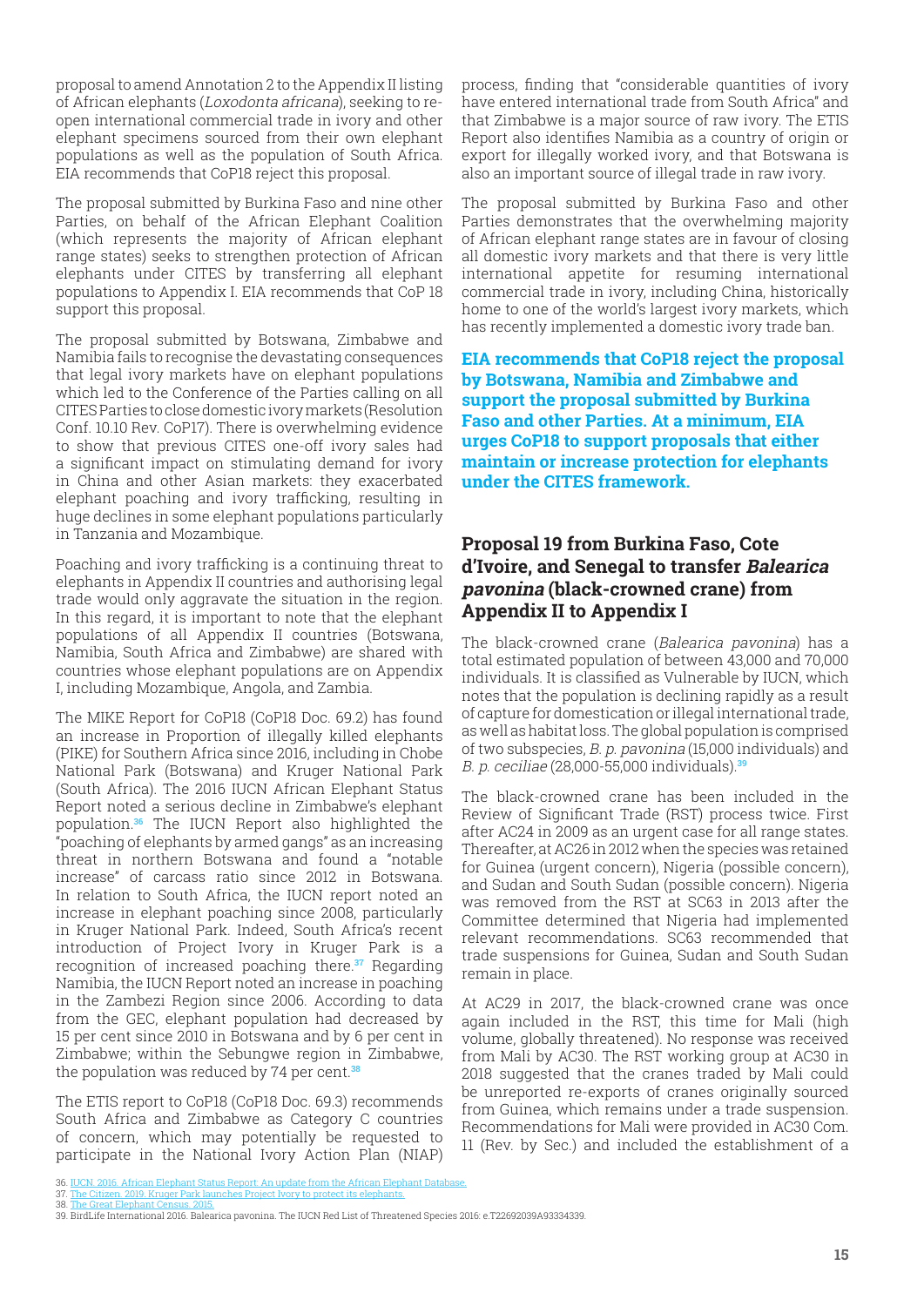proposal to amend Annotation 2 to the Appendix II listing of African elephants (*Loxodonta africana*), seeking to re-open international commercial trade in ivory and other elephant specimens sourced from their own elephant populations as well as the population of South Africa. EIA recommends that CoP18 reject this proposal.

The proposal submitted by Burkina Faso and nine other Parties, on behalf of the African Elephant Coalition (which represents the majority of African elephant range states) seeks to strengthen protection of African elephants under CITES by transferring all elephant populations to Appendix I. EIA recommends that CoP 18 support this proposal.

The proposal submitted by Botswana, Zimbabwe and Namibia fails to recognise the devastating consequences that legal ivory markets have on elephant populations which led to the Conference of the Parties calling on all CITES Parties to close domestic ivory markets (Resolution Conf. 10.10 Rev. CoP17). There is overwhelming evidence to show that previous CITES one-off ivory sales had a significant impact on stimulating demand for ivory in China and other Asian markets: they exacerbated elephant poaching and ivory trafficking, resulting in huge declines in some elephant populations particularly in Tanzania and Mozambique.

Poaching and ivory trafficking is a continuing threat to elephants in Appendix II countries and authorising legal trade would only aggravate the situation in the region. In this regard, it is important to note that the elephant populations of all Appendix II countries (Botswana, Namibia, South Africa and Zimbabwe) are shared with countries whose elephant populations are on Appendix I, including Mozambique, Angola, and Zambia.

The MIKE Report for CoP18 (CoP18 Doc. 69.2) has found an increase in Proportion of illegally killed elephants (PIKE) for Southern Africa since 2016, including in Chobe National Park (Botswana) and Kruger National Park (South Africa). The 2016 IUCN African Elephant Status Report noted a serious decline in Zimbabwe's elephant population.[36] The IUCN Report also highlighted the "poaching of elephants by armed gangs" as an increasing threat in northern Botswana and found a "notable increase" of carcass ratio since 2012 in Botswana. In relation to South Africa, the IUCN report noted an increase in elephant poaching since 2008, particularly in Kruger National Park. Indeed, South Africa's recent introduction of Project Ivory in Kruger Park is a recognition of increased poaching there.[37] Regarding Namibia, the IUCN Report noted an increase in poaching in the Zambezi Region since 2006. According to data from the GEC, elephant population had decreased by 15 per cent since 2010 in Botswana and by 6 per cent in Zimbabwe; within the Sebungwe region in Zimbabwe, the population was reduced by 74 per cent.[38]

The ETIS report to CoP18 (CoP18 Doc. 69.3) recommends South Africa and Zimbabwe as Category C countries of concern, which may potentially be requested to participate in the National Ivory Action Plan (NIAP) process, finding that "considerable quantities of ivory have entered international trade from South Africa" and that Zimbabwe is a major source of raw ivory. The ETIS Report also identifies Namibia as a country of origin or export for illegally worked ivory, and that Botswana is also an important source of illegal trade in raw ivory.

The proposal submitted by Burkina Faso and other Parties demonstrates that the overwhelming majority of African elephant range states are in favour of closing all domestic ivory markets and that there is very little international appetite for resuming international commercial trade in ivory, including China, historically home to one of the world's largest ivory markets, which has recently implemented a domestic ivory trade ban.

**EIA recommends that CoP18 reject the proposal by Botswana, Namibia and Zimbabwe and support the proposal submitted by Burkina Faso and other Parties. At a minimum, EIA urges CoP18 to support proposals that either maintain or increase protection for elephants under the CITES framework.**

## Proposal 19 from Burkina Faso, Cote d'Ivoire, and Senegal to transfer *Balearica pavonina* (black-crowned crane) from Appendix II to Appendix I

The black-crowned crane (*Balearica pavonina*) has a total estimated population of between 43,000 and 70,000 individuals. It is classified as Vulnerable by IUCN, which notes that the population is declining rapidly as a result of capture for domestication or illegal international trade, as well as habitat loss. The global population is comprised of two subspecies, *B. p. pavonina* (15,000 individuals) and *B. p. ceciliae* (28,000-55,000 individuals).[39]

The black-crowned crane has been included in the Review of Significant Trade (RST) process twice. First after AC24 in 2009 as an urgent case for all range states. Thereafter, at AC26 in 2012 when the species was retained for Guinea (urgent concern), Nigeria (possible concern), and Sudan and South Sudan (possible concern). Nigeria was removed from the RST at SC63 in 2013 after the Committee determined that Nigeria had implemented relevant recommendations. SC63 recommended that trade suspensions for Guinea, Sudan and South Sudan remain in place.

At AC29 in 2017, the black-crowned crane was once again included in the RST, this time for Mali (high volume, globally threatened). No response was received from Mali by AC30. The RST working group at AC30 in 2018 suggested that the cranes traded by Mali could be unreported re-exports of cranes originally sourced from Guinea, which remains under a trade suspension. Recommendations for Mali were provided in AC30 Com. 11 (Rev. by Sec.) and included the establishment of a

36. IUCN. 2016. African Elephant Status Report: An update from the African Elephant Database.
37. The Citizen. 2019. Kruger Park launches Project Ivory to protect its elephants.
38. The Great Elephant Census. 2015.
39. BirdLife International 2016. Balearica pavonina. The IUCN Red List of Threatened Species 2016: e.T22692039A93334339.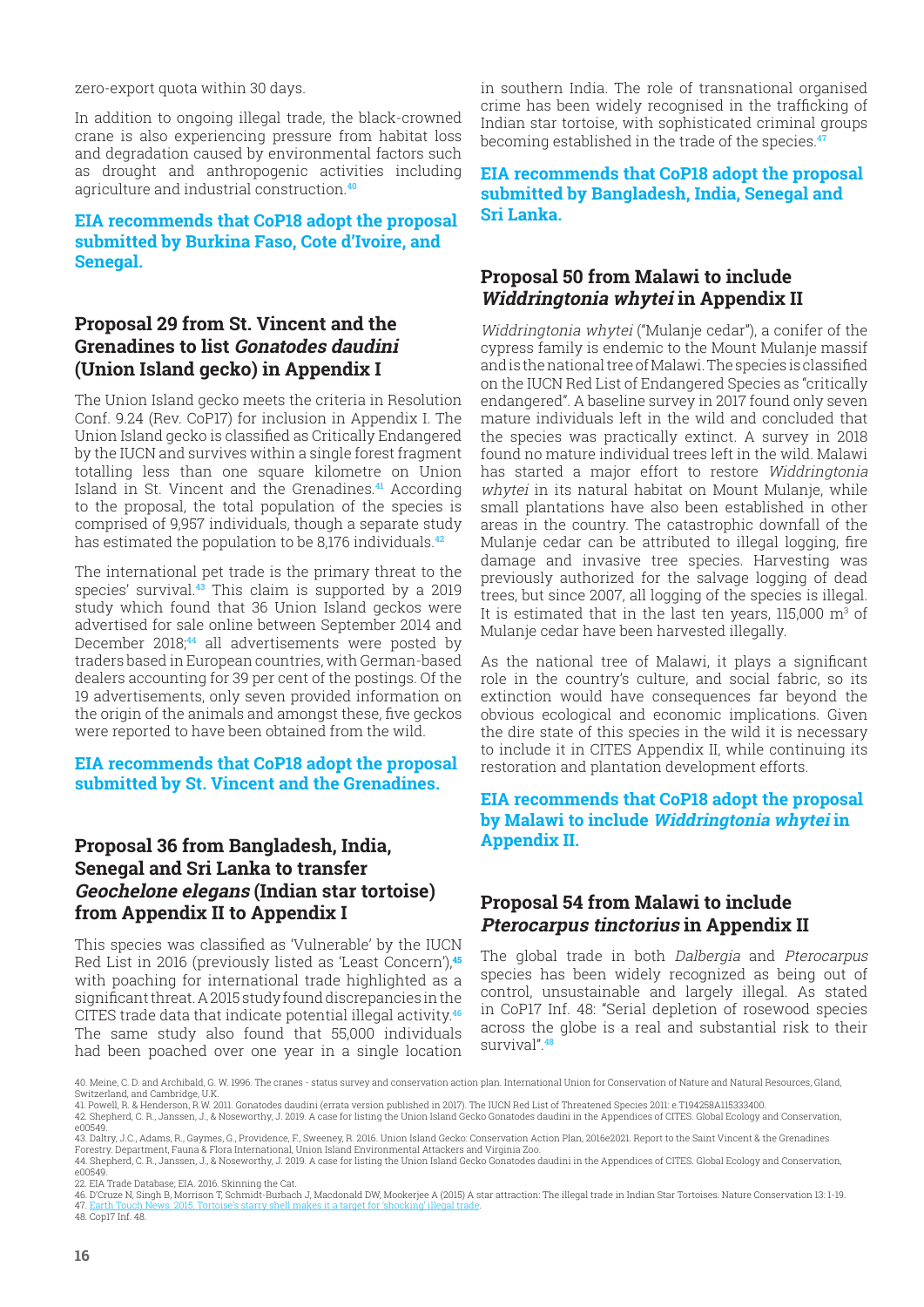zero-export quota within 30 days.

In addition to ongoing illegal trade, the black-crowned crane is also experiencing pressure from habitat loss and degradation caused by environmental factors such as drought and anthropogenic activities including agriculture and industrial construction.[40]

**EIA recommends that CoP18 adopt the proposal submitted by Burkina Faso, Cote d'Ivoire, and Senegal.**

## Proposal 29 from St. Vincent and the Grenadines to list *Gonatodes daudini* (Union Island gecko) in Appendix I

The Union Island gecko meets the criteria in Resolution Conf. 9.24 (Rev. CoP17) for inclusion in Appendix I. The Union Island gecko is classified as Critically Endangered by the IUCN and survives within a single forest fragment totalling less than one square kilometre on Union Island in St. Vincent and the Grenadines.[41] According to the proposal, the total population of the species is comprised of 9,957 individuals, though a separate study has estimated the population to be 8,176 individuals.[42]

The international pet trade is the primary threat to the species' survival.[43] This claim is supported by a 2019 study which found that 36 Union Island geckos were advertised for sale online between September 2014 and December 2018;[44] all advertisements were posted by traders based in European countries, with German-based dealers accounting for 39 per cent of the postings. Of the 19 advertisements, only seven provided information on the origin of the animals and amongst these, five geckos were reported to have been obtained from the wild.

**EIA recommends that CoP18 adopt the proposal submitted by St. Vincent and the Grenadines.**

## Proposal 36 from Bangladesh, India, Senegal and Sri Lanka to transfer *Geochelone elegans* (Indian star tortoise) from Appendix II to Appendix I

This species was classified as 'Vulnerable' by the IUCN Red List in 2016 (previously listed as 'Least Concern'),[45] with poaching for international trade highlighted as a significant threat. A 2015 study found discrepancies in the CITES trade data that indicate potential illegal activity.[46] The same study also found that 55,000 individuals had been poached over one year in a single location in southern India. The role of transnational organised crime has been widely recognised in the trafficking of Indian star tortoise, with sophisticated criminal groups becoming established in the trade of the species.[47]

**EIA recommends that CoP18 adopt the proposal submitted by Bangladesh, India, Senegal and Sri Lanka.**

## Proposal 50 from Malawi to include *Widdringtonia whytei* in Appendix II

*Widdringtonia whytei* ("Mulanje cedar"), a conifer of the cypress family is endemic to the Mount Mulanje massif and is the national tree of Malawi. The species is classified on the IUCN Red List of Endangered Species as "critically endangered". A baseline survey in 2017 found only seven mature individuals left in the wild and concluded that the species was practically extinct. A survey in 2018 found no mature individual trees left in the wild. Malawi has started a major effort to restore *Widdringtonia whytei* in its natural habitat on Mount Mulanje, while small plantations have also been established in other areas in the country. The catastrophic downfall of the Mulanje cedar can be attributed to illegal logging, fire damage and invasive tree species. Harvesting was previously authorized for the salvage logging of dead trees, but since 2007, all logging of the species is illegal. It is estimated that in the last ten years, 115,000 $m^3$ of Mulanje cedar have been harvested illegally.

As the national tree of Malawi, it plays a significant role in the country's culture, and social fabric, so its extinction would have consequences far beyond the obvious ecological and economic implications. Given the dire state of this species in the wild it is necessary to include it in CITES Appendix II, while continuing its restoration and plantation development efforts.

**EIA recommends that CoP18 adopt the proposal by Malawi to include *Widdringtonia whytei* in Appendix II.**

## Proposal 54 from Malawi to include *Pterocarpus tinctorius* in Appendix II

The global trade in both *Dalbergia* and *Pterocarpus* species has been widely recognized as being out of control, unsustainable and largely illegal. As stated in CoP17 Inf. 48: "Serial depletion of rosewood species across the globe is a real and substantial risk to their survival".[48]

40. Meine, C. D. and Archibald, G. W. 1996. The cranes - status survey and conservation action plan. International Union for Conservation of Nature and Natural Resources, Gland, Switzerland, and Cambridge, U.K.
41. Powell, R. & Henderson, R.W. 2011. Gonatodes daudini (errata version published in 2017). The IUCN Red List of Threatened Species 2011: e.T194258A115333400.
42. Shepherd, C. R., Janssen, J., & Noseworthy, J. 2019. A case for listing the Union Island Gecko Gonatodes daudini in the Appendices of CITES. Global Ecology and Conservation, e00549.
43. Daltry, J.C., Adams, R., Gaymes, G., Providence, F., Sweeney, R. 2016. Union Island Gecko: Conservation Action Plan, 2016e2021. Report to the Saint Vincent & the Grenadines Forestry. Department, Fauna & Flora International, Union Island Environmental Attackers and Virginia Zoo.
44. Shepherd, C. R., Janssen, J., & Noseworthy, J. 2019. A case for listing the Union Island Gecko Gonatodes daudini in the Appendices of CITES. Global Ecology and Conservation, e00549.
22. EIA Trade Database; EIA. 2016. Skinning the Cat.
46. D'Cruze N, Singh B, Morrison T, Schmidt-Burbach J, Macdonald DW, Mookerjee A (2015) A star attraction: The illegal trade in Indian Star Tortoises. Nature Conservation 13: 1-19.
47. Earth Touch News. 2015. Tortoise's starry shell makes it a target for 'shocking' illegal trade.
48. Cop17 Inf. 48.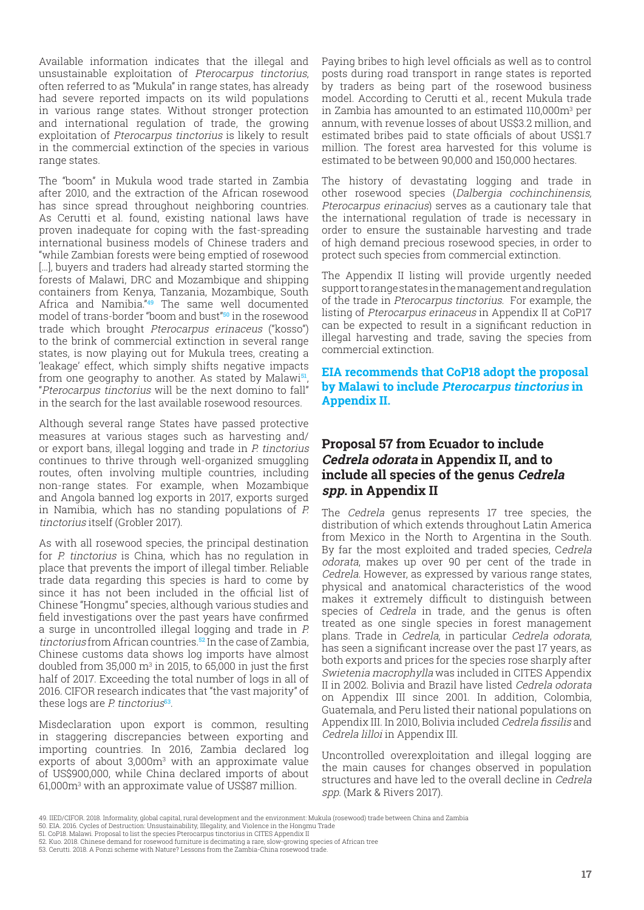Available information indicates that the illegal and unsustainable exploitation of *Pterocarpus tinctorius*, often referred to as "Mukula" in range states, has already had severe reported impacts on its wild populations in various range states. Without stronger protection and international regulation of trade, the growing exploitation of *Pterocarpus tinctorius* is likely to result in the commercial extinction of the species in various range states.

The "boom" in Mukula wood trade started in Zambia after 2010, and the extraction of the African rosewood has since spread throughout neighboring countries. As Cerutti et al. found, existing national laws have proven inadequate for coping with the fast-spreading international business models of Chinese traders and "while Zambian forests were being emptied of rosewood [...], buyers and traders had already started storming the forests of Malawi, DRC and Mozambique and shipping containers from Kenya, Tanzania, Mozambique, South Africa and Namibia."[49] The same well documented model of trans-border "boom and bust"[50] in the rosewood trade which brought *Pterocarpus erinaceus* ("kosso") to the brink of commercial extinction in several range states, is now playing out for Mukula trees, creating a 'leakage' effect, which simply shifts negative impacts from one geography to another. As stated by Malawi[51], "*Pterocarpus tinctorius* will be the next domino to fall" in the search for the last available rosewood resources.

Although several range States have passed protective measures at various stages such as harvesting and/or export bans, illegal logging and trade in *P. tinctorius* continues to thrive through well-organized smuggling routes, often involving multiple countries, including non-range states. For example, when Mozambique and Angola banned log exports in 2017, exports surged in Namibia, which has no standing populations of *P. tinctorius* itself (Grobler 2017).

As with all rosewood species, the principal destination for *P. tinctorius* is China, which has no regulation in place that prevents the import of illegal timber. Reliable trade data regarding this species is hard to come by since it has not been included in the official list of Chinese "Hongmu" species, although various studies and field investigations over the past years have confirmed a surge in uncontrolled illegal logging and trade in *P. tinctorius* from African countries.[52] In the case of Zambia, Chinese customs data shows log imports have almost doubled from 35,000 m³ in 2015, to 65,000 in just the first half of 2017. Exceeding the total number of logs in all of 2016. CIFOR research indicates that "the vast majority" of these logs are *P. tinctorius*[53].

Misdeclaration upon export is common, resulting in staggering discrepancies between exporting and importing countries. In 2016, Zambia declared log exports of about 3,000m³ with an approximate value of US$900,000, while China declared imports of about 61,000m³ with an approximate value of US$87 million.

Paying bribes to high level officials as well as to control posts during road transport in range states is reported by traders as being part of the rosewood business model. According to Cerutti et al., recent Mukula trade in Zambia has amounted to an estimated 110,000m³ per annum, with revenue losses of about US$3.2 million, and estimated bribes paid to state officials of about US$1.7 million. The forest area harvested for this volume is estimated to be between 90,000 and 150,000 hectares.

The history of devastating logging and trade in other rosewood species (*Dalbergia cochinchinensis, Pterocarpus erinacius*) serves as a cautionary tale that the international regulation of trade is necessary in order to ensure the sustainable harvesting and trade of high demand precious rosewood species, in order to protect such species from commercial extinction.

The Appendix II listing will provide urgently needed support to range states in the management and regulation of the trade in *Pterocarpus tinctorius*. For example, the listing of *Pterocarpus erinaceus* in Appendix II at CoP17 can be expected to result in a significant reduction in illegal harvesting and trade, saving the species from commercial extinction.

**EIA recommends that CoP18 adopt the proposal by Malawi to include *Pterocarpus tinctorius* in Appendix II.**

## Proposal 57 from Ecuador to include *Cedrela odorata* in Appendix II, and to include all species of the genus *Cedrela spp.* in Appendix II

The *Cedrela* genus represents 17 tree species, the distribution of which extends throughout Latin America from Mexico in the North to Argentina in the South. By far the most exploited and traded species, *Cedrela odorata*, makes up over 90 per cent of the trade in *Cedrela*. However, as expressed by various range states, physical and anatomical characteristics of the wood makes it extremely difficult to distinguish between species of *Cedrela* in trade, and the genus is often treated as one single species in forest management plans. Trade in *Cedrela*, in particular *Cedrela odorata*, has seen a significant increase over the past 17 years, as both exports and prices for the species rose sharply after *Swietenia macrophylla* was included in CITES Appendix II in 2002. Bolivia and Brazil have listed *Cedrela odorata* on Appendix III since 2001. In addition, Colombia, Guatemala, and Peru listed their national populations on Appendix III. In 2010, Bolivia included *Cedrela fissilis* and *Cedrela lilloi* in Appendix III.

Uncontrolled overexploitation and illegal logging are the main causes for changes observed in population structures and have led to the overall decline in *Cedrela spp.* (Mark & Rivers 2017).

49. IIED/CIFOR. 2018. Informality, global capital, rural development and the environment: Mukula (rosewood) trade between China and Zambia
50. EIA. 2016. Cycles of Destruction: Unsustainability, Illegality, and Violence in the Hongmu Trade
51. CoP18. Malawi. Proposal to list the species Pterocarpus tinctorius in CITES Appendix II
52. Kuo. 2018. Chinese demand for rosewood furniture is decimating a rare, slow-growing species of African tree
53. Cerutti. 2018. A Ponzi scheme with Nature? Lessons from the Zambia-China rosewood trade.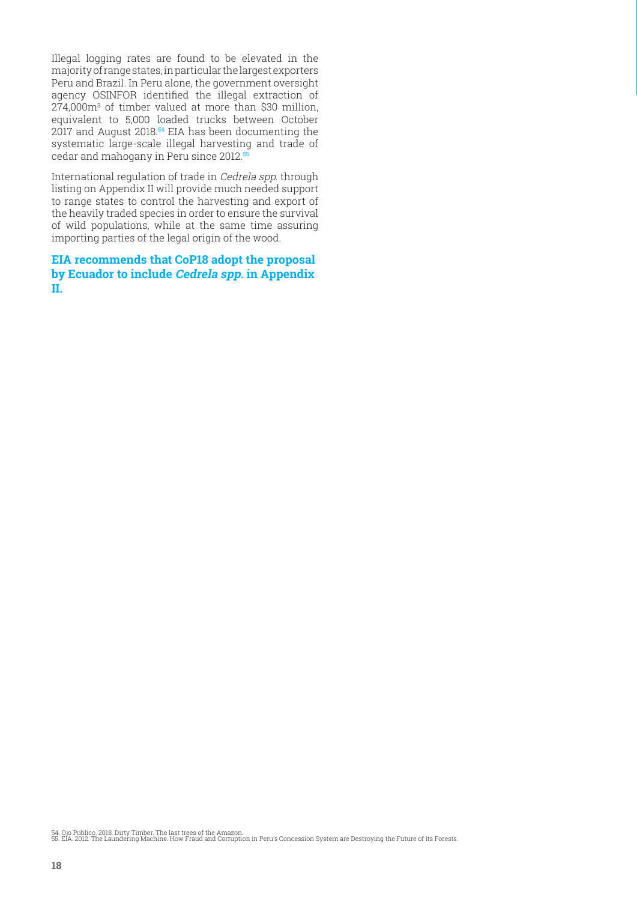Illegal logging rates are found to be elevated in the majority of range states, in particular the largest exporters Peru and Brazil. In Peru alone, the government oversight agency OSINFOR identified the illegal extraction of 274,000m$^3$ of timber valued at more than \$30 million, equivalent to 5,000 loaded trucks between October 2017 and August 2018.[54] EIA has been documenting the systematic large-scale illegal harvesting and trade of cedar and mahogany in Peru since 2012.[55]

International regulation of trade in *Cedrela spp.* through listing on Appendix II will provide much needed support to range states to control the harvesting and export of the heavily traded species in order to ensure the survival of wild populations, while at the same time assuring importing parties of the legal origin of the wood.

**EIA recommends that CoP18 adopt the proposal by Ecuador to include *Cedrela spp.* in Appendix II.**

54. Ojo Publico. 2018. Dirty Timber. The last trees of the Amazon.
55. EIA. 2012. The Laundering Machine. How Fraud and Corruption in Peru's Concession System are Destroying the Future of its Forests.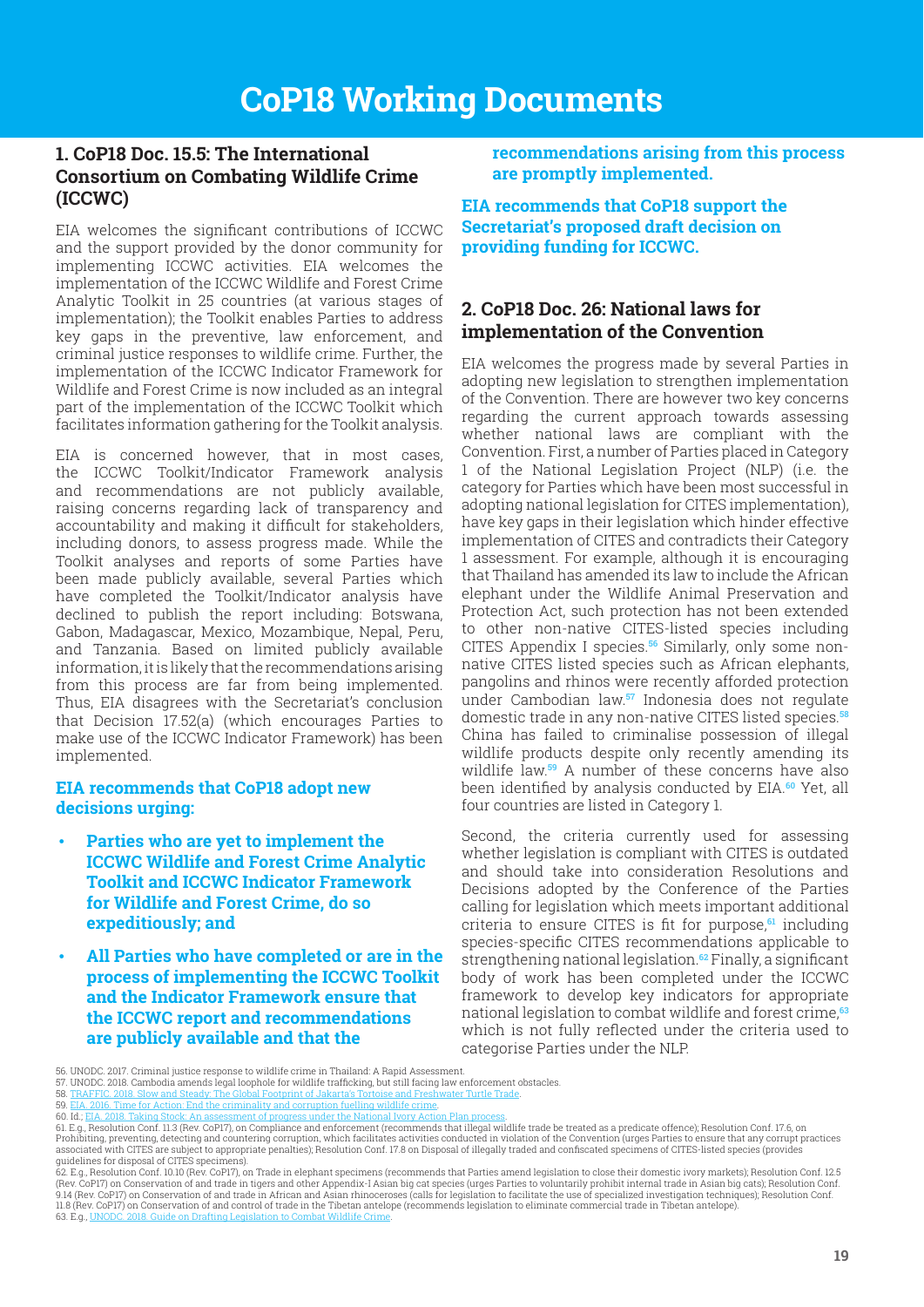# CoP18 Working Documents

## 1. CoP18 Doc. 15.5: The International Consortium on Combating Wildlife Crime (ICCWC)

EIA welcomes the significant contributions of ICCWC and the support provided by the donor community for implementing ICCWC activities. EIA welcomes the implementation of the ICCWC Wildlife and Forest Crime Analytic Toolkit in 25 countries (at various stages of implementation); the Toolkit enables Parties to address key gaps in the preventive, law enforcement, and criminal justice responses to wildlife crime. Further, the implementation of the ICCWC Indicator Framework for Wildlife and Forest Crime is now included as an integral part of the implementation of the ICCWC Toolkit which facilitates information gathering for the Toolkit analysis.

EIA is concerned however, that in most cases, the ICCWC Toolkit/Indicator Framework analysis and recommendations are not publicly available, raising concerns regarding lack of transparency and accountability and making it difficult for stakeholders, including donors, to assess progress made. While the Toolkit analyses and reports of some Parties have been made publicly available, several Parties which have completed the Toolkit/Indicator analysis have declined to publish the report including: Botswana, Gabon, Madagascar, Mexico, Mozambique, Nepal, Peru, and Tanzania. Based on limited publicly available information, it is likely that the recommendations arising from this process are far from being implemented. Thus, EIA disagrees with the Secretariat's conclusion that Decision 17.52(a) (which encourages Parties to make use of the ICCWC Indicator Framework) has been implemented.

**EIA recommends that CoP18 adopt new decisions urging:**

- **Parties who are yet to implement the ICCWC Wildlife and Forest Crime Analytic Toolkit and ICCWC Indicator Framework for Wildlife and Forest Crime, do so expeditiously; and**
- **All Parties who have completed or are in the process of implementing the ICCWC Toolkit and the Indicator Framework ensure that the ICCWC report and recommendations are publicly available and that the recommendations arising from this process are promptly implemented.**

**EIA recommends that CoP18 support the Secretariat's proposed draft decision on providing funding for ICCWC.**

## 2. CoP18 Doc. 26: National laws for implementation of the Convention

EIA welcomes the progress made by several Parties in adopting new legislation to strengthen implementation of the Convention. There are however two key concerns regarding the current approach towards assessing whether national laws are compliant with the Convention. First, a number of Parties placed in Category 1 of the National Legislation Project (NLP) (i.e. the category for Parties which have been most successful in adopting national legislation for CITES implementation), have key gaps in their legislation which hinder effective implementation of CITES and contradicts their Category 1 assessment. For example, although it is encouraging that Thailand has amended its law to include the African elephant under the Wildlife Animal Preservation and Protection Act, such protection has not been extended to other non-native CITES-listed species including CITES Appendix I species.[56] Similarly, only some non-native CITES listed species such as African elephants, pangolins and rhinos were recently afforded protection under Cambodian law.[57] Indonesia does not regulate domestic trade in any non-native CITES listed species.[58] China has failed to criminalise possession of illegal wildlife products despite only recently amending its wildlife law.[59] A number of these concerns have also been identified by analysis conducted by EIA.[60] Yet, all four countries are listed in Category 1.

Second, the criteria currently used for assessing whether legislation is compliant with CITES is outdated and should take into consideration Resolutions and Decisions adopted by the Conference of the Parties calling for legislation which meets important additional criteria to ensure CITES is fit for purpose,[61] including species-specific CITES recommendations applicable to strengthening national legislation.[62] Finally, a significant body of work has been completed under the ICCWC framework to develop key indicators for appropriate national legislation to combat wildlife and forest crime,[63] which is not fully reflected under the criteria used to categorise Parties under the NLP.

56. UNODC. 2017. Criminal justice response to wildlife crime in Thailand: A Rapid Assessment.
57. UNODC. 2018. Cambodia amends legal loophole for wildlife trafficking, but still facing law enforcement obstacles.
58. TRAFFIC. 2018. Slow and Steady: The Global Footprint of Jakarta's Tortoise and Freshwater Turtle Trade.
59. EIA. 2016. Time for Action: End the criminality and corruption fuelling wildlife crime.
60. Id.; EIA. 2018. Taking Stock: An assessment of progress under the National Ivory Action Plan process.
61. E.g., Resolution Conf. 11.3 (Rev. CoP17), on Compliance and enforcement (recommends that illegal wildlife trade be treated as a predicate offence); Resolution Conf. 17.6, on Prohibiting, preventing, detecting and countering corruption, which facilitates activities conducted in violation of the Convention (urges Parties to ensure that any corrupt practices associated with CITES are subject to appropriate penalties); Resolution Conf. 17.8 on Disposal of illegally traded and confiscated specimens of CITES-listed species (provides guidelines for disposal of CITES specimens).
62. E.g., Resolution Conf. 10.10 (Rev. CoP17), on Trade in elephant specimens (recommends that Parties amend legislation to close their domestic ivory markets); Resolution Conf. 12.5 (Rev. CoP17) on Conservation of and trade in tigers and other Appendix-I Asian big cat species (urges Parties to voluntarily prohibit internal trade in Asian big cats); Resolution Conf. 9.14 (Rev. CoP17) on Conservation of and trade in African and Asian rhinoceroses (calls for legislation to facilitate the use of specialized investigation techniques); Resolution Conf. 11.8 (Rev. CoP17) on Conservation of and control of trade in the Tibetan antelope (recommends legislation to eliminate commercial trade in Tibetan antelope).
63. E.g., UNODC. 2018. Guide on Drafting Legislation to Combat Wildlife Crime.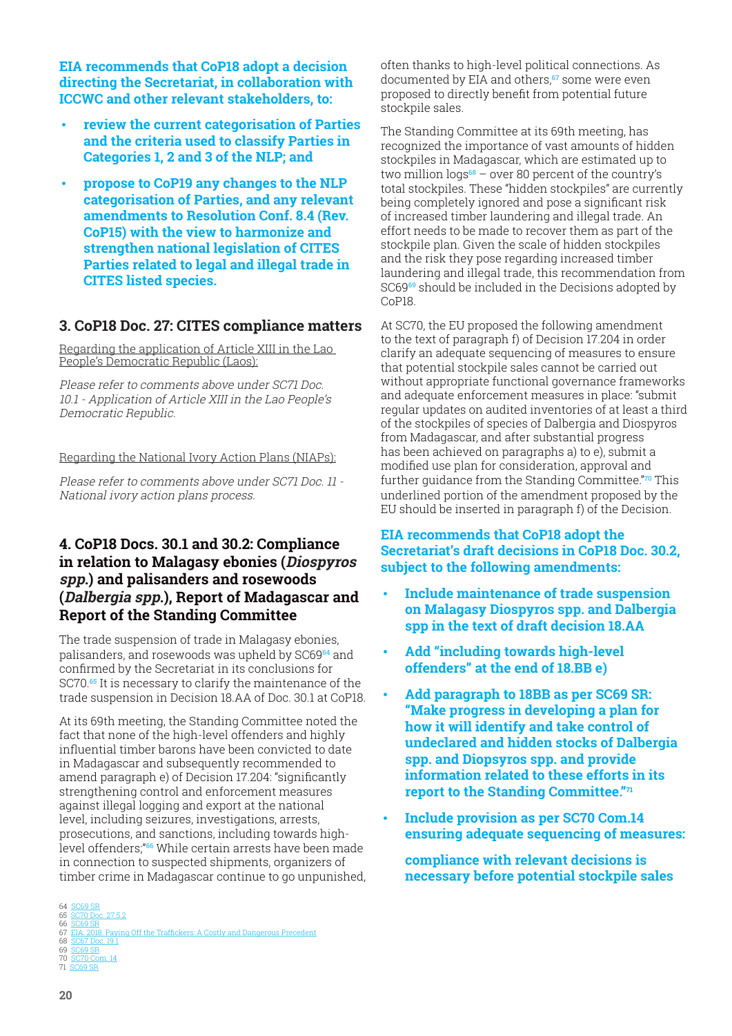**EIA recommends that CoP18 adopt a decision directing the Secretariat, in collaboration with ICCWC and other relevant stakeholders, to:**

- **review the current categorisation of Parties and the criteria used to classify Parties in Categories 1, 2 and 3 of the NLP; and**
- **propose to CoP19 any changes to the NLP categorisation of Parties, and any relevant amendments to Resolution Conf. 8.4 (Rev. CoP15) with the view to harmonize and strengthen national legislation of CITES Parties related to legal and illegal trade in CITES listed species.**

## 3. CoP18 Doc. 27: CITES compliance matters

Regarding the application of Article XIII in the Lao People's Democratic Republic (Laos):

*Please refer to comments above under SC71 Doc. 10.1 - Application of Article XIII in the Lao People's Democratic Republic.*

Regarding the National Ivory Action Plans (NIAPs):

*Please refer to comments above under SC71 Doc. 11 - National ivory action plans process.*

## 4. CoP18 Docs. 30.1 and 30.2: Compliance in relation to Malagasy ebonies (*Diospyros spp.*) and palisanders and rosewoods (*Dalbergia spp.*), Report of Madagascar and Report of the Standing Committee

The trade suspension of trade in Malagasy ebonies, palisanders, and rosewoods was upheld by SC69[64] and confirmed by the Secretariat in its conclusions for SC70.[65] It is necessary to clarify the maintenance of the trade suspension in Decision 18.AA of Doc. 30.1 at CoP18.

At its 69th meeting, the Standing Committee noted the fact that none of the high-level offenders and highly influential timber barons have been convicted to date in Madagascar and subsequently recommended to amend paragraph e) of Decision 17.204: "significantly strengthening control and enforcement measures against illegal logging and export at the national level, including seizures, investigations, arrests, prosecutions, and sanctions, including towards high-level offenders;"[66] While certain arrests have been made in connection to suspected shipments, organizers of timber crime in Madagascar continue to go unpunished, often thanks to high-level political connections. As documented by EIA and others,[67] some were even proposed to directly benefit from potential future stockpile sales.

The Standing Committee at its 69th meeting, has recognized the importance of vast amounts of hidden stockpiles in Madagascar, which are estimated up to two million logs[68] – over 80 percent of the country's total stockpiles. These "hidden stockpiles" are currently being completely ignored and pose a significant risk of increased timber laundering and illegal trade. An effort needs to be made to recover them as part of the stockpile plan. Given the scale of hidden stockpiles and the risk they pose regarding increased timber laundering and illegal trade, this recommendation from SC69[69] should be included in the Decisions adopted by CoP18.

At SC70, the EU proposed the following amendment to the text of paragraph f) of Decision 17.204 in order clarify an adequate sequencing of measures to ensure that potential stockpile sales cannot be carried out without appropriate functional governance frameworks and adequate enforcement measures in place: "submit regular updates on audited inventories of at least a third of the stockpiles of species of Dalbergia and Diospyros from Madagascar, and after substantial progress has been achieved on paragraphs a) to e), submit a modified use plan for consideration, approval and further guidance from the Standing Committee."[70] This underlined portion of the amendment proposed by the EU should be inserted in paragraph f) of the Decision.

**EIA recommends that CoP18 adopt the Secretariat's draft decisions in CoP18 Doc. 30.2, subject to the following amendments:**

- **Include maintenance of trade suspension on Malagasy Diospyros spp. and Dalbergia spp in the text of draft decision 18.AA**
- **Add "including towards high-level offenders" at the end of 18.BB e)**
- **Add paragraph to 18BB as per SC69 SR: "Make progress in developing a plan for how it will identify and take control of undeclared and hidden stocks of Dalbergia spp. and Diopsyros spp. and provide information related to these efforts in its report to the Standing Committee."[71]**
- **Include provision as per SC70 Com.14 ensuring adequate sequencing of measures:**

  **compliance with relevant decisions is necessary before potential stockpile sales**

---

64 SC69 SR
65 SC70 Doc. 27.5.2
66 SC69 SR
67 EIA, 2018. Paying Off the Traffickers: A Costly and Dangerous Precedent
68 SC67 Doc. 19.1
69 SC69 SR
70 SC70 Com. 14
71 SC69 SR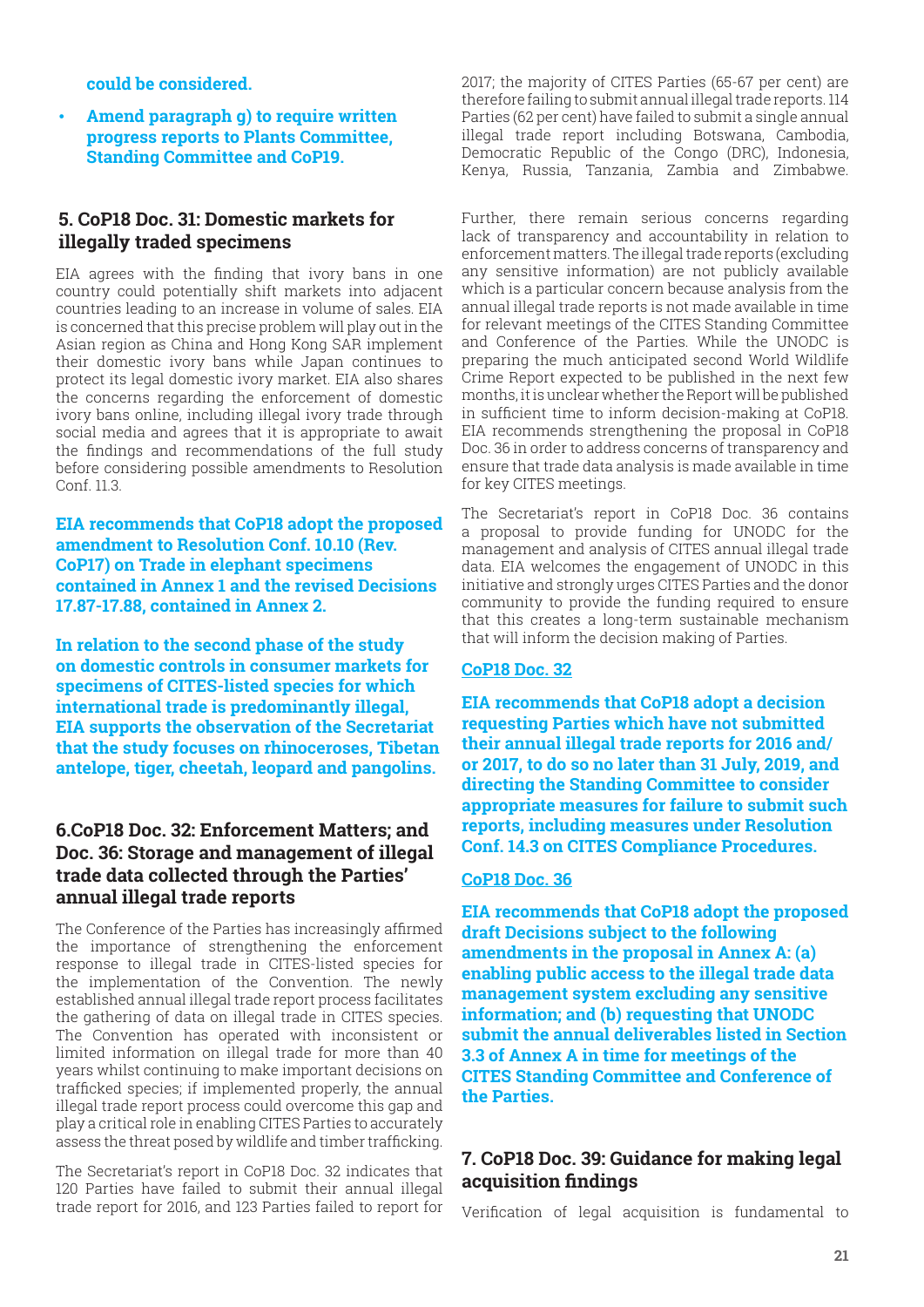**could be considered.**

- **Amend paragraph g) to require written progress reports to Plants Committee, Standing Committee and CoP19.**

## 5. CoP18 Doc. 31: Domestic markets for illegally traded specimens

EIA agrees with the finding that ivory bans in one country could potentially shift markets into adjacent countries leading to an increase in volume of sales. EIA is concerned that this precise problem will play out in the Asian region as China and Hong Kong SAR implement their domestic ivory bans while Japan continues to protect its legal domestic ivory market. EIA also shares the concerns regarding the enforcement of domestic ivory bans online, including illegal ivory trade through social media and agrees that it is appropriate to await the findings and recommendations of the full study before considering possible amendments to Resolution Conf. 11.3.

**EIA recommends that CoP18 adopt the proposed amendment to Resolution Conf. 10.10 (Rev. CoP17) on Trade in elephant specimens contained in Annex 1 and the revised Decisions 17.87-17.88, contained in Annex 2.**

**In relation to the second phase of the study on domestic controls in consumer markets for specimens of CITES-listed species for which international trade is predominantly illegal, EIA supports the observation of the Secretariat that the study focuses on rhinoceroses, Tibetan antelope, tiger, cheetah, leopard and pangolins.**

## 6.CoP18 Doc. 32: Enforcement Matters; and Doc. 36: Storage and management of illegal trade data collected through the Parties' annual illegal trade reports

The Conference of the Parties has increasingly affirmed the importance of strengthening the enforcement response to illegal trade in CITES-listed species for the implementation of the Convention. The newly established annual illegal trade report process facilitates the gathering of data on illegal trade in CITES species. The Convention has operated with inconsistent or limited information on illegal trade for more than 40 years whilst continuing to make important decisions on trafficked species; if implemented properly, the annual illegal trade report process could overcome this gap and play a critical role in enabling CITES Parties to accurately assess the threat posed by wildlife and timber trafficking.

The Secretariat's report in CoP18 Doc. 32 indicates that 120 Parties have failed to submit their annual illegal trade report for 2016, and 123 Parties failed to report for 2017; the majority of CITES Parties (65-67 per cent) are therefore failing to submit annual illegal trade reports. 114 Parties (62 per cent) have failed to submit a single annual illegal trade report including Botswana, Cambodia, Democratic Republic of the Congo (DRC), Indonesia, Kenya, Russia, Tanzania, Zambia and Zimbabwe.

Further, there remain serious concerns regarding lack of transparency and accountability in relation to enforcement matters. The illegal trade reports (excluding any sensitive information) are not publicly available which is a particular concern because analysis from the annual illegal trade reports is not made available in time for relevant meetings of the CITES Standing Committee and Conference of the Parties. While the UNODC is preparing the much anticipated second World Wildlife Crime Report expected to be published in the next few months, it is unclear whether the Report will be published in sufficient time to inform decision-making at CoP18. EIA recommends strengthening the proposal in CoP18 Doc. 36 in order to address concerns of transparency and ensure that trade data analysis is made available in time for key CITES meetings.

The Secretariat's report in CoP18 Doc. 36 contains a proposal to provide funding for UNODC for the management and analysis of CITES annual illegal trade data. EIA welcomes the engagement of UNODC in this initiative and strongly urges CITES Parties and the donor community to provide the funding required to ensure that this creates a long-term sustainable mechanism that will inform the decision making of Parties.

**CoP18 Doc. 32**

**EIA recommends that CoP18 adopt a decision requesting Parties which have not submitted their annual illegal trade reports for 2016 and/or 2017, to do so no later than 31 July, 2019, and directing the Standing Committee to consider appropriate measures for failure to submit such reports, including measures under Resolution Conf. 14.3 on CITES Compliance Procedures.**

**CoP18 Doc. 36**

**EIA recommends that CoP18 adopt the proposed draft Decisions subject to the following amendments in the proposal in Annex A: (a) enabling public access to the illegal trade data management system excluding any sensitive information; and (b) requesting that UNODC submit the annual deliverables listed in Section 3.3 of Annex A in time for meetings of the CITES Standing Committee and Conference of the Parties.**

## 7. CoP18 Doc. 39: Guidance for making legal acquisition findings

Verification of legal acquisition is fundamental to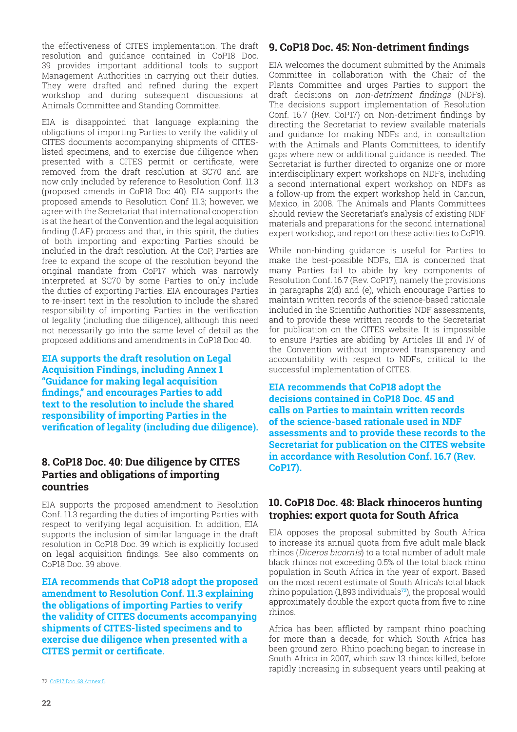the effectiveness of CITES implementation. The draft resolution and guidance contained in CoP18 Doc. 39 provides important additional tools to support Management Authorities in carrying out their duties. They were drafted and refined during the expert workshop and during subsequent discussions at Animals Committee and Standing Committee.

EIA is disappointed that language explaining the obligations of importing Parties to verify the validity of CITES documents accompanying shipments of CITES-listed specimens, and to exercise due diligence when presented with a CITES permit or certificate, were removed from the draft resolution at SC70 and are now only included by reference to Resolution Conf. 11.3 (proposed amends in CoP18 Doc 40). EIA supports the proposed amends to Resolution Conf 11.3; however, we agree with the Secretariat that international cooperation is at the heart of the Convention and the legal acquisition finding (LAF) process and that, in this spirit, the duties of both importing and exporting Parties should be included in the draft resolution. At the CoP, Parties are free to expand the scope of the resolution beyond the original mandate from CoP17 which was narrowly interpreted at SC70 by some Parties to only include the duties of exporting Parties. EIA encourages Parties to re-insert text in the resolution to include the shared responsibility of importing Parties in the verification of legality (including due diligence), although this need not necessarily go into the same level of detail as the proposed additions and amendments in CoP18 Doc 40.

**EIA supports the draft resolution on Legal Acquisition Findings, including Annex 1 "Guidance for making legal acquisition findings," and encourages Parties to add text to the resolution to include the shared responsibility of importing Parties in the verification of legality (including due diligence).**

## 8. CoP18 Doc. 40: Due diligence by CITES Parties and obligations of importing countries

EIA supports the proposed amendment to Resolution Conf. 11.3 regarding the duties of importing Parties with respect to verifying legal acquisition. In addition, EIA supports the inclusion of similar language in the draft resolution in CoP18 Doc. 39 which is explicitly focused on legal acquisition findings. See also comments on CoP18 Doc. 39 above.

**EIA recommends that CoP18 adopt the proposed amendment to Resolution Conf. 11.3 explaining the obligations of importing Parties to verify the validity of CITES documents accompanying shipments of CITES-listed specimens and to exercise due diligence when presented with a CITES permit or certificate.**

## 9. CoP18 Doc. 45: Non-detriment findings

EIA welcomes the document submitted by the Animals Committee in collaboration with the Chair of the Plants Committee and urges Parties to support the draft decisions on *non-detriment findings* (NDFs). The decisions support implementation of Resolution Conf. 16.7 (Rev. CoP17) on Non-detriment findings by directing the Secretariat to review available materials and guidance for making NDFs and, in consultation with the Animals and Plants Committees, to identify gaps where new or additional guidance is needed. The Secretariat is further directed to organize one or more interdisciplinary expert workshops on NDFs, including a second international expert workshop on NDFs as a follow-up from the expert workshop held in Cancun, Mexico, in 2008. The Animals and Plants Committees should review the Secretariat's analysis of existing NDF materials and preparations for the second international expert workshop, and report on these activities to CoP19.

While non-binding guidance is useful for Parties to make the best-possible NDFs, EIA is concerned that many Parties fail to abide by key components of Resolution Conf. 16.7 (Rev. CoP17), namely the provisions in paragraphs 2(d) and (e), which encourage Parties to maintain written records of the science-based rationale included in the Scientific Authorities' NDF assessments, and to provide these written records to the Secretariat for publication on the CITES website. It is impossible to ensure Parties are abiding by Articles III and IV of the Convention without improved transparency and accountability with respect to NDFs, critical to the successful implementation of CITES.

**EIA recommends that CoP18 adopt the decisions contained in CoP18 Doc. 45 and calls on Parties to maintain written records of the science-based rationale used in NDF assessments and to provide these records to the Secretariat for publication on the CITES website in accordance with Resolution Conf. 16.7 (Rev. CoP17).**

## 10. CoP18 Doc. 48: Black rhinoceros hunting trophies: export quota for South Africa

EIA opposes the proposal submitted by South Africa to increase its annual quota from five adult male black rhinos (*Diceros bicornis*) to a total number of adult male black rhinos not exceeding 0.5% of the total black rhino population in South Africa in the year of export. Based on the most recent estimate of South Africa's total black rhino population (1,893 individuals[72]), the proposal would approximately double the export quota from five to nine rhinos.

Africa has been afflicted by rampant rhino poaching for more than a decade, for which South Africa has been ground zero. Rhino poaching began to increase in South Africa in 2007, which saw 13 rhinos killed, before rapidly increasing in subsequent years until peaking at

72. CoP17 Doc. 68 Annex 5.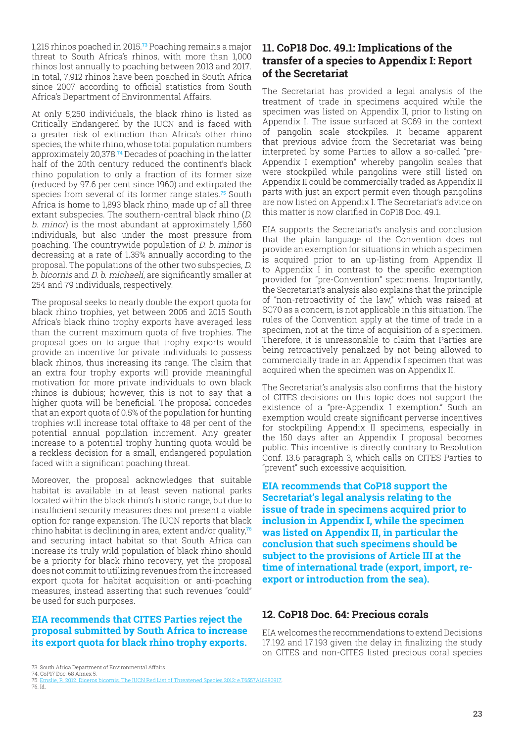1,215 rhinos poached in 2015.[73] Poaching remains a major threat to South Africa's rhinos, with more than 1,000 rhinos lost annually to poaching between 2013 and 2017. In total, 7,912 rhinos have been poached in South Africa since 2007 according to official statistics from South Africa's Department of Environmental Affairs.

At only 5,250 individuals, the black rhino is listed as Critically Endangered by the IUCN and is faced with a greater risk of extinction than Africa's other rhino species, the white rhino, whose total population numbers approximately 20,378.[74] Decades of poaching in the latter half of the 20th century reduced the continent's black rhino population to only a fraction of its former size (reduced by 97.6 per cent since 1960) and extirpated the species from several of its former range states.[75] South Africa is home to 1,893 black rhino, made up of all three extant subspecies. The southern-central black rhino (*D. b. minor*) is the most abundant at approximately 1,560 individuals, but also under the most pressure from poaching. The countrywide population of *D. b. minor* is decreasing at a rate of 1.35% annually according to the proposal. The populations of the other two subspecies, *D. b. bicornis* and *D. b. michaeli*, are significantly smaller at 254 and 79 individuals, respectively.

The proposal seeks to nearly double the export quota for black rhino trophies, yet between 2005 and 2015 South Africa's black rhino trophy exports have averaged less than the current maximum quota of five trophies. The proposal goes on to argue that trophy exports would provide an incentive for private individuals to possess black rhinos, thus increasing its range. The claim that an extra four trophy exports will provide meaningful motivation for more private individuals to own black rhinos is dubious; however, this is not to say that a higher quota will be beneficial. The proposal concedes that an export quota of 0.5% of the population for hunting trophies will increase total offtake to 48 per cent of the potential annual population increment. Any greater increase to a potential trophy hunting quota would be a reckless decision for a small, endangered population faced with a significant poaching threat.

Moreover, the proposal acknowledges that suitable habitat is available in at least seven national parks located within the black rhino's historic range, but due to insufficient security measures does not present a viable option for range expansion. The IUCN reports that black rhino habitat is declining in area, extent and/or quality,[76] and securing intact habitat so that South Africa can increase its truly wild population of black rhino should be a priority for black rhino recovery, yet the proposal does not commit to utilizing revenues from the increased export quota for habitat acquisition or anti-poaching measures, instead asserting that such revenues "could" be used for such purposes.

**EIA recommends that CITES Parties reject the proposal submitted by South Africa to increase its export quota for black rhino trophy exports.**

## 11. CoP18 Doc. 49.1: Implications of the transfer of a species to Appendix I: Report of the Secretariat

The Secretariat has provided a legal analysis of the treatment of trade in specimens acquired while the specimen was listed on Appendix II, prior to listing on Appendix I. The issue surfaced at SC69 in the context of pangolin scale stockpiles. It became apparent that previous advice from the Secretariat was being interpreted by some Parties to allow a so-called "pre-Appendix I exemption" whereby pangolin scales that were stockpiled while pangolins were still listed on Appendix II could be commercially traded as Appendix II parts with just an export permit even though pangolins are now listed on Appendix I. The Secretariat's advice on this matter is now clarified in CoP18 Doc. 49.1.

EIA supports the Secretariat's analysis and conclusion that the plain language of the Convention does not provide an exemption for situations in which a specimen is acquired prior to an up-listing from Appendix II to Appendix I in contrast to the specific exemption provided for "pre-Convention" specimens. Importantly, the Secretariat's analysis also explains that the principle of "non-retroactivity of the law," which was raised at SC70 as a concern, is not applicable in this situation. The rules of the Convention apply at the time of trade in a specimen, not at the time of acquisition of a specimen. Therefore, it is unreasonable to claim that Parties are being retroactively penalized by not being allowed to commercially trade in an Appendix I specimen that was acquired when the specimen was on Appendix II.

The Secretariat's analysis also confirms that the history of CITES decisions on this topic does not support the existence of a "pre-Appendix I exemption." Such an exemption would create significant perverse incentives for stockpiling Appendix II specimens, especially in the 150 days after an Appendix I proposal becomes public. This incentive is directly contrary to Resolution Conf. 13.6 paragraph 3, which calls on CITES Parties to "prevent" such excessive acquisition.

**EIA recommends that CoP18 support the Secretariat's legal analysis relating to the issue of trade in specimens acquired prior to inclusion in Appendix I, while the specimen was listed on Appendix II, in particular the conclusion that such specimens should be subject to the provisions of Article III at the time of international trade (export, import, re-export or introduction from the sea).**

## 12. CoP18 Doc. 64: Precious corals

EIA welcomes the recommendations to extend Decisions 17.192 and 17.193 given the delay in finalizing the study on CITES and non-CITES listed precious coral species

---

73. South Africa Department of Environmental Affairs
74. CoP17 Doc. 68 Annex 5.
75. Emslie, R. 2012. Diceros bicornis. The IUCN Red List of Threatened Species 2012: e.T6557A16980917.
76. Id.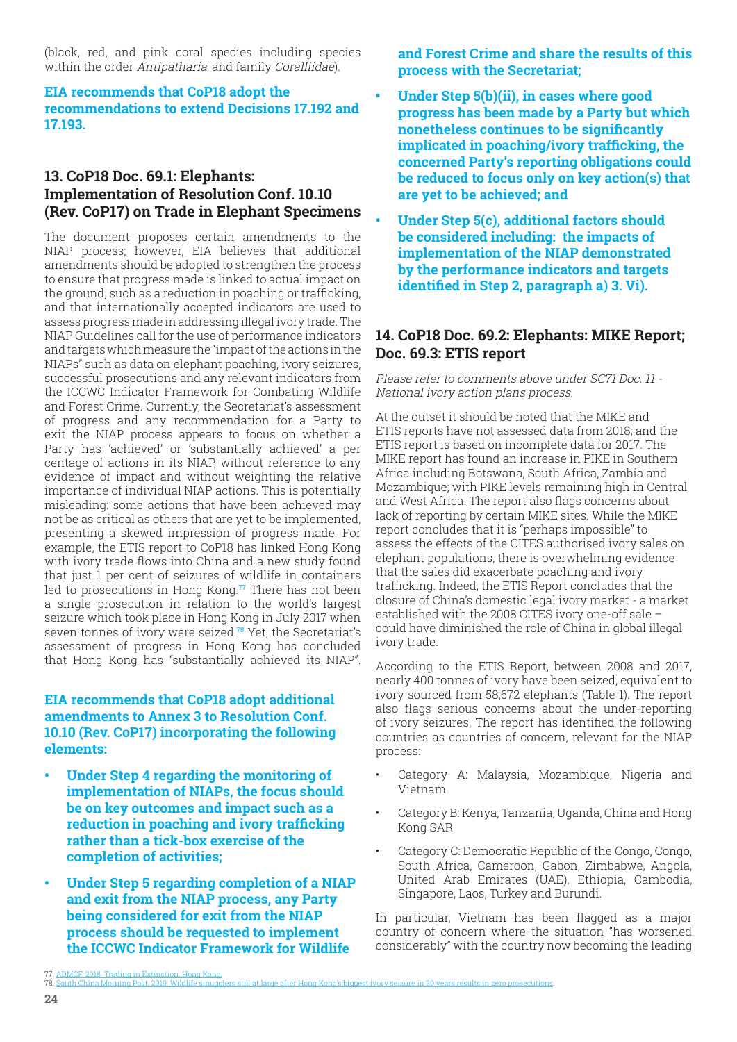(black, red, and pink coral species including species within the order *Antipatharia*, and family *Coralliidae*).

**EIA recommends that CoP18 adopt the recommendations to extend Decisions 17.192 and 17.193.**

## 13. CoP18 Doc. 69.1: Elephants: Implementation of Resolution Conf. 10.10 (Rev. CoP17) on Trade in Elephant Specimens

The document proposes certain amendments to the NIAP process; however, EIA believes that additional amendments should be adopted to strengthen the process to ensure that progress made is linked to actual impact on the ground, such as a reduction in poaching or trafficking, and that internationally accepted indicators are used to assess progress made in addressing illegal ivory trade. The NIAP Guidelines call for the use of performance indicators and targets which measure the "impact of the actions in the NIAPs" such as data on elephant poaching, ivory seizures, successful prosecutions and any relevant indicators from the ICCWC Indicator Framework for Combating Wildlife and Forest Crime. Currently, the Secretariat's assessment of progress and any recommendation for a Party to exit the NIAP process appears to focus on whether a Party has 'achieved' or 'substantially achieved' a per centage of actions in its NIAP, without reference to any evidence of impact and without weighting the relative importance of individual NIAP actions. This is potentially misleading: some actions that have been achieved may not be as critical as others that are yet to be implemented, presenting a skewed impression of progress made. For example, the ETIS report to CoP18 has linked Hong Kong with ivory trade flows into China and a new study found that just 1 per cent of seizures of wildlife in containers led to prosecutions in Hong Kong.[77] There has not been a single prosecution in relation to the world's largest seizure which took place in Hong Kong in July 2017 when seven tonnes of ivory were seized.[78] Yet, the Secretariat's assessment of progress in Hong Kong has concluded that Hong Kong has "substantially achieved its NIAP".

**EIA recommends that CoP18 adopt additional amendments to Annex 3 to Resolution Conf. 10.10 (Rev. CoP17) incorporating the following elements:**

- **Under Step 4 regarding the monitoring of implementation of NIAPs, the focus should be on key outcomes and impact such as a reduction in poaching and ivory trafficking rather than a tick-box exercise of the completion of activities;**
- **Under Step 5 regarding completion of a NIAP and exit from the NIAP process, any Party being considered for exit from the NIAP process should be requested to implement the ICCWC Indicator Framework for Wildlife and Forest Crime and share the results of this process with the Secretariat;**
- **Under Step 5(b)(ii), in cases where good progress has been made by a Party but which nonetheless continues to be significantly implicated in poaching/ivory trafficking, the concerned Party's reporting obligations could be reduced to focus only on key action(s) that are yet to be achieved; and**
- **Under Step 5(c), additional factors should be considered including: the impacts of implementation of the NIAP demonstrated by the performance indicators and targets identified in Step 2, paragraph a) 3. Vi).**

## 14. CoP18 Doc. 69.2: Elephants: MIKE Report; Doc. 69.3: ETIS report

*Please refer to comments above under SC71 Doc. 11 - National ivory action plans process.*

At the outset it should be noted that the MIKE and ETIS reports have not assessed data from 2018; and the ETIS report is based on incomplete data for 2017. The MIKE report has found an increase in PIKE in Southern Africa including Botswana, South Africa, Zambia and Mozambique; with PIKE levels remaining high in Central and West Africa. The report also flags concerns about lack of reporting by certain MIKE sites. While the MIKE report concludes that it is "perhaps impossible" to assess the effects of the CITES authorised ivory sales on elephant populations, there is overwhelming evidence that the sales did exacerbate poaching and ivory trafficking. Indeed, the ETIS Report concludes that the closure of China's domestic legal ivory market - a market established with the 2008 CITES ivory one-off sale – could have diminished the role of China in global illegal ivory trade.

According to the ETIS Report, between 2008 and 2017, nearly 400 tonnes of ivory have been seized, equivalent to ivory sourced from 58,672 elephants (Table 1). The report also flags serious concerns about the under-reporting of ivory seizures. The report has identified the following countries as countries of concern, relevant for the NIAP process:

- Category A: Malaysia, Mozambique, Nigeria and Vietnam
- Category B: Kenya, Tanzania, Uganda, China and Hong Kong SAR
- Category C: Democratic Republic of the Congo, Congo, South Africa, Cameroon, Gabon, Zimbabwe, Angola, United Arab Emirates (UAE), Ethiopia, Cambodia, Singapore, Laos, Turkey and Burundi.

In particular, Vietnam has been flagged as a major country of concern where the situation "has worsened considerably" with the country now becoming the leading

77. ADMCF. 2018. Trading in Extinction. Hong Kong.
78. South China Morning Post. 2019. Wildlife smugglers still at large after Hong Kong's biggest ivory seizure in 30 years results in zero prosecutions.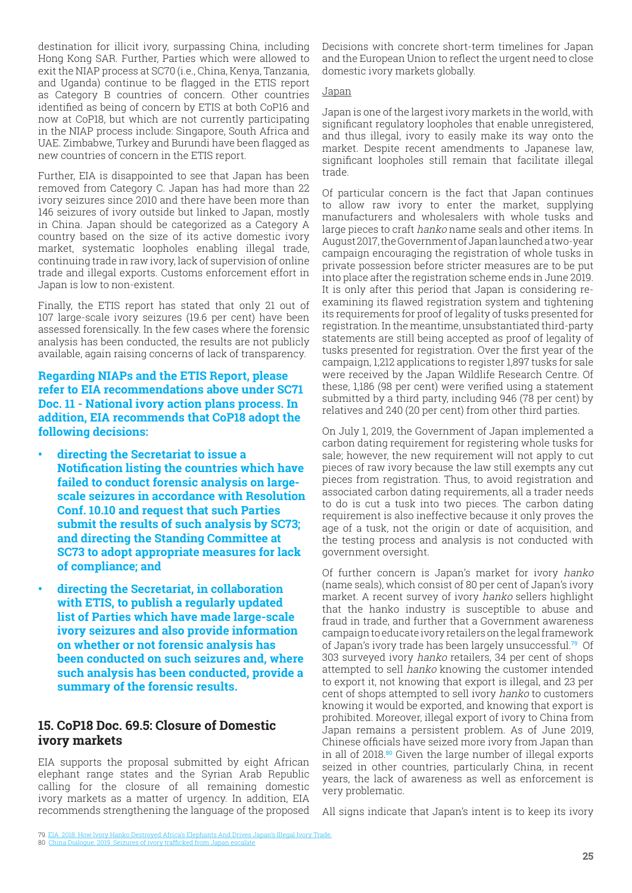destination for illicit ivory, surpassing China, including Hong Kong SAR. Further, Parties which were allowed to exit the NIAP process at SC70 (i.e., China, Kenya, Tanzania, and Uganda) continue to be flagged in the ETIS report as Category B countries of concern. Other countries identified as being of concern by ETIS at both CoP16 and now at CoP18, but which are not currently participating in the NIAP process include: Singapore, South Africa and UAE. Zimbabwe, Turkey and Burundi have been flagged as new countries of concern in the ETIS report.

Further, EIA is disappointed to see that Japan has been removed from Category C. Japan has had more than 22 ivory seizures since 2010 and there have been more than 146 seizures of ivory outside but linked to Japan, mostly in China. Japan should be categorized as a Category A country based on the size of its active domestic ivory market, systematic loopholes enabling illegal trade, continuing trade in raw ivory, lack of supervision of online trade and illegal exports. Customs enforcement effort in Japan is low to non-existent.

Finally, the ETIS report has stated that only 21 out of 107 large-scale ivory seizures (19.6 per cent) have been assessed forensically. In the few cases where the forensic analysis has been conducted, the results are not publicly available, again raising concerns of lack of transparency.

**Regarding NIAPs and the ETIS Report, please refer to EIA recommendations above under SC71 Doc. 11 - National ivory action plans process. In addition, EIA recommends that CoP18 adopt the following decisions:**

- **directing the Secretariat to issue a Notification listing the countries which have failed to conduct forensic analysis on large-scale seizures in accordance with Resolution Conf. 10.10 and request that such Parties submit the results of such analysis by SC73; and directing the Standing Committee at SC73 to adopt appropriate measures for lack of compliance; and**
- **directing the Secretariat, in collaboration with ETIS, to publish a regularly updated list of Parties which have made large-scale ivory seizures and also provide information on whether or not forensic analysis has been conducted on such seizures and, where such analysis has been conducted, provide a summary of the forensic results.**

## 15. CoP18 Doc. 69.5: Closure of Domestic ivory markets

EIA supports the proposal submitted by eight African elephant range states and the Syrian Arab Republic calling for the closure of all remaining domestic ivory markets as a matter of urgency. In addition, EIA recommends strengthening the language of the proposed Decisions with concrete short-term timelines for Japan and the European Union to reflect the urgent need to close domestic ivory markets globally.

### Japan

Japan is one of the largest ivory markets in the world, with significant regulatory loopholes that enable unregistered, and thus illegal, ivory to easily make its way onto the market. Despite recent amendments to Japanese law, significant loopholes still remain that facilitate illegal trade.

Of particular concern is the fact that Japan continues to allow raw ivory to enter the market, supplying manufacturers and wholesalers with whole tusks and large pieces to craft *hanko* name seals and other items. In August 2017, the Government of Japan launched a two-year campaign encouraging the registration of whole tusks in private possession before stricter measures are to be put into place after the registration scheme ends in June 2019. It is only after this period that Japan is considering re-examining its flawed registration system and tightening its requirements for proof of legality of tusks presented for registration. In the meantime, unsubstantiated third-party statements are still being accepted as proof of legality of tusks presented for registration. Over the first year of the campaign, 1,212 applications to register 1,897 tusks for sale were received by the Japan Wildlife Research Centre. Of these, 1,186 (98 per cent) were verified using a statement submitted by a third party, including 946 (78 per cent) by relatives and 240 (20 per cent) from other third parties.

On July 1, 2019, the Government of Japan implemented a carbon dating requirement for registering whole tusks for sale; however, the new requirement will not apply to cut pieces of raw ivory because the law still exempts any cut pieces from registration. Thus, to avoid registration and associated carbon dating requirements, all a trader needs to do is cut a tusk into two pieces. The carbon dating requirement is also ineffective because it only proves the age of a tusk, not the origin or date of acquisition, and the testing process and analysis is not conducted with government oversight.

Of further concern is Japan's market for ivory *hanko* (name seals), which consist of 80 per cent of Japan's ivory market. A recent survey of ivory *hanko* sellers highlight that the hanko industry is susceptible to abuse and fraud in trade, and further that a Government awareness campaign to educate ivory retailers on the legal framework of Japan's ivory trade has been largely unsuccessful.[79] Of 303 surveyed ivory *hanko* retailers, 34 per cent of shops attempted to sell *hanko* knowing the customer intended to export it, not knowing that export is illegal, and 23 per cent of shops attempted to sell ivory *hanko* to customers knowing it would be exported, and knowing that export is prohibited. Moreover, illegal export of ivory to China from Japan remains a persistent problem. As of June 2019, Chinese officials have seized more ivory from Japan than in all of 2018.[80] Given the large number of illegal exports seized in other countries, particularly China, in recent years, the lack of awareness as well as enforcement is very problematic.

All signs indicate that Japan's intent is to keep its ivory

79. EIA, 2018. How Ivory Hanko Destroyed Africa's Elephants And Drives Japan's Illegal Ivory Trade.
80. China Dialogue, 2019. Seizures of ivory trafficked from Japan escalate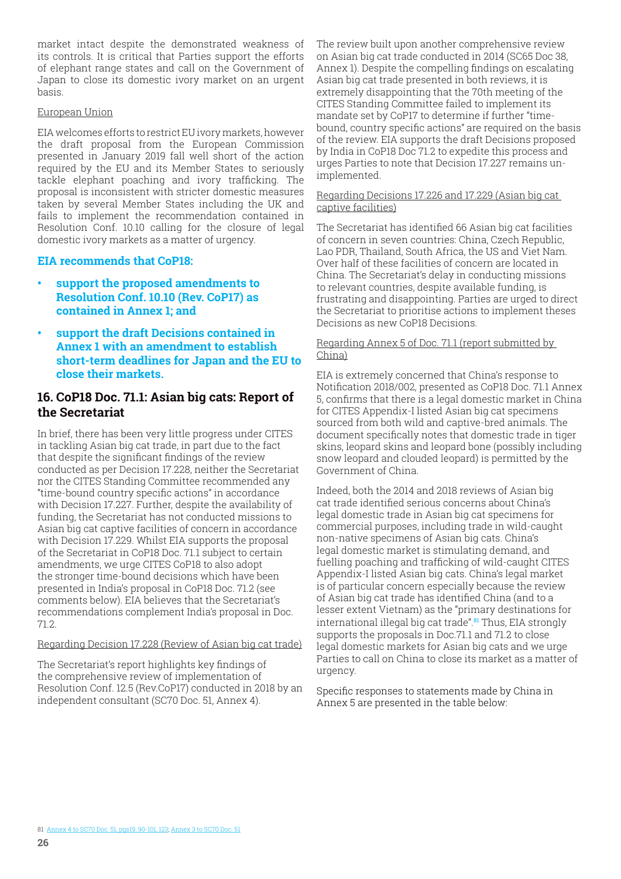market intact despite the demonstrated weakness of its controls. It is critical that Parties support the efforts of elephant range states and call on the Government of Japan to close its domestic ivory market on an urgent basis.

European Union

EIA welcomes efforts to restrict EU ivory markets, however the draft proposal from the European Commission presented in January 2019 fall well short of the action required by the EU and its Member States to seriously tackle elephant poaching and ivory trafficking. The proposal is inconsistent with stricter domestic measures taken by several Member States including the UK and fails to implement the recommendation contained in Resolution Conf. 10.10 calling for the closure of legal domestic ivory markets as a matter of urgency.

### EIA recommends that CoP18:

- **support the proposed amendments to Resolution Conf. 10.10 (Rev. CoP17) as contained in Annex 1; and**
- **support the draft Decisions contained in Annex 1 with an amendment to establish short-term deadlines for Japan and the EU to close their markets.**

## 16. CoP18 Doc. 71.1: Asian big cats: Report of the Secretariat

In brief, there has been very little progress under CITES in tackling Asian big cat trade, in part due to the fact that despite the significant findings of the review conducted as per Decision 17.228, neither the Secretariat nor the CITES Standing Committee recommended any "time-bound country specific actions" in accordance with Decision 17.227. Further, despite the availability of funding, the Secretariat has not conducted missions to Asian big cat captive facilities of concern in accordance with Decision 17.229. Whilst EIA supports the proposal of the Secretariat in CoP18 Doc. 71.1 subject to certain amendments, we urge CITES CoP18 to also adopt the stronger time-bound decisions which have been presented in India's proposal in CoP18 Doc. 71.2 (see comments below). EIA believes that the Secretariat's recommendations complement India's proposal in Doc. 71.2.

Regarding Decision 17.228 (Review of Asian big cat trade)

The Secretariat's report highlights key findings of the comprehensive review of implementation of Resolution Conf. 12.5 (Rev.CoP17) conducted in 2018 by an independent consultant (SC70 Doc. 51, Annex 4).

The review built upon another comprehensive review on Asian big cat trade conducted in 2014 (SC65 Doc 38, Annex 1). Despite the compelling findings on escalating Asian big cat trade presented in both reviews, it is extremely disappointing that the 70th meeting of the CITES Standing Committee failed to implement its mandate set by CoP17 to determine if further "time-bound, country specific actions" are required on the basis of the review. EIA supports the draft Decisions proposed by India in CoP18 Doc 71.2 to expedite this process and urges Parties to note that Decision 17.227 remains un-implemented.

Regarding Decisions 17.226 and 17.229 (Asian big cat captive facilities)

The Secretariat has identified 66 Asian big cat facilities of concern in seven countries: China, Czech Republic, Lao PDR, Thailand, South Africa, the US and Viet Nam. Over half of these facilities of concern are located in China. The Secretariat's delay in conducting missions to relevant countries, despite available funding, is frustrating and disappointing. Parties are urged to direct the Secretariat to prioritise actions to implement theses Decisions as new CoP18 Decisions.

Regarding Annex 5 of Doc. 71.1 (report submitted by China)

EIA is extremely concerned that China's response to Notification 2018/002, presented as CoP18 Doc. 71.1 Annex 5, confirms that there is a legal domestic market in China for CITES Appendix-I listed Asian big cat specimens sourced from both wild and captive-bred animals. The document specifically notes that domestic trade in tiger skins, leopard skins and leopard bone (possibly including snow leopard and clouded leopard) is permitted by the Government of China.

Indeed, both the 2014 and 2018 reviews of Asian big cat trade identified serious concerns about China's legal domestic trade in Asian big cat specimens for commercial purposes, including trade in wild-caught non-native specimens of Asian big cats. China's legal domestic market is stimulating demand, and fuelling poaching and trafficking of wild-caught CITES Appendix-I listed Asian big cats. China's legal market is of particular concern especially because the review of Asian big cat trade has identified China (and to a lesser extent Vietnam) as the "primary destinations for international illegal big cat trade".[81] Thus, EIA strongly supports the proposals in Doc.71.1 and 71.2 to close legal domestic markets for Asian big cats and we urge Parties to call on China to close its market as a matter of urgency.

Specific responses to statements made by China in Annex 5 are presented in the table below:

81 Annex 4 to SC70 Doc. 51, pgs19, 90-101, 123; Annex 3 to SC70 Doc. 51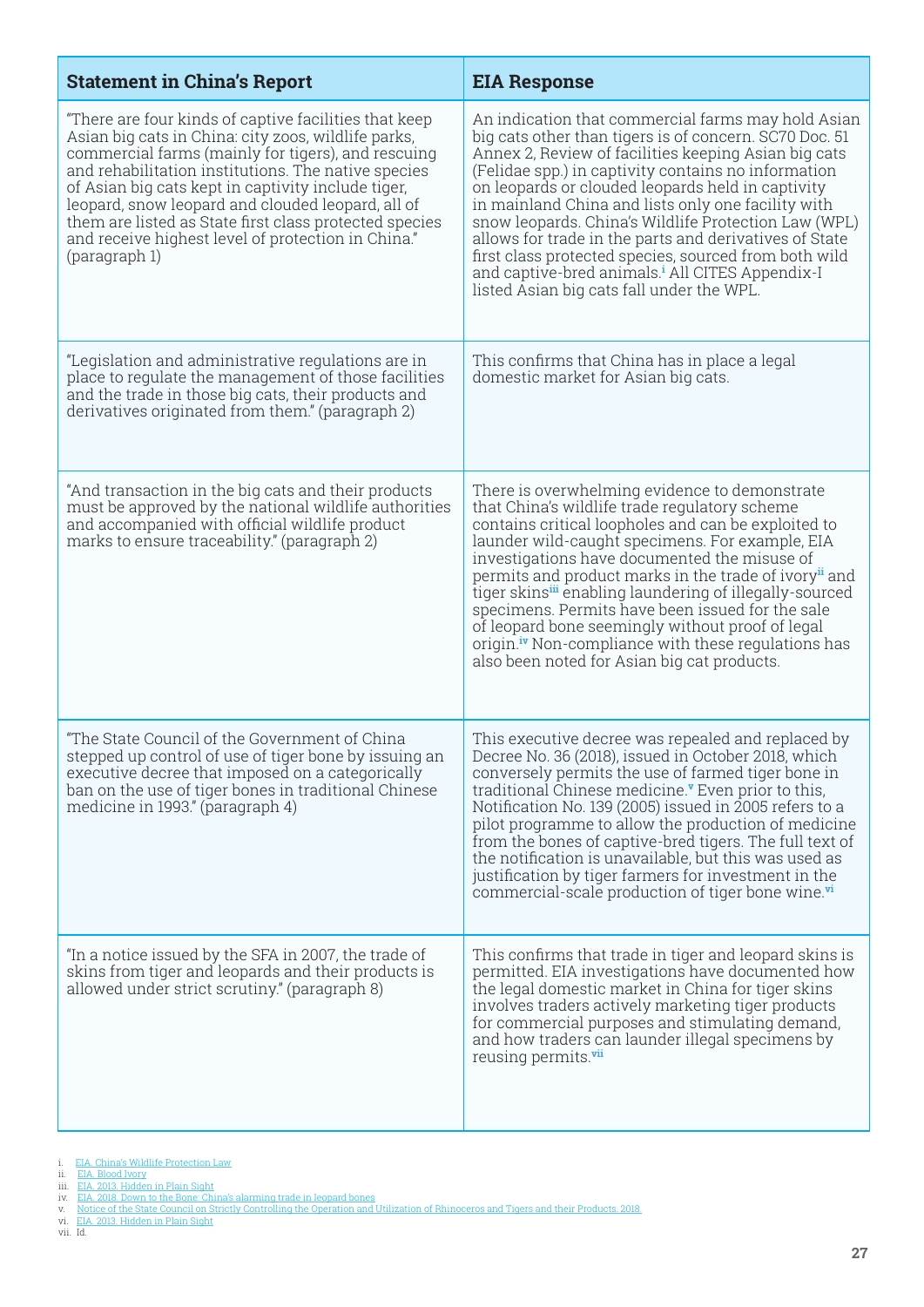| Statement in China's Report | EIA Response |
|---|---|
| "There are four kinds of captive facilities that keep Asian big cats in China: city zoos, wildlife parks, commercial farms (mainly for tigers), and rescuing and rehabilitation institutions. The native species of Asian big cats kept in captivity include tiger, leopard, snow leopard and clouded leopard, all of them are listed as State first class protected species and receive highest level of protection in China." (paragraph 1) | An indication that commercial farms may hold Asian big cats other than tigers is of concern. SC70 Doc. 51 Annex 2, Review of facilities keeping Asian big cats (Felidae spp.) in captivity contains no information on leopards or clouded leopards held in captivity in mainland China and lists only one facility with snow leopards. China's Wildlife Protection Law (WPL) allows for trade in the parts and derivatives of State first class protected species, sourced from both wild and captive-bred animals.[i] All CITES Appendix-I listed Asian big cats fall under the WPL. |
| "Legislation and administrative regulations are in place to regulate the management of those facilities and the trade in those big cats, their products and derivatives originated from them." (paragraph 2) | This confirms that China has in place a legal domestic market for Asian big cats. |
| "And transaction in the big cats and their products must be approved by the national wildlife authorities and accompanied with official wildlife product marks to ensure traceability." (paragraph 2) | There is overwhelming evidence to demonstrate that China's wildlife trade regulatory scheme contains critical loopholes and can be exploited to launder wild-caught specimens. For example, EIA investigations have documented the misuse of permits and product marks in the trade of ivory[ii] and tiger skins[iii] enabling laundering of illegally-sourced specimens. Permits have been issued for the sale of leopard bone seemingly without proof of legal origin.[iv] Non-compliance with these regulations has also been noted for Asian big cat products. |
| "The State Council of the Government of China stepped up control of use of tiger bone by issuing an executive decree that imposed on a categorically ban on the use of tiger bones in traditional Chinese medicine in 1993." (paragraph 4) | This executive decree was repealed and replaced by Decree No. 36 (2018), issued in October 2018, which conversely permits the use of farmed tiger bone in traditional Chinese medicine.[v] Even prior to this, Notification No. 139 (2005) issued in 2005 refers to a pilot programme to allow the production of medicine from the bones of captive-bred tigers. The full text of the notification is unavailable, but this was used as justification by tiger farmers for investment in the commercial-scale production of tiger bone wine.[vi] |
| "In a notice issued by the SFA in 2007, the trade of skins from tiger and leopards and their products is allowed under strict scrutiny." (paragraph 8) | This confirms that trade in tiger and leopard skins is permitted. EIA investigations have documented how the legal domestic market in China for tiger skins involves traders actively marketing tiger products for commercial purposes and stimulating demand, and how traders can launder illegal specimens by reusing permits.[vii] |

i. EIA. China's Wildlife Protection Law
ii. EIA. Blood Ivory
iii. EIA. 2013. Hidden in Plain Sight
iv. EIA. 2018. Down to the Bone: China's alarming trade in leopard bones
v. Notice of the State Council on Strictly Controlling the Operation and Utilization of Rhinoceros and Tigers and their Products, 2018.
vi. EIA. 2013. Hidden in Plain Sight
vii. Id.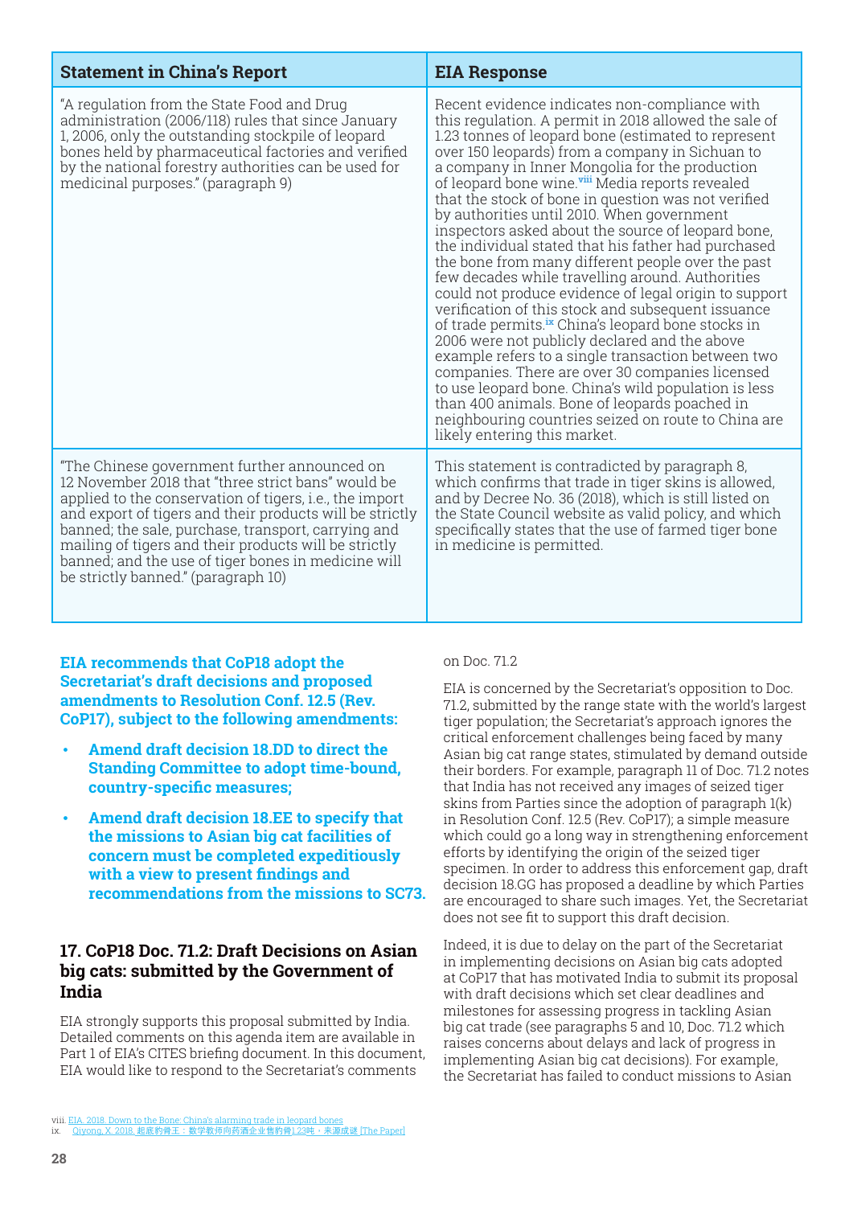| Statement in China's Report | EIA Response |
| --- | --- |
| "A regulation from the State Food and Drug administration (2006/118) rules that since January 1, 2006, only the outstanding stockpile of leopard bones held by pharmaceutical factories and verified by the national forestry authorities can be used for medicinal purposes." (paragraph 9) | Recent evidence indicates non-compliance with this regulation. A permit in 2018 allowed the sale of 1.23 tonnes of leopard bone (estimated to represent over 150 leopards) from a company in Sichuan to a company in Inner Mongolia for the production of leopard bone wine.[viii] Media reports revealed that the stock of bone in question was not verified by authorities until 2010. When government inspectors asked about the source of leopard bone, the individual stated that his father had purchased the bone from many different people over the past few decades while travelling around. Authorities could not produce evidence of legal origin to support verification of this stock and subsequent issuance of trade permits.[ix] China's leopard bone stocks in 2006 were not publicly declared and the above example refers to a single transaction between two companies. There are over 30 companies licensed to use leopard bone. China's wild population is less than 400 animals. Bone of leopards poached in neighbouring countries seized on route to China are likely entering this market. |
| "The Chinese government further announced on 12 November 2018 that "three strict bans" would be applied to the conservation of tigers, i.e., the import and export of tigers and their products will be strictly banned; the sale, purchase, transport, carrying and mailing of tigers and their products will be strictly banned; and the use of tiger bones in medicine will be strictly banned." (paragraph 10) | This statement is contradicted by paragraph 8, which confirms that trade in tiger skins is allowed, and by Decree No. 36 (2018), which is still listed on the State Council website as valid policy, and which specifically states that the use of farmed tiger bone in medicine is permitted. |

**EIA recommends that CoP18 adopt the Secretariat's draft decisions and proposed amendments to Resolution Conf. 12.5 (Rev. CoP17), subject to the following amendments:**

- **Amend draft decision 18.DD to direct the Standing Committee to adopt time-bound, country-specific measures;**
- **Amend draft decision 18.EE to specify that the missions to Asian big cat facilities of concern must be completed expeditiously with a view to present findings and recommendations from the missions to SC73.**

## 17. CoP18 Doc. 71.2: Draft Decisions on Asian big cats: submitted by the Government of India

EIA strongly supports this proposal submitted by India. Detailed comments on this agenda item are available in Part 1 of EIA's CITES briefing document. In this document, EIA would like to respond to the Secretariat's comments on Doc. 71.2

EIA is concerned by the Secretariat's opposition to Doc. 71.2, submitted by the range state with the world's largest tiger population; the Secretariat's approach ignores the critical enforcement challenges being faced by many Asian big cat range states, stimulated by demand outside their borders. For example, paragraph 11 of Doc. 71.2 notes that India has not received any images of seized tiger skins from Parties since the adoption of paragraph 1(k) in Resolution Conf. 12.5 (Rev. CoP17); a simple measure which could go a long way in strengthening enforcement efforts by identifying the origin of the seized tiger specimen. In order to address this enforcement gap, draft decision 18.GG has proposed a deadline by which Parties are encouraged to share such images. Yet, the Secretariat does not see fit to support this draft decision.

Indeed, it is due to delay on the part of the Secretariat in implementing decisions on Asian big cats adopted at CoP17 that has motivated India to submit its proposal with draft decisions which set clear deadlines and milestones for assessing progress in tackling Asian big cat trade (see paragraphs 5 and 10, Doc. 71.2 which raises concerns about delays and lack of progress in implementing Asian big cat decisions). For example, the Secretariat has failed to conduct missions to Asian

viii. EIA. 2018. Down to the Bone: China's alarming trade in leopard bones
ix. Qiyong, X. 2018. 起底豹骨王：数学教师向药酒企业售豹骨1.23吨，来源成谜 [The Paper]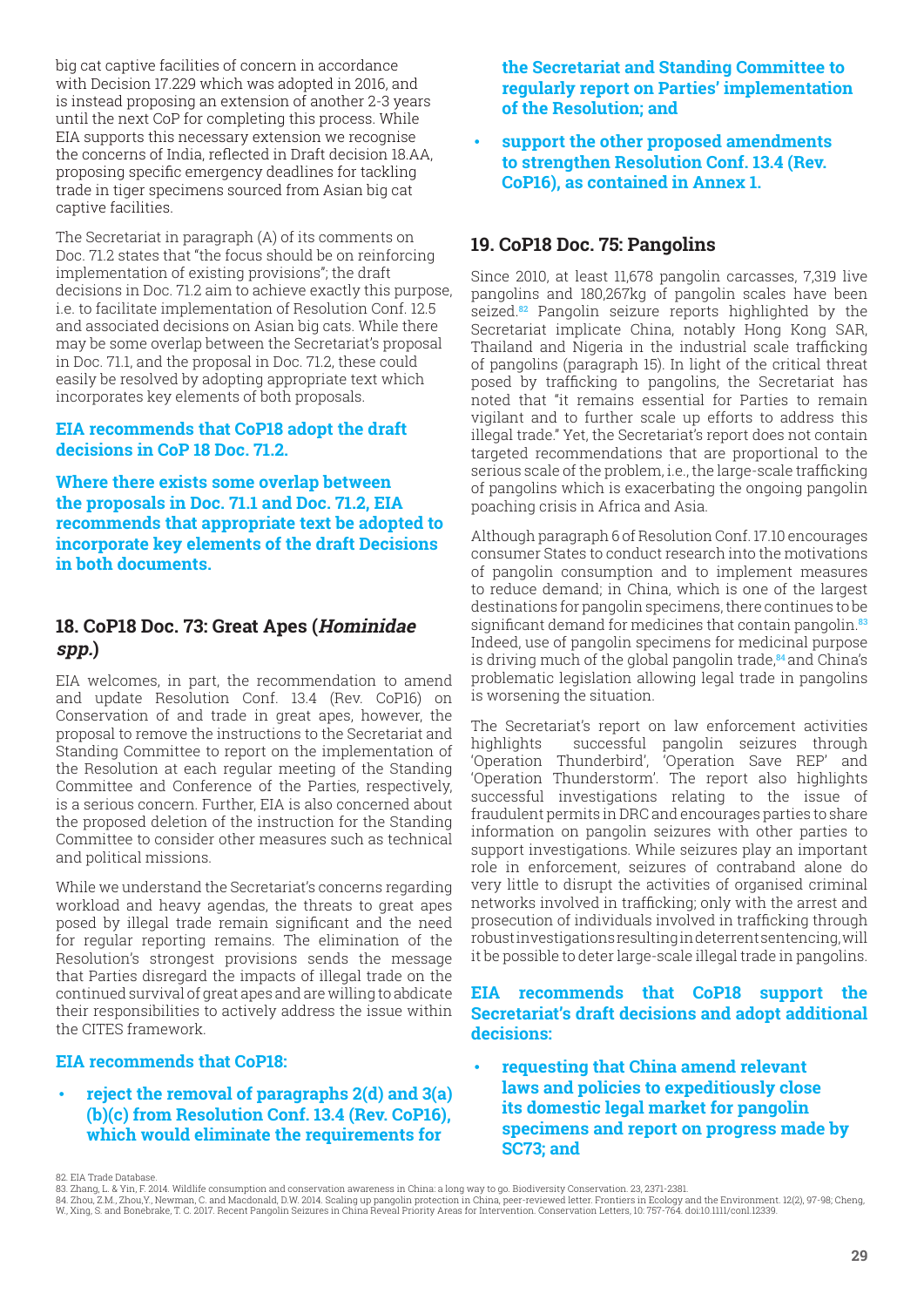big cat captive facilities of concern in accordance with Decision 17.229 which was adopted in 2016, and is instead proposing an extension of another 2-3 years until the next CoP for completing this process. While EIA supports this necessary extension we recognise the concerns of India, reflected in Draft decision 18.AA, proposing specific emergency deadlines for tackling trade in tiger specimens sourced from Asian big cat captive facilities.

The Secretariat in paragraph (A) of its comments on Doc. 71.2 states that "the focus should be on reinforcing implementation of existing provisions"; the draft decisions in Doc. 71.2 aim to achieve exactly this purpose, i.e. to facilitate implementation of Resolution Conf. 12.5 and associated decisions on Asian big cats. While there may be some overlap between the Secretariat's proposal in Doc. 71.1, and the proposal in Doc. 71.2, these could easily be resolved by adopting appropriate text which incorporates key elements of both proposals.

**EIA recommends that CoP18 adopt the draft decisions in CoP 18 Doc. 71.2.**

**Where there exists some overlap between the proposals in Doc. 71.1 and Doc. 71.2, EIA recommends that appropriate text be adopted to incorporate key elements of the draft Decisions in both documents.**

## 18. CoP18 Doc. 73: Great Apes (*Hominidae spp.*)

EIA welcomes, in part, the recommendation to amend and update Resolution Conf. 13.4 (Rev. CoP16) on Conservation of and trade in great apes, however, the proposal to remove the instructions to the Secretariat and Standing Committee to report on the implementation of the Resolution at each regular meeting of the Standing Committee and Conference of the Parties, respectively, is a serious concern. Further, EIA is also concerned about the proposed deletion of the instruction for the Standing Committee to consider other measures such as technical and political missions.

While we understand the Secretariat's concerns regarding workload and heavy agendas, the threats to great apes posed by illegal trade remain significant and the need for regular reporting remains. The elimination of the Resolution's strongest provisions sends the message that Parties disregard the impacts of illegal trade on the continued survival of great apes and are willing to abdicate their responsibilities to actively address the issue within the CITES framework.

**EIA recommends that CoP18:**

- **reject the removal of paragraphs 2(d) and 3(a)(b)(c) from Resolution Conf. 13.4 (Rev. CoP16), which would eliminate the requirements for the Secretariat and Standing Committee to regularly report on Parties' implementation of the Resolution; and**
- **support the other proposed amendments to strengthen Resolution Conf. 13.4 (Rev. CoP16), as contained in Annex 1.**

## 19. CoP18 Doc. 75: Pangolins

Since 2010, at least 11,678 pangolin carcasses, 7,319 live pangolins and 180,267kg of pangolin scales have been seized.[82] Pangolin seizure reports highlighted by the Secretariat implicate China, notably Hong Kong SAR, Thailand and Nigeria in the industrial scale trafficking of pangolins (paragraph 15). In light of the critical threat posed by trafficking to pangolins, the Secretariat has noted that "it remains essential for Parties to remain vigilant and to further scale up efforts to address this illegal trade." Yet, the Secretariat's report does not contain targeted recommendations that are proportional to the serious scale of the problem, i.e., the large-scale trafficking of pangolins which is exacerbating the ongoing pangolin poaching crisis in Africa and Asia.

Although paragraph 6 of Resolution Conf. 17.10 encourages consumer States to conduct research into the motivations of pangolin consumption and to implement measures to reduce demand; in China, which is one of the largest destinations for pangolin specimens, there continues to be significant demand for medicines that contain pangolin.[83] Indeed, use of pangolin specimens for medicinal purpose is driving much of the global pangolin trade,[84] and China's problematic legislation allowing legal trade in pangolins is worsening the situation.

The Secretariat's report on law enforcement activities highlights successful pangolin seizures through 'Operation Thunderbird', 'Operation Save REP' and 'Operation Thunderstorm'. The report also highlights successful investigations relating to the issue of fraudulent permits in DRC and encourages parties to share information on pangolin seizures with other parties to support investigations. While seizures play an important role in enforcement, seizures of contraband alone do very little to disrupt the activities of organised criminal networks involved in trafficking; only with the arrest and prosecution of individuals involved in trafficking through robust investigations resulting in deterrent sentencing, will it be possible to deter large-scale illegal trade in pangolins.

**EIA recommends that CoP18 support the Secretariat's draft decisions and adopt additional decisions:**

- **requesting that China amend relevant laws and policies to expeditiously close its domestic legal market for pangolin specimens and report on progress made by SC73; and**

82. EIA Trade Database.
83. Zhang, L. & Yin, F. 2014. Wildlife consumption and conservation awareness in China: a long way to go. Biodiversity Conservation. 23, 2371-2381.
84. Zhou, Z.M., Zhou,Y., Newman, C. and Macdonald, D.W. 2014. Scaling up pangolin protection in China, peer-reviewed letter. Frontiers in Ecology and the Environment. 12(2), 97-98; Cheng, W., Xing, S. and Bonebrake, T. C. 2017. Recent Pangolin Seizures in China Reveal Priority Areas for Intervention. Conservation Letters, 10: 757-764. doi:10.1111/conl.12339.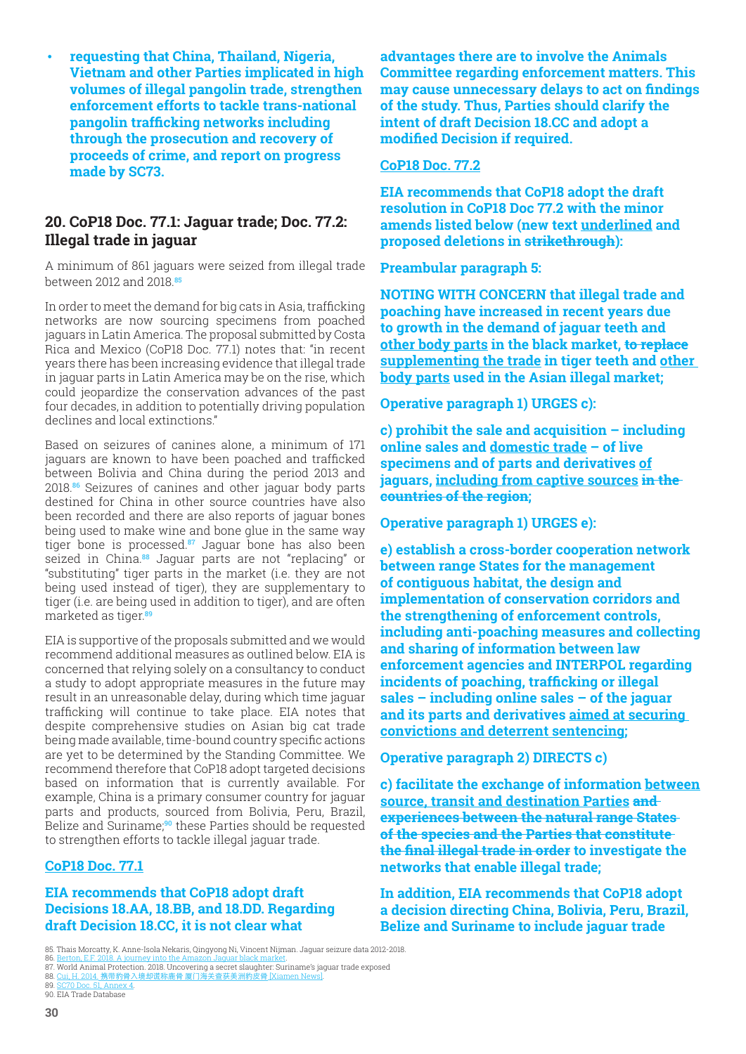- **requesting that China, Thailand, Nigeria, Vietnam and other Parties implicated in high volumes of illegal pangolin trade, strengthen enforcement efforts to tackle trans-national pangolin trafficking networks including through the prosecution and recovery of proceeds of crime, and report on progress made by SC73.**

## 20. CoP18 Doc. 77.1: Jaguar trade; Doc. 77.2: Illegal trade in jaguar

A minimum of 861 jaguars were seized from illegal trade between 2012 and 2018.[85]

In order to meet the demand for big cats in Asia, trafficking networks are now sourcing specimens from poached jaguars in Latin America. The proposal submitted by Costa Rica and Mexico (CoP18 Doc. 77.1) notes that: "in recent years there has been increasing evidence that illegal trade in jaguar parts in Latin America may be on the rise, which could jeopardize the conservation advances of the past four decades, in addition to potentially driving population declines and local extinctions."

Based on seizures of canines alone, a minimum of 171 jaguars are known to have been poached and trafficked between Bolivia and China during the period 2013 and 2018.[86] Seizures of canines and other jaguar body parts destined for China in other source countries have also been recorded and there are also reports of jaguar bones being used to make wine and bone glue in the same way tiger bone is processed.[87] Jaguar bone has also been seized in China.[88] Jaguar parts are not "replacing" or "substituting" tiger parts in the market (i.e. they are not being used instead of tiger), they are supplementary to tiger (i.e. are being used in addition to tiger), and are often marketed as tiger.[89]

EIA is supportive of the proposals submitted and we would recommend additional measures as outlined below. EIA is concerned that relying solely on a consultancy to conduct a study to adopt appropriate measures in the future may result in an unreasonable delay, during which time jaguar trafficking will continue to take place. EIA notes that despite comprehensive studies on Asian big cat trade being made available, time-bound country specific actions are yet to be determined by the Standing Committee. We recommend therefore that CoP18 adopt targeted decisions based on information that is currently available. For example, China is a primary consumer country for jaguar parts and products, sourced from Bolivia, Peru, Brazil, Belize and Suriname;[90] these Parties should be requested to strengthen efforts to tackle illegal jaguar trade.

### CoP18 Doc. 77.1

**EIA recommends that CoP18 adopt draft Decisions 18.AA, 18.BB, and 18.DD. Regarding draft Decision 18.CC, it is not clear what advantages there are to involve the Animals Committee regarding enforcement matters. This may cause unnecessary delays to act on findings of the study. Thus, Parties should clarify the intent of draft Decision 18.CC and adopt a modified Decision if required.**

### CoP18 Doc. 77.2

**EIA recommends that CoP18 adopt the draft resolution in CoP18 Doc 77.2 with the minor amends listed below (new text <u>underlined</u> and proposed deletions in ~~strikethrough~~):**

**Preambular paragraph 5:**

**NOTING WITH CONCERN that illegal trade and poaching have increased in recent years due to growth in the demand of jaguar teeth and <u>other body parts</u> in the black market, ~~to replace~~ <u>supplementing the trade</u> in tiger teeth and <u>other body parts</u> used in the Asian illegal market;**

**Operative paragraph 1) URGES c):**

**c) prohibit the sale and acquisition – including online sales and <u>domestic trade</u> – of live specimens and of parts and derivatives <u>of jaguars, including from captive sources</u> ~~in the countries of the region~~;**

**Operative paragraph 1) URGES e):**

**e) establish a cross-border cooperation network between range States for the management of contiguous habitat, the design and implementation of conservation corridors and the strengthening of enforcement controls, including anti-poaching measures and collecting and sharing of information between law enforcement agencies and INTERPOL regarding incidents of poaching, trafficking or illegal sales – including online sales – of the jaguar and its parts and derivatives <u>aimed at securing convictions and deterrent sentencing</u>;**

**Operative paragraph 2) DIRECTS c)**

**c) facilitate the exchange of information <u>between source, transit and destination Parties</u> ~~and experiences between the natural range States of the species and the Parties that constitute the final illegal trade in order~~ to investigate the networks that enable illegal trade;**

**In addition, EIA recommends that CoP18 adopt a decision directing China, Bolivia, Peru, Brazil, Belize and Suriname to include jaguar trade**

85. Thais Morcatty, K. Anne-Isola Nekaris, Qingyong Ni, Vincent Nijman. Jaguar seizure data 2012-2018.
86. Berton, E.F. 2018. A journey into the Amazon Jaguar black market.
87. World Animal Protection. 2018. Uncovering a secret slaughter: Suriname's jaguar trade exposed
88. Cui, H. 2014. 携带豹骨入境却谎称鹿骨 厦门海关查获美洲豹皮骨 [Xiamen News].
89. SC70 Doc. 51, Annex 4.
90. EIA Trade Database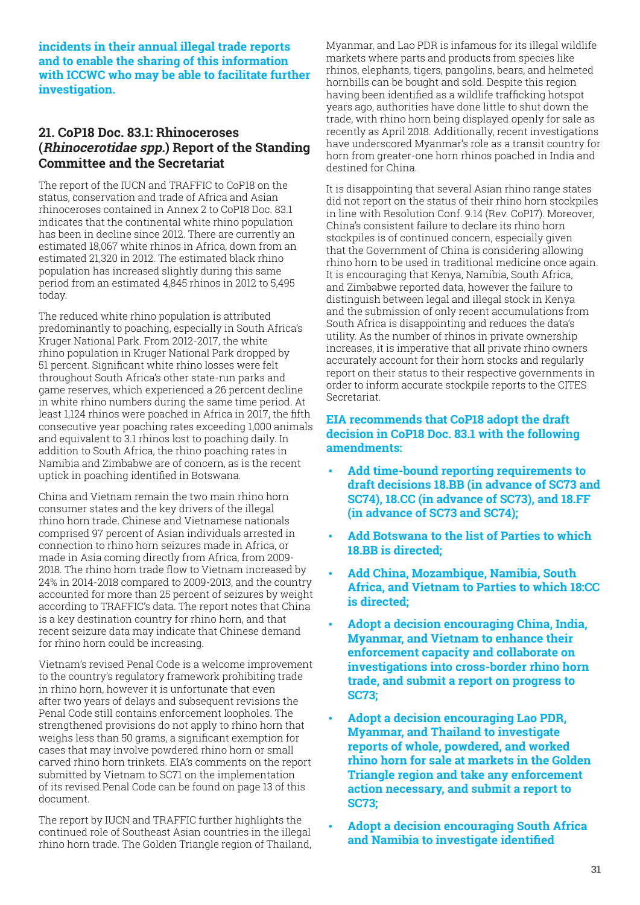**incidents in their annual illegal trade reports and to enable the sharing of this information with ICCWC who may be able to facilitate further investigation.**

## 21. CoP18 Doc. 83.1: Rhinoceroses (*Rhinocerotidae spp.*) Report of the Standing Committee and the Secretariat

The report of the IUCN and TRAFFIC to CoP18 on the status, conservation and trade of Africa and Asian rhinoceroses contained in Annex 2 to CoP18 Doc. 83.1 indicates that the continental white rhino population has been in decline since 2012. There are currently an estimated 18,067 white rhinos in Africa, down from an estimated 21,320 in 2012. The estimated black rhino population has increased slightly during this same period from an estimated 4,845 rhinos in 2012 to 5,495 today.

The reduced white rhino population is attributed predominantly to poaching, especially in South Africa's Kruger National Park. From 2012-2017, the white rhino population in Kruger National Park dropped by 51 percent. Significant white rhino losses were felt throughout South Africa's other state-run parks and game reserves, which experienced a 26 percent decline in white rhino numbers during the same time period. At least 1,124 rhinos were poached in Africa in 2017, the fifth consecutive year poaching rates exceeding 1,000 animals and equivalent to 3.1 rhinos lost to poaching daily. In addition to South Africa, the rhino poaching rates in Namibia and Zimbabwe are of concern, as is the recent uptick in poaching identified in Botswana.

China and Vietnam remain the two main rhino horn consumer states and the key drivers of the illegal rhino horn trade. Chinese and Vietnamese nationals comprised 97 percent of Asian individuals arrested in connection to rhino horn seizures made in Africa, or made in Asia coming directly from Africa, from 2009-2018. The rhino horn trade flow to Vietnam increased by 24% in 2014-2018 compared to 2009-2013, and the country accounted for more than 25 percent of seizures by weight according to TRAFFIC's data. The report notes that China is a key destination country for rhino horn, and that recent seizure data may indicate that Chinese demand for rhino horn could be increasing.

Vietnam's revised Penal Code is a welcome improvement to the country's regulatory framework prohibiting trade in rhino horn, however it is unfortunate that even after two years of delays and subsequent revisions the Penal Code still contains enforcement loopholes. The strengthened provisions do not apply to rhino horn that weighs less than 50 grams, a significant exemption for cases that may involve powdered rhino horn or small carved rhino horn trinkets. EIA's comments on the report submitted by Vietnam to SC71 on the implementation of its revised Penal Code can be found on page 13 of this document.

The report by IUCN and TRAFFIC further highlights the continued role of Southeast Asian countries in the illegal rhino horn trade. The Golden Triangle region of Thailand, Myanmar, and Lao PDR is infamous for its illegal wildlife markets where parts and products from species like rhinos, elephants, tigers, pangolins, bears, and helmeted hornbills can be bought and sold. Despite this region having been identified as a wildlife trafficking hotspot years ago, authorities have done little to shut down the trade, with rhino horn being displayed openly for sale as recently as April 2018. Additionally, recent investigations have underscored Myanmar's role as a transit country for horn from greater-one horn rhinos poached in India and destined for China.

It is disappointing that several Asian rhino range states did not report on the status of their rhino horn stockpiles in line with Resolution Conf. 9.14 (Rev. CoP17). Moreover, China's consistent failure to declare its rhino horn stockpiles is of continued concern, especially given that the Government of China is considering allowing rhino horn to be used in traditional medicine once again. It is encouraging that Kenya, Namibia, South Africa, and Zimbabwe reported data, however the failure to distinguish between legal and illegal stock in Kenya and the submission of only recent accumulations from South Africa is disappointing and reduces the data's utility. As the number of rhinos in private ownership increases, it is imperative that all private rhino owners accurately account for their horn stocks and regularly report on their status to their respective governments in order to inform accurate stockpile reports to the CITES Secretariat.

**EIA recommends that CoP18 adopt the draft decision in CoP18 Doc. 83.1 with the following amendments:**

- **Add time-bound reporting requirements to draft decisions 18.BB (in advance of SC73 and SC74), 18.CC (in advance of SC73), and 18.FF (in advance of SC73 and SC74);**
- **Add Botswana to the list of Parties to which 18.BB is directed;**
- **Add China, Mozambique, Namibia, South Africa, and Vietnam to Parties to which 18:CC is directed;**
- **Adopt a decision encouraging China, India, Myanmar, and Vietnam to enhance their enforcement capacity and collaborate on investigations into cross-border rhino horn trade, and submit a report on progress to SC73;**
- **Adopt a decision encouraging Lao PDR, Myanmar, and Thailand to investigate reports of whole, powdered, and worked rhino horn for sale at markets in the Golden Triangle region and take any enforcement action necessary, and submit a report to SC73;**
- **Adopt a decision encouraging South Africa and Namibia to investigate identified**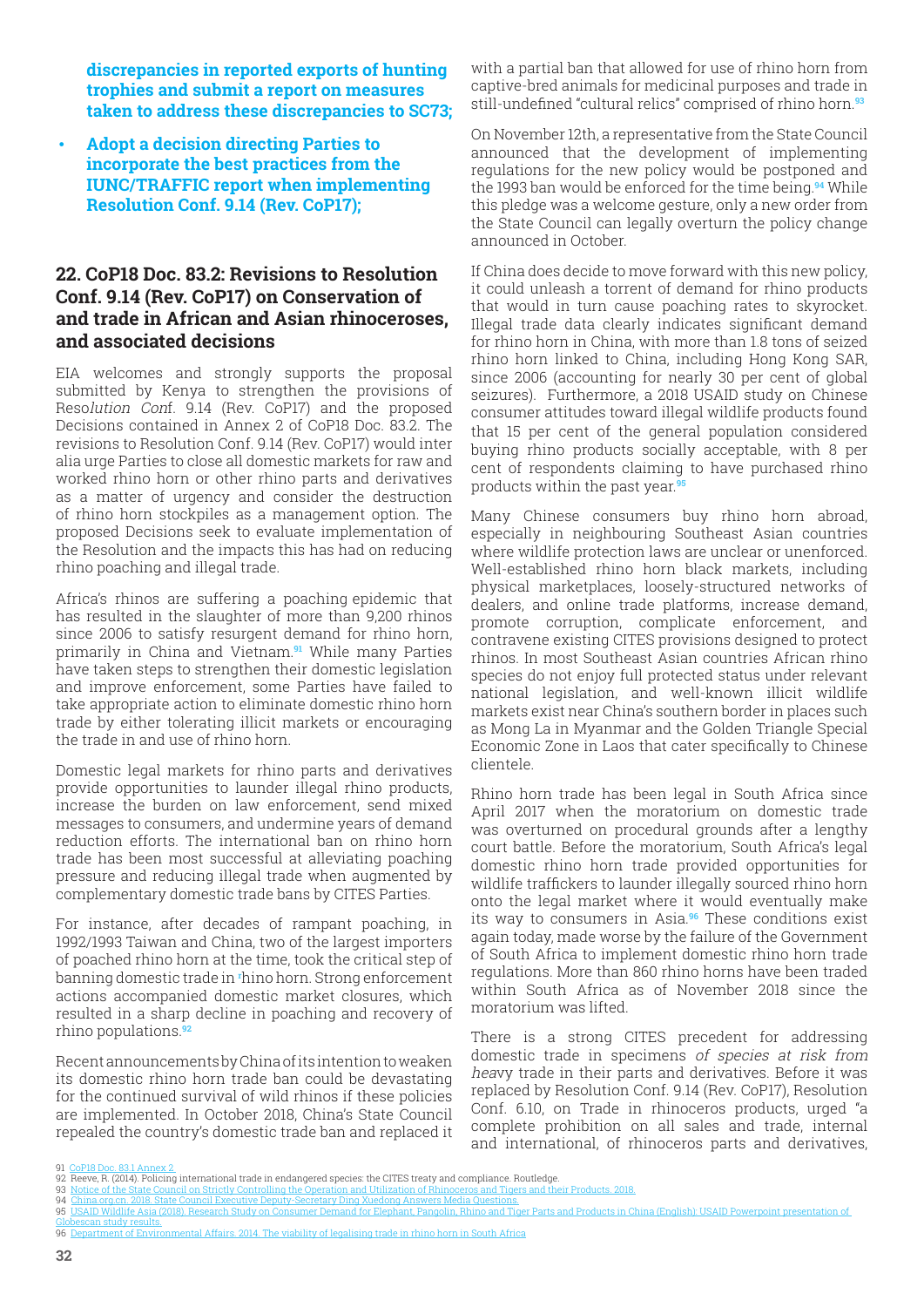**discrepancies in reported exports of hunting trophies and submit a report on measures taken to address these discrepancies to SC73;**

- **Adopt a decision directing Parties to incorporate the best practices from the IUNC/TRAFFIC report when implementing Resolution Conf. 9.14 (Rev. CoP17);**

## 22. CoP18 Doc. 83.2: Revisions to Resolution Conf. 9.14 (Rev. CoP17) on Conservation of and trade in African and Asian rhinoceroses, and associated decisions

EIA welcomes and strongly supports the proposal submitted by Kenya to strengthen the provisions of Reso*lution Con*f. 9.14 (Rev. CoP17) and the proposed Decisions contained in Annex 2 of CoP18 Doc. 83.2. The revisions to Resolution Conf. 9.14 (Rev. CoP17) would inter alia urge Parties to close all domestic markets for raw and worked rhino horn or other rhino parts and derivatives as a matter of urgency and consider the destruction of rhino horn stockpiles as a management option. The proposed Decisions seek to evaluate implementation of the Resolution and the impacts this has had on reducing rhino poaching and illegal trade.

Africa's rhinos are suffering a poaching epidemic that has resulted in the slaughter of more than 9,200 rhinos since 2006 to satisfy resurgent demand for rhino horn, primarily in China and Vietnam.[91] While many Parties have taken steps to strengthen their domestic legislation and improve enforcement, some Parties have failed to take appropriate action to eliminate domestic rhino horn trade by either tolerating illicit markets or encouraging the trade in and use of rhino horn.

Domestic legal markets for rhino parts and derivatives provide opportunities to launder illegal rhino products, increase the burden on law enforcement, send mixed messages to consumers, and undermine years of demand reduction efforts. The international ban on rhino horn trade has been most successful at alleviating poaching pressure and reducing illegal trade when augmented by complementary domestic trade bans by CITES Parties.

For instance, after decades of rampant poaching, in 1992/1993 Taiwan and China, two of the largest importers of poached rhino horn at the time, took the critical step of banning domestic trade in rhino horn. Strong enforcement actions accompanied domestic market closures, which resulted in a sharp decline in poaching and recovery of rhino populations.[92]

Recent announcements by China of its intention to weaken its domestic rhino horn trade ban could be devastating for the continued survival of wild rhinos if these policies are implemented. In October 2018, China's State Council repealed the country's domestic trade ban and replaced it with a partial ban that allowed for use of rhino horn from captive-bred animals for medicinal purposes and trade in still-undefined "cultural relics" comprised of rhino horn.[93]

On November 12th, a representative from the State Council announced that the development of implementing regulations for the new policy would be postponed and the 1993 ban would be enforced for the time being.[94] While this pledge was a welcome gesture, only a new order from the State Council can legally overturn the policy change announced in October.

If China does decide to move forward with this new policy, it could unleash a torrent of demand for rhino products that would in turn cause poaching rates to skyrocket. Illegal trade data clearly indicates significant demand for rhino horn in China, with more than 1.8 tons of seized rhino horn linked to China, including Hong Kong SAR, since 2006 (accounting for nearly 30 per cent of global seizures). Furthermore, a 2018 USAID study on Chinese consumer attitudes toward illegal wildlife products found that 15 per cent of the general population considered buying rhino products socially acceptable, with 8 per cent of respondents claiming to have purchased rhino products within the past year.[95]

Many Chinese consumers buy rhino horn abroad, especially in neighbouring Southeast Asian countries where wildlife protection laws are unclear or unenforced. Well-established rhino horn black markets, including physical marketplaces, loosely-structured networks of dealers, and online trade platforms, increase demand, promote corruption, complicate enforcement, and contravene existing CITES provisions designed to protect rhinos. In most Southeast Asian countries African rhino species do not enjoy full protected status under relevant national legislation, and well-known illicit wildlife markets exist near China's southern border in places such as Mong La in Myanmar and the Golden Triangle Special Economic Zone in Laos that cater specifically to Chinese clientele.

Rhino horn trade has been legal in South Africa since April 2017 when the moratorium on domestic trade was overturned on procedural grounds after a lengthy court battle. Before the moratorium, South Africa's legal domestic rhino horn trade provided opportunities for wildlife traffickers to launder illegally sourced rhino horn onto the legal market where it would eventually make its way to consumers in Asia.[96] These conditions exist again today, made worse by the failure of the Government of South Africa to implement domestic rhino horn trade regulations. More than 860 rhino horns have been traded within South Africa as of November 2018 since the moratorium was lifted.

There is a strong CITES precedent for addressing domestic trade in specimens *of species at risk from hea*vy trade in their parts and derivatives. Before it was replaced by Resolution Conf. 9.14 (Rev. CoP17), Resolution Conf. 6.10, on Trade in rhinoceros products, urged "a complete prohibition on all sales and trade, internal and international, of rhinoceros parts and derivatives,

91 CoP18 Doc. 83.1 Annex 2
92 Reeve, R. (2014). Policing international trade in endangered species: the CITES treaty and compliance. Routledge.
93 Notice of the State Council on Strictly Controlling the Operation and Utilization of Rhinoceros and Tigers and their Products, 2018.
94 China.org.cn, 2018. State Council Executive Deputy-Secretary Ding Xuedong Answers Media Questions.
95 USAID Wildlife Asia (2018). Research Study on Consumer Demand for Elephant, Pangolin, Rhino and Tiger Parts and Products in China (English); USAID Powerpoint presentation of Globescan study results.
96 Department of Environmental Affairs. 2014. The viability of legalising trade in rhino horn in South Africa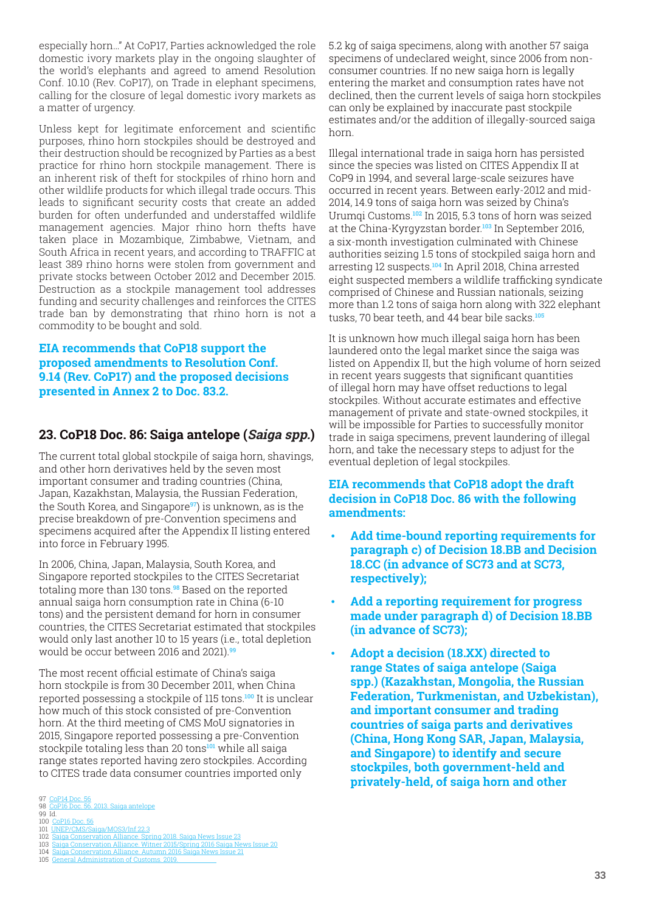especially horn..." At CoP17, Parties acknowledged the role domestic ivory markets play in the ongoing slaughter of the world's elephants and agreed to amend Resolution Conf. 10.10 (Rev. CoP17), on Trade in elephant specimens, calling for the closure of legal domestic ivory markets as a matter of urgency.

Unless kept for legitimate enforcement and scientific purposes, rhino horn stockpiles should be destroyed and their destruction should be recognized by Parties as a best practice for rhino horn stockpile management. There is an inherent risk of theft for stockpiles of rhino horn and other wildlife products for which illegal trade occurs. This leads to significant security costs that create an added burden for often underfunded and understaffed wildlife management agencies. Major rhino horn thefts have taken place in Mozambique, Zimbabwe, Vietnam, and South Africa in recent years, and according to TRAFFIC at least 389 rhino horns were stolen from government and private stocks between October 2012 and December 2015. Destruction as a stockpile management tool addresses funding and security challenges and reinforces the CITES trade ban by demonstrating that rhino horn is not a commodity to be bought and sold.

**EIA recommends that CoP18 support the proposed amendments to Resolution Conf. 9.14 (Rev. CoP17) and the proposed decisions presented in Annex 2 to Doc. 83.2.**

## 23. CoP18 Doc. 86: Saiga antelope (*Saiga spp.*)

The current total global stockpile of saiga horn, shavings, and other horn derivatives held by the seven most important consumer and trading countries (China, Japan, Kazakhstan, Malaysia, the Russian Federation, the South Korea, and Singapore[97]) is unknown, as is the precise breakdown of pre-Convention specimens and specimens acquired after the Appendix II listing entered into force in February 1995.

In 2006, China, Japan, Malaysia, South Korea, and Singapore reported stockpiles to the CITES Secretariat totaling more than 130 tons.[98] Based on the reported annual saiga horn consumption rate in China (6-10 tons) and the persistent demand for horn in consumer countries, the CITES Secretariat estimated that stockpiles would only last another 10 to 15 years (i.e., total depletion would be occur between 2016 and 2021).[99]

The most recent official estimate of China's saiga horn stockpile is from 30 December 2011, when China reported possessing a stockpile of 115 tons.[100] It is unclear how much of this stock consisted of pre-Convention horn. At the third meeting of CMS MoU signatories in 2015, Singapore reported possessing a pre-Convention stockpile totaling less than 20 tons[101] while all saiga range states reported having zero stockpiles. According to CITES trade data consumer countries imported only 5.2 kg of saiga specimens, along with another 57 saiga specimens of undeclared weight, since 2006 from non-consumer countries. If no new saiga horn is legally entering the market and consumption rates have not declined, then the current levels of saiga horn stockpiles can only be explained by inaccurate past stockpile estimates and/or the addition of illegally-sourced saiga horn.

Illegal international trade in saiga horn has persisted since the species was listed on CITES Appendix II at CoP9 in 1994, and several large-scale seizures have occurred in recent years. Between early-2012 and mid-2014, 14.9 tons of saiga horn was seized by China's Urumqi Customs.[102] In 2015, 5.3 tons of horn was seized at the China-Kyrgyzstan border.[103] In September 2016, a six-month investigation culminated with Chinese authorities seizing 1.5 tons of stockpiled saiga horn and arresting 12 suspects.[104] In April 2018, China arrested eight suspected members a wildlife trafficking syndicate comprised of Chinese and Russian nationals, seizing more than 1.2 tons of saiga horn along with 322 elephant tusks, 70 bear teeth, and 44 bear bile sacks.[105]

It is unknown how much illegal saiga horn has been laundered onto the legal market since the saiga was listed on Appendix II, but the high volume of horn seized in recent years suggests that significant quantities of illegal horn may have offset reductions to legal stockpiles. Without accurate estimates and effective management of private and state-owned stockpiles, it will be impossible for Parties to successfully monitor trade in saiga specimens, prevent laundering of illegal horn, and take the necessary steps to adjust for the eventual depletion of legal stockpiles.

**EIA recommends that CoP18 adopt the draft decision in CoP18 Doc. 86 with the following amendments:**

- **Add time-bound reporting requirements for paragraph c) of Decision 18.BB and Decision 18.CC (in advance of SC73 and at SC73, respectively);**
- **Add a reporting requirement for progress made under paragraph d) of Decision 18.BB (in advance of SC73);**
- **Adopt a decision (18.XX) directed to range States of saiga antelope (Saiga spp.) (Kazakhstan, Mongolia, the Russian Federation, Turkmenistan, and Uzbekistan), and important consumer and trading countries of saiga parts and derivatives (China, Hong Kong SAR, Japan, Malaysia, and Singapore) to identify and secure stockpiles, both government-held and privately-held, of saiga horn and other**

97 CoP14 Doc. 56
98 CoP16 Doc. 56. 2013. Saiga antelope
99 Id.
100 CoP16 Doc. 56
101 UNEP/CMS/Saiga/MOS3/Inf.22.3
102 Saiga Conservation Alliance. Spring 2018. Saiga News Issue 23
103 Saiga Conservation Alliance. Witner 2015/Spring 2016 Saiga News Issue 20
104 Saiga Conservation Alliance. Autumn 2016 Saiga News Issue 21
105 General Administration of Customs. 2019.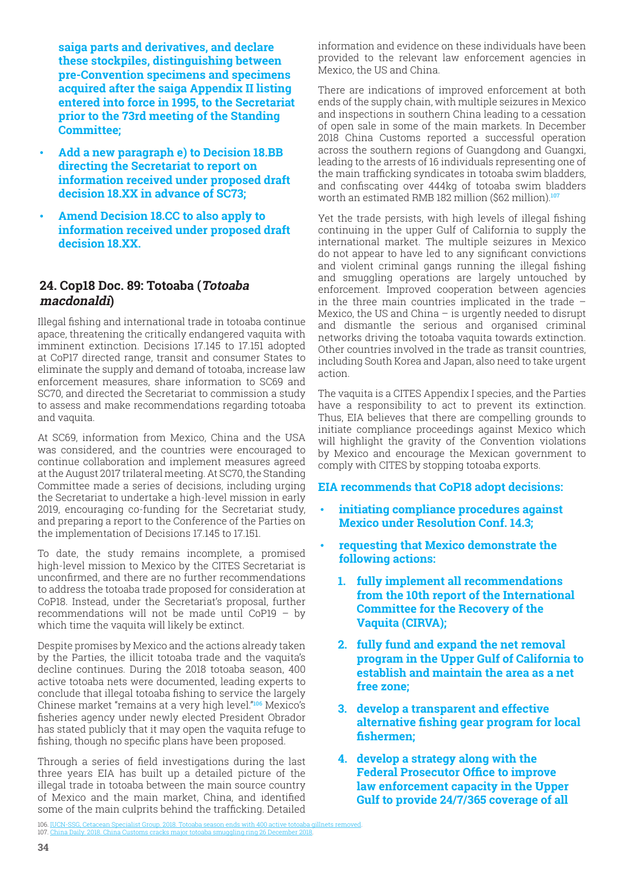**saiga parts and derivatives, and declare these stockpiles, distinguishing between pre-Convention specimens and specimens acquired after the saiga Appendix II listing entered into force in 1995, to the Secretariat prior to the 73rd meeting of the Standing Committee;**

- **Add a new paragraph e) to Decision 18.BB directing the Secretariat to report on information received under proposed draft decision 18.XX in advance of SC73;**
- **Amend Decision 18.CC to also apply to information received under proposed draft decision 18.XX.**

## 24. Cop18 Doc. 89: Totoaba (*Totoaba macdonaldi*)

Illegal fishing and international trade in totoaba continue apace, threatening the critically endangered vaquita with imminent extinction. Decisions 17.145 to 17.151 adopted at CoP17 directed range, transit and consumer States to eliminate the supply and demand of totoaba, increase law enforcement measures, share information to SC69 and SC70, and directed the Secretariat to commission a study to assess and make recommendations regarding totoaba and vaquita.

At SC69, information from Mexico, China and the USA was considered, and the countries were encouraged to continue collaboration and implement measures agreed at the August 2017 trilateral meeting. At SC70, the Standing Committee made a series of decisions, including urging the Secretariat to undertake a high-level mission in early 2019, encouraging co-funding for the Secretariat study, and preparing a report to the Conference of the Parties on the implementation of Decisions 17.145 to 17.151.

To date, the study remains incomplete, a promised high-level mission to Mexico by the CITES Secretariat is unconfirmed, and there are no further recommendations to address the totoaba trade proposed for consideration at CoP18. Instead, under the Secretariat's proposal, further recommendations will not be made until CoP19 – by which time the vaquita will likely be extinct.

Despite promises by Mexico and the actions already taken by the Parties, the illicit totoaba trade and the vaquita's decline continues. During the 2018 totoaba season, 400 active totoaba nets were documented, leading experts to conclude that illegal totoaba fishing to service the largely Chinese market "remains at a very high level."[106] Mexico's fisheries agency under newly elected President Obrador has stated publicly that it may open the vaquita refuge to fishing, though no specific plans have been proposed.

Through a series of field investigations during the last three years EIA has built up a detailed picture of the illegal trade in totoaba between the main source country of Mexico and the main market, China, and identified some of the main culprits behind the trafficking. Detailed information and evidence on these individuals have been provided to the relevant law enforcement agencies in Mexico, the US and China.

There are indications of improved enforcement at both ends of the supply chain, with multiple seizures in Mexico and inspections in southern China leading to a cessation of open sale in some of the main markets. In December 2018 China Customs reported a successful operation across the southern regions of Guangdong and Guangxi, leading to the arrests of 16 individuals representing one of the main trafficking syndicates in totoaba swim bladders, and confiscating over 444kg of totoaba swim bladders worth an estimated RMB 182 million ($62 million).[107]

Yet the trade persists, with high levels of illegal fishing continuing in the upper Gulf of California to supply the international market. The multiple seizures in Mexico do not appear to have led to any significant convictions and violent criminal gangs running the illegal fishing and smuggling operations are largely untouched by enforcement. Improved cooperation between agencies in the three main countries implicated in the trade – Mexico, the US and China – is urgently needed to disrupt and dismantle the serious and organised criminal networks driving the totoaba vaquita towards extinction. Other countries involved in the trade as transit countries, including South Korea and Japan, also need to take urgent action.

The vaquita is a CITES Appendix I species, and the Parties have a responsibility to act to prevent its extinction. Thus, EIA believes that there are compelling grounds to initiate compliance proceedings against Mexico which will highlight the gravity of the Convention violations by Mexico and encourage the Mexican government to comply with CITES by stopping totoaba exports.

**EIA recommends that CoP18 adopt decisions:**

- **initiating compliance procedures against Mexico under Resolution Conf. 14.3;**
- **requesting that Mexico demonstrate the following actions:**
  1. **fully implement all recommendations from the 10th report of the International Committee for the Recovery of the Vaquita (CIRVA);**
  2. **fully fund and expand the net removal program in the Upper Gulf of California to establish and maintain the area as a net free zone;**
  3. **develop a transparent and effective alternative fishing gear program for local fishermen;**
  4. **develop a strategy along with the Federal Prosecutor Office to improve law enforcement capacity in the Upper Gulf to provide 24/7/365 coverage of all**

106. IUCN-SSG, Cetacean Specialist Group. 2018. Totoaba season ends with 400 active totoaba gillnets removed.
107. China Daily. 2018. China Customs cracks major totoaba smuggling ring 26 December 2018.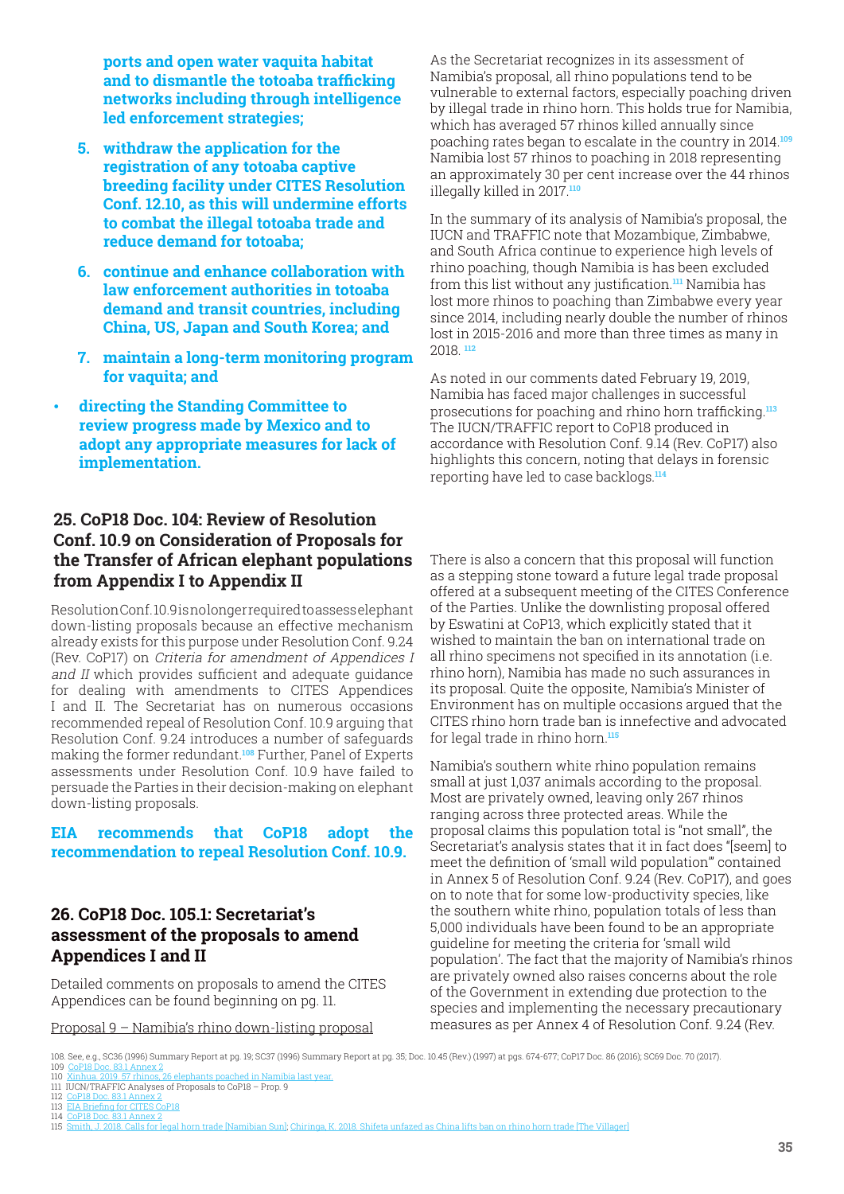**ports and open water vaquita habitat and to dismantle the totoaba trafficking networks including through intelligence led enforcement strategies;**

5. **withdraw the application for the registration of any totoaba captive breeding facility under CITES Resolution Conf. 12.10, as this will undermine efforts to combat the illegal totoaba trade and reduce demand for totoaba;**
6. **continue and enhance collaboration with law enforcement authorities in totoaba demand and transit countries, including China, US, Japan and South Korea; and**
7. **maintain a long-term monitoring program for vaquita; and**

- **directing the Standing Committee to review progress made by Mexico and to adopt any appropriate measures for lack of implementation.**

## 25. CoP18 Doc. 104: Review of Resolution Conf. 10.9 on Consideration of Proposals for the Transfer of African elephant populations from Appendix I to Appendix II

Resolution Conf. 10.9 is no longer required to assess elephant down-listing proposals because an effective mechanism already exists for this purpose under Resolution Conf. 9.24 (Rev. CoP17) on *Criteria for amendment of Appendices I and II* which provides sufficient and adequate guidance for dealing with amendments to CITES Appendices I and II. The Secretariat has on numerous occasions recommended repeal of Resolution Conf. 10.9 arguing that Resolution Conf. 9.24 introduces a number of safeguards making the former redundant.[108] Further, Panel of Experts assessments under Resolution Conf. 10.9 have failed to persuade the Parties in their decision-making on elephant down-listing proposals.

**EIA recommends that CoP18 adopt the recommendation to repeal Resolution Conf. 10.9.**

## 26. CoP18 Doc. 105.1: Secretariat's assessment of the proposals to amend Appendices I and II

Detailed comments on proposals to amend the CITES Appendices can be found beginning on pg. 11.

Proposal 9 – Namibia's rhino down-listing proposal

As the Secretariat recognizes in its assessment of Namibia's proposal, all rhino populations tend to be vulnerable to external factors, especially poaching driven by illegal trade in rhino horn. This holds true for Namibia, which has averaged 57 rhinos killed annually since poaching rates began to escalate in the country in 2014.[109] Namibia lost 57 rhinos to poaching in 2018 representing an approximately 30 per cent increase over the 44 rhinos illegally killed in 2017.[110]

In the summary of its analysis of Namibia's proposal, the IUCN and TRAFFIC note that Mozambique, Zimbabwe, and South Africa continue to experience high levels of rhino poaching, though Namibia is has been excluded from this list without any justification.[111] Namibia has lost more rhinos to poaching than Zimbabwe every year since 2014, including nearly double the number of rhinos lost in 2015-2016 and more than three times as many in 2018. [112]

As noted in our comments dated February 19, 2019, Namibia has faced major challenges in successful prosecutions for poaching and rhino horn trafficking.[113] The IUCN/TRAFFIC report to CoP18 produced in accordance with Resolution Conf. 9.14 (Rev. CoP17) also highlights this concern, noting that delays in forensic reporting have led to case backlogs.[114]

There is also a concern that this proposal will function as a stepping stone toward a future legal trade proposal offered at a subsequent meeting of the CITES Conference of the Parties. Unlike the downlisting proposal offered by Eswatini at CoP13, which explicitly stated that it wished to maintain the ban on international trade on all rhino specimens not specified in its annotation (i.e. rhino horn), Namibia has made no such assurances in its proposal. Quite the opposite, Namibia's Minister of Environment has on multiple occasions argued that the CITES rhino horn trade ban is innefective and advocated for legal trade in rhino horn.[115]

Namibia's southern white rhino population remains small at just 1,037 animals according to the proposal. Most are privately owned, leaving only 267 rhinos ranging across three protected areas. While the proposal claims this population total is "not small", the Secretariat's analysis states that it in fact does "[seem] to meet the definition of 'small wild population'" contained in Annex 5 of Resolution Conf. 9.24 (Rev. CoP17), and goes on to note that for some low-productivity species, like the southern white rhino, population totals of less than 5,000 individuals have been found to be an appropriate guideline for meeting the criteria for 'small wild population'. The fact that the majority of Namibia's rhinos are privately owned also raises concerns about the role of the Government in extending due protection to the species and implementing the necessary precautionary measures as per Annex 4 of Resolution Conf. 9.24 (Rev.

108. See, e.g., SC36 (1996) Summary Report at pg. 19; SC37 (1996) Summary Report at pg. 35; Doc. 10.45 (Rev.) (1997) at pgs. 674-677; CoP17 Doc. 86 (2016); SC69 Doc. 70 (2017).
109 CoP18 Doc. 83.1 Annex 2
110 Xinhua. 2019. 57 rhinos, 26 elephants poached in Namibia last year.
111 IUCN/TRAFFIC Analyses of Proposals to CoP18 – Prop. 9
112 CoP18 Doc. 83.1 Annex 2
113 EIA Briefing for CITES CoP18
114 CoP18 Doc. 83.1 Annex 2
115 Smith, J. 2018. Calls for legal horn trade [Namibian Sun]; Chiringa, K. 2018. Shifeta unfazed as China lifts ban on rhino horn trade [The Villager]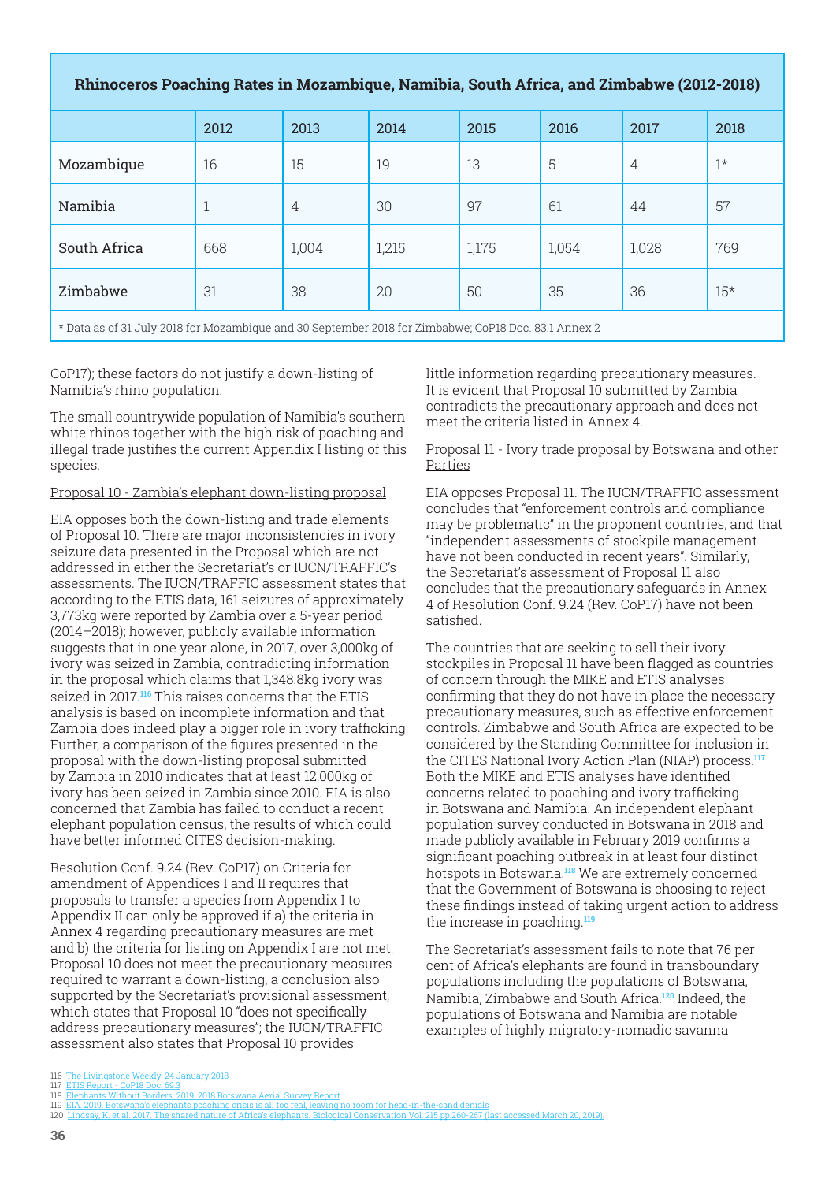| Rhinoceros Poaching Rates in Mozambique, Namibia, South Africa, and Zimbabwe (2012-2018) | | | | | | | |
|---|---|---|---|---|---|---|---|
| | 2012 | 2013 | 2014 | 2015 | 2016 | 2017 | 2018 |
| Mozambique | 16 | 15 | 19 | 13 | 5 | 4 | 1* |
| Namibia | 1 | 4 | 30 | 97 | 61 | 44 | 57 |
| South Africa | 668 | 1,004 | 1,215 | 1,175 | 1,054 | 1,028 | 769 |
| Zimbabwe | 31 | 38 | 20 | 50 | 35 | 36 | 15* |

* Data as of 31 July 2018 for Mozambique and 30 September 2018 for Zimbabwe; CoP18 Doc. 83.1 Annex 2

CoP17); these factors do not justify a down-listing of Namibia's rhino population.

The small countrywide population of Namibia's southern white rhinos together with the high risk of poaching and illegal trade justifies the current Appendix I listing of this species.

Proposal 10 - Zambia's elephant down-listing proposal

EIA opposes both the down-listing and trade elements of Proposal 10. There are major inconsistencies in ivory seizure data presented in the Proposal which are not addressed in either the Secretariat's or IUCN/TRAFFIC's assessments. The IUCN/TRAFFIC assessment states that according to the ETIS data, 161 seizures of approximately 3,773kg were reported by Zambia over a 5-year period (2014–2018); however, publicly available information suggests that in one year alone, in 2017, over 3,000kg of ivory was seized in Zambia, contradicting information in the proposal which claims that 1,348.8kg ivory was seized in 2017.[116] This raises concerns that the ETIS analysis is based on incomplete information and that Zambia does indeed play a bigger role in ivory trafficking. Further, a comparison of the figures presented in the proposal with the down-listing proposal submitted by Zambia in 2010 indicates that at least 12,000kg of ivory has been seized in Zambia since 2010. EIA is also concerned that Zambia has failed to conduct a recent elephant population census, the results of which could have better informed CITES decision-making.

Resolution Conf. 9.24 (Rev. CoP17) on Criteria for amendment of Appendices I and II requires that proposals to transfer a species from Appendix I to Appendix II can only be approved if a) the criteria in Annex 4 regarding precautionary measures are met and b) the criteria for listing on Appendix I are not met. Proposal 10 does not meet the precautionary measures required to warrant a down-listing, a conclusion also supported by the Secretariat's provisional assessment, which states that Proposal 10 "does not specifically address precautionary measures"; the IUCN/TRAFFIC assessment also states that Proposal 10 provides little information regarding precautionary measures. It is evident that Proposal 10 submitted by Zambia contradicts the precautionary approach and does not meet the criteria listed in Annex 4.

Proposal 11 - Ivory trade proposal by Botswana and other Parties

EIA opposes Proposal 11. The IUCN/TRAFFIC assessment concludes that "enforcement controls and compliance may be problematic" in the proponent countries, and that "independent assessments of stockpile management have not been conducted in recent years". Similarly, the Secretariat's assessment of Proposal 11 also concludes that the precautionary safeguards in Annex 4 of Resolution Conf. 9.24 (Rev. CoP17) have not been satisfied.

The countries that are seeking to sell their ivory stockpiles in Proposal 11 have been flagged as countries of concern through the MIKE and ETIS analyses confirming that they do not have in place the necessary precautionary measures, such as effective enforcement controls. Zimbabwe and South Africa are expected to be considered by the Standing Committee for inclusion in the CITES National Ivory Action Plan (NIAP) process.[117] Both the MIKE and ETIS analyses have identified concerns related to poaching and ivory trafficking in Botswana and Namibia. An independent elephant population survey conducted in Botswana in 2018 and made publicly available in February 2019 confirms a significant poaching outbreak in at least four distinct hotspots in Botswana.[118] We are extremely concerned that the Government of Botswana is choosing to reject these findings instead of taking urgent action to address the increase in poaching.[119]

The Secretariat's assessment fails to note that 76 per cent of Africa's elephants are found in transboundary populations including the populations of Botswana, Namibia, Zimbabwe and South Africa.[120] Indeed, the populations of Botswana and Namibia are notable examples of highly migratory-nomadic savanna

116 The Livingstone Weekly, 24 January 2018
117 ETIS Report - CoP18 Doc. 69.3
118 Elephants Without Borders, 2019. 2018 Botswana Aerial Survey Report
119 EIA, 2019. Botswana's elephants poaching crisis is all too real, leaving no room for head-in-the-sand denials
120 Lindsay, K. et al. 2017. The shared nature of Africa's elephants. Biological Conservation Vol. 215 pp.260-267 (last accessed March 20, 2019).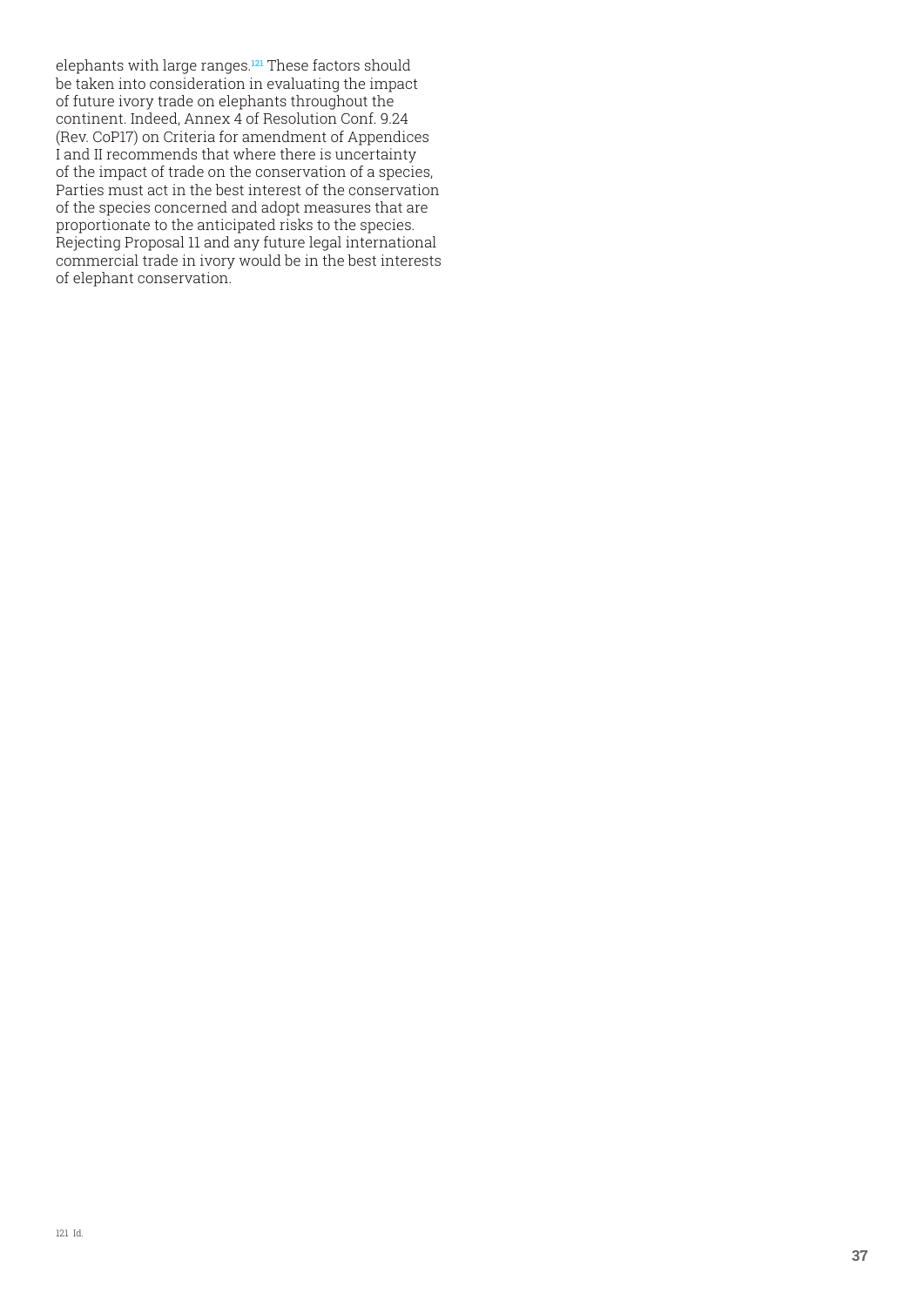elephants with large ranges.[121] These factors should be taken into consideration in evaluating the impact of future ivory trade on elephants throughout the continent. Indeed, Annex 4 of Resolution Conf. 9.24 (Rev. CoP17) on Criteria for amendment of Appendices I and II recommends that where there is uncertainty of the impact of trade on the conservation of a species, Parties must act in the best interest of the conservation of the species concerned and adopt measures that are proportionate to the anticipated risks to the species. Rejecting Proposal 11 and any future legal international commercial trade in ivory would be in the best interests of elephant conservation.

121 Id.